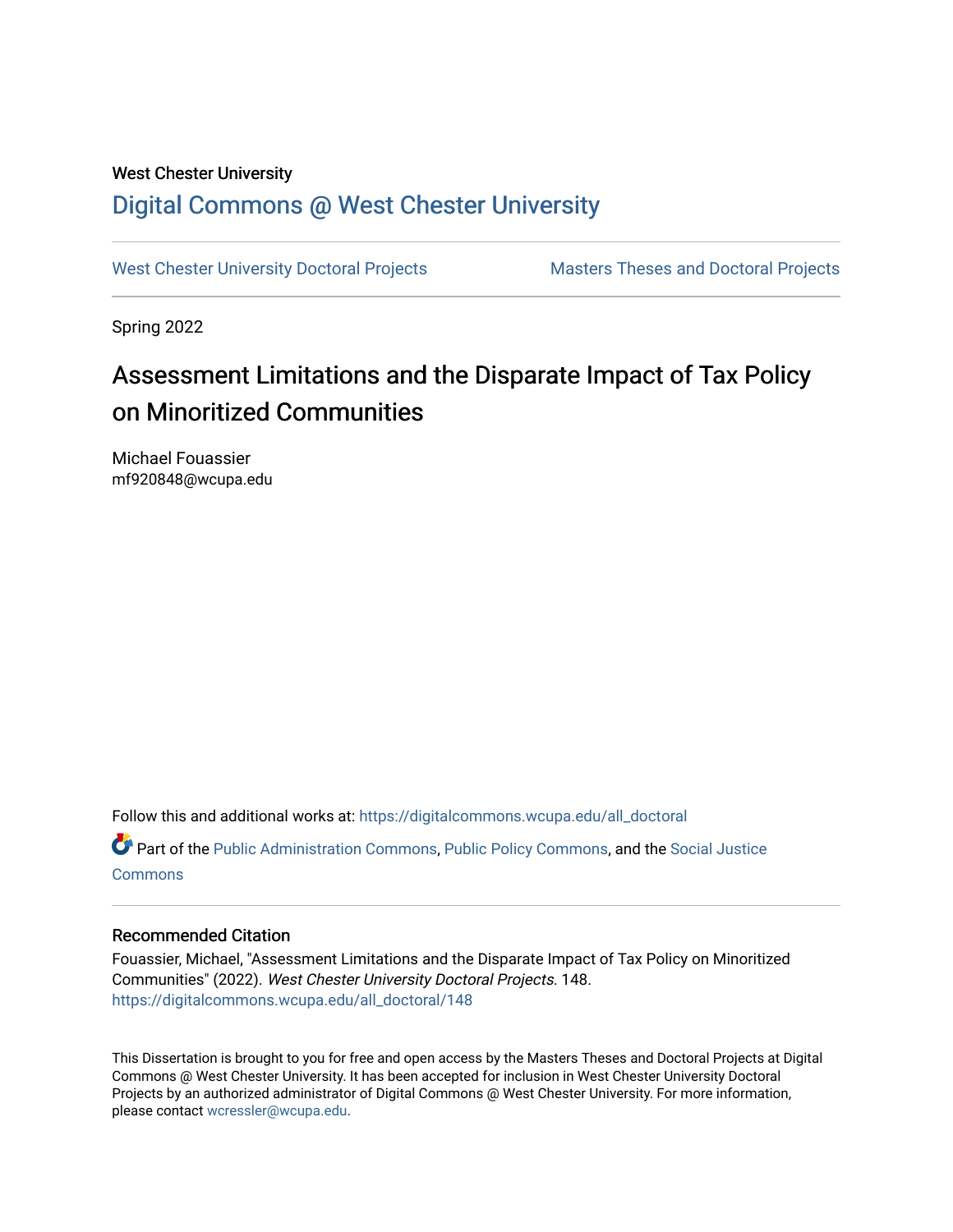West Chester University

# Digital Commons @ West Chester University

West Chester University Doctoral Projects | Masters Theses and Doctoral Projects

Spring 2022

# Assessment Limitations and the Disparate Impact of Tax Policy on Minoritized Communities

Michael Fouassier
mf920848@wcupa.edu

Follow this and additional works at: https://digitalcommons.wcupa.edu/all_doctoral

Part of the Public Administration Commons, Public Policy Commons, and the Social Justice Commons

## Recommended Citation

Fouassier, Michael, "Assessment Limitations and the Disparate Impact of Tax Policy on Minoritized Communities" (2022). *West Chester University Doctoral Projects*. 148.
https://digitalcommons.wcupa.edu/all_doctoral/148

This Dissertation is brought to you for free and open access by the Masters Theses and Doctoral Projects at Digital Commons @ West Chester University. It has been accepted for inclusion in West Chester University Doctoral Projects by an authorized administrator of Digital Commons @ West Chester University. For more information, please contact wcressler@wcupa.edu.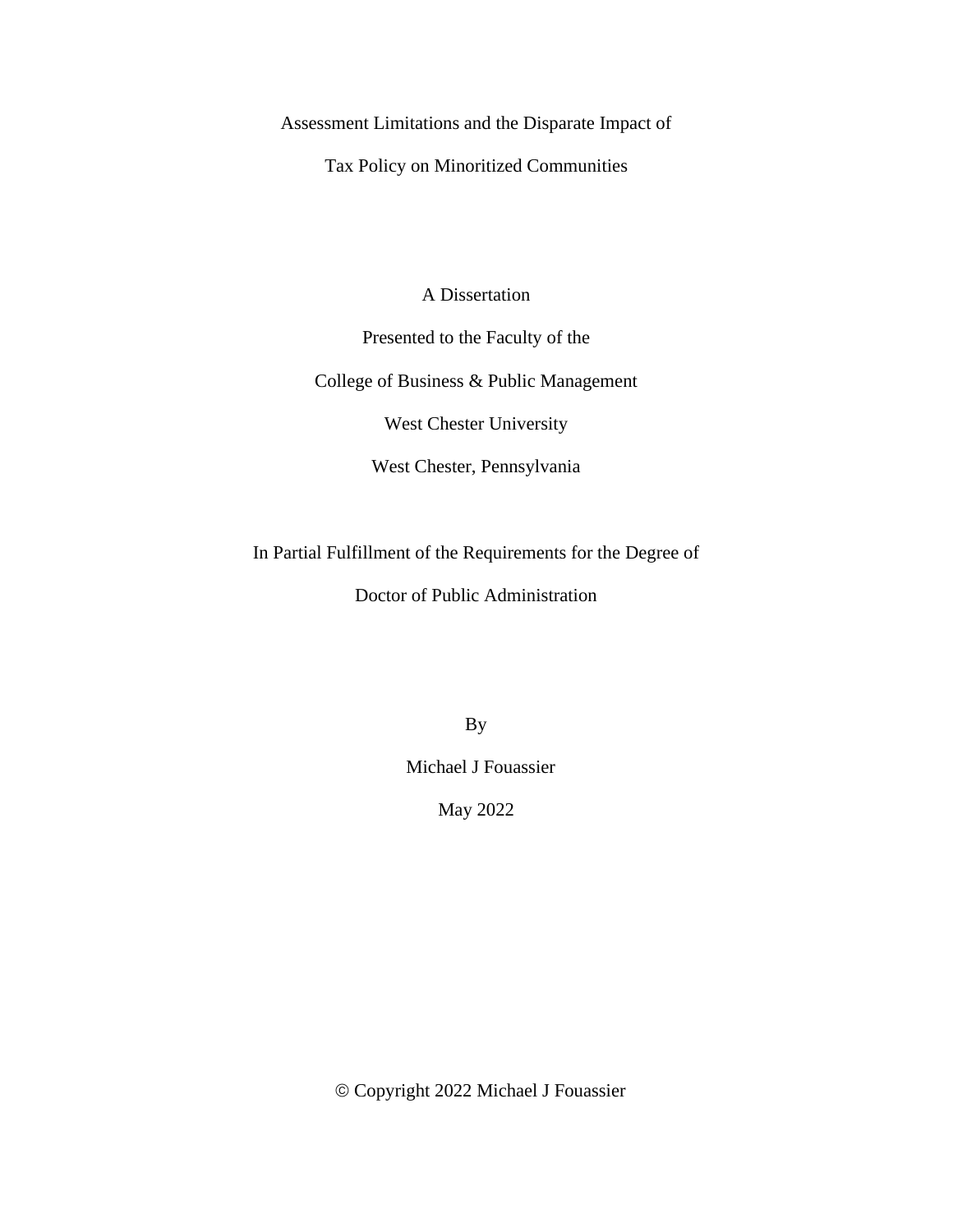Assessment Limitations and the Disparate Impact of

Tax Policy on Minoritized Communities

A Dissertation

Presented to the Faculty of the

College of Business & Public Management

West Chester University

West Chester, Pennsylvania

In Partial Fulfillment of the Requirements for the Degree of

Doctor of Public Administration

By

Michael J Fouassier

May 2022

© Copyright 2022 Michael J Fouassier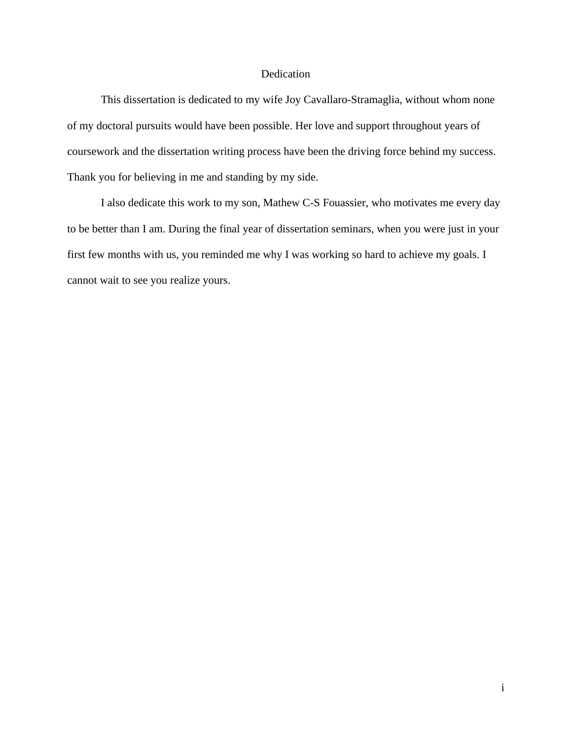# Dedication

This dissertation is dedicated to my wife Joy Cavallaro-Stramaglia, without whom none of my doctoral pursuits would have been possible. Her love and support throughout years of coursework and the dissertation writing process have been the driving force behind my success. Thank you for believing in me and standing by my side.

I also dedicate this work to my son, Mathew C-S Fouassier, who motivates me every day to be better than I am. During the final year of dissertation seminars, when you were just in your first few months with us, you reminded me why I was working so hard to achieve my goals. I cannot wait to see you realize yours.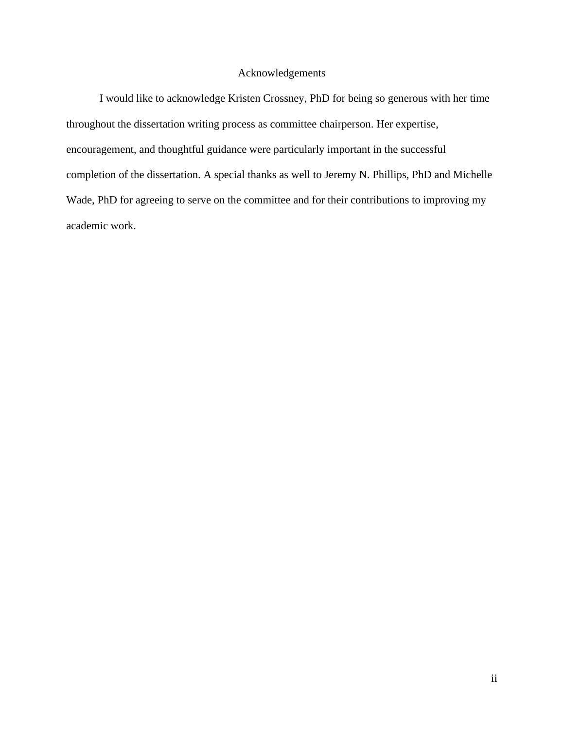# Acknowledgements

I would like to acknowledge Kristen Crossney, PhD for being so generous with her time throughout the dissertation writing process as committee chairperson. Her expertise, encouragement, and thoughtful guidance were particularly important in the successful completion of the dissertation. A special thanks as well to Jeremy N. Phillips, PhD and Michelle Wade, PhD for agreeing to serve on the committee and for their contributions to improving my academic work.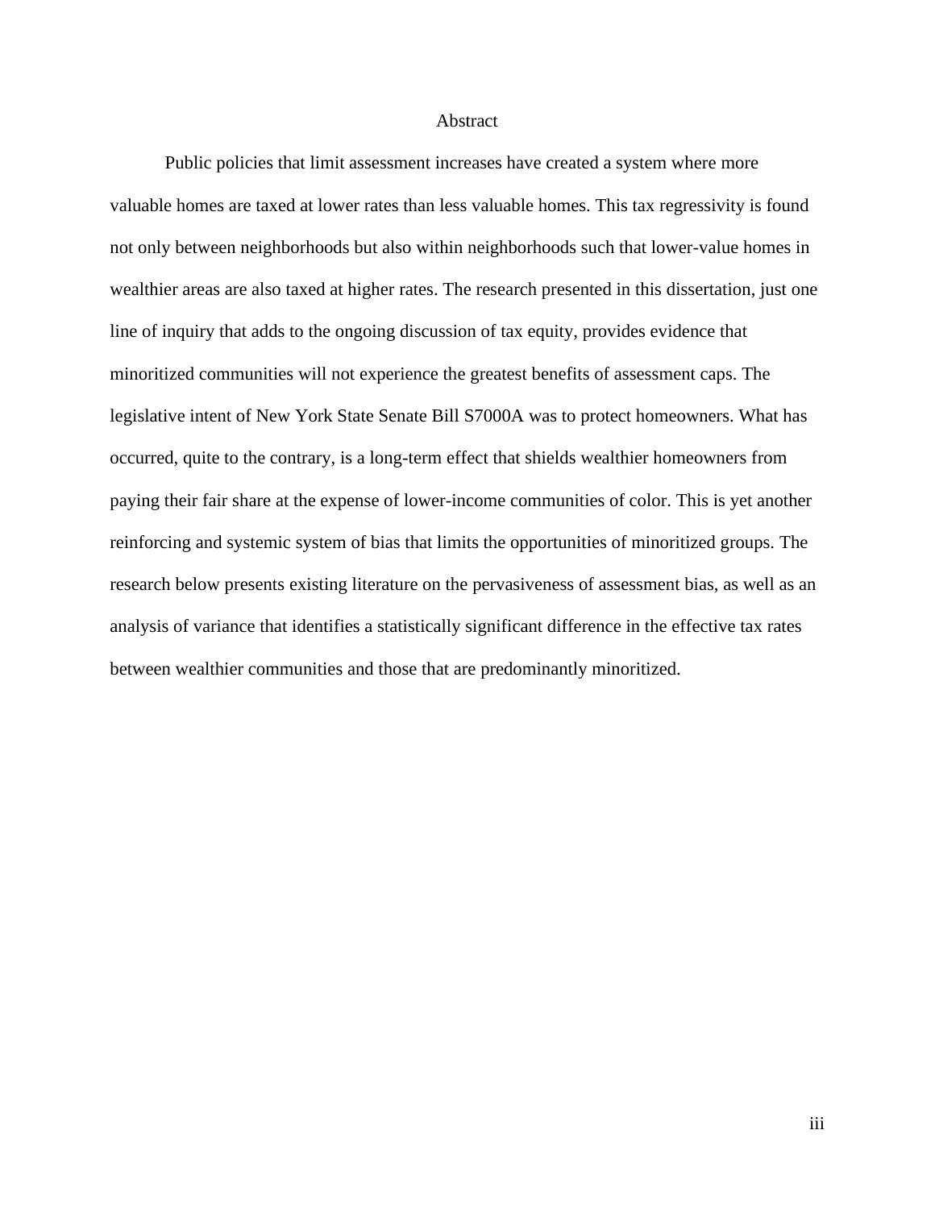# Abstract

Public policies that limit assessment increases have created a system where more valuable homes are taxed at lower rates than less valuable homes. This tax regressivity is found not only between neighborhoods but also within neighborhoods such that lower-value homes in wealthier areas are also taxed at higher rates. The research presented in this dissertation, just one line of inquiry that adds to the ongoing discussion of tax equity, provides evidence that minoritized communities will not experience the greatest benefits of assessment caps. The legislative intent of New York State Senate Bill S7000A was to protect homeowners. What has occurred, quite to the contrary, is a long-term effect that shields wealthier homeowners from paying their fair share at the expense of lower-income communities of color. This is yet another reinforcing and systemic system of bias that limits the opportunities of minoritized groups. The research below presents existing literature on the pervasiveness of assessment bias, as well as an analysis of variance that identifies a statistically significant difference in the effective tax rates between wealthier communities and those that are predominantly minoritized.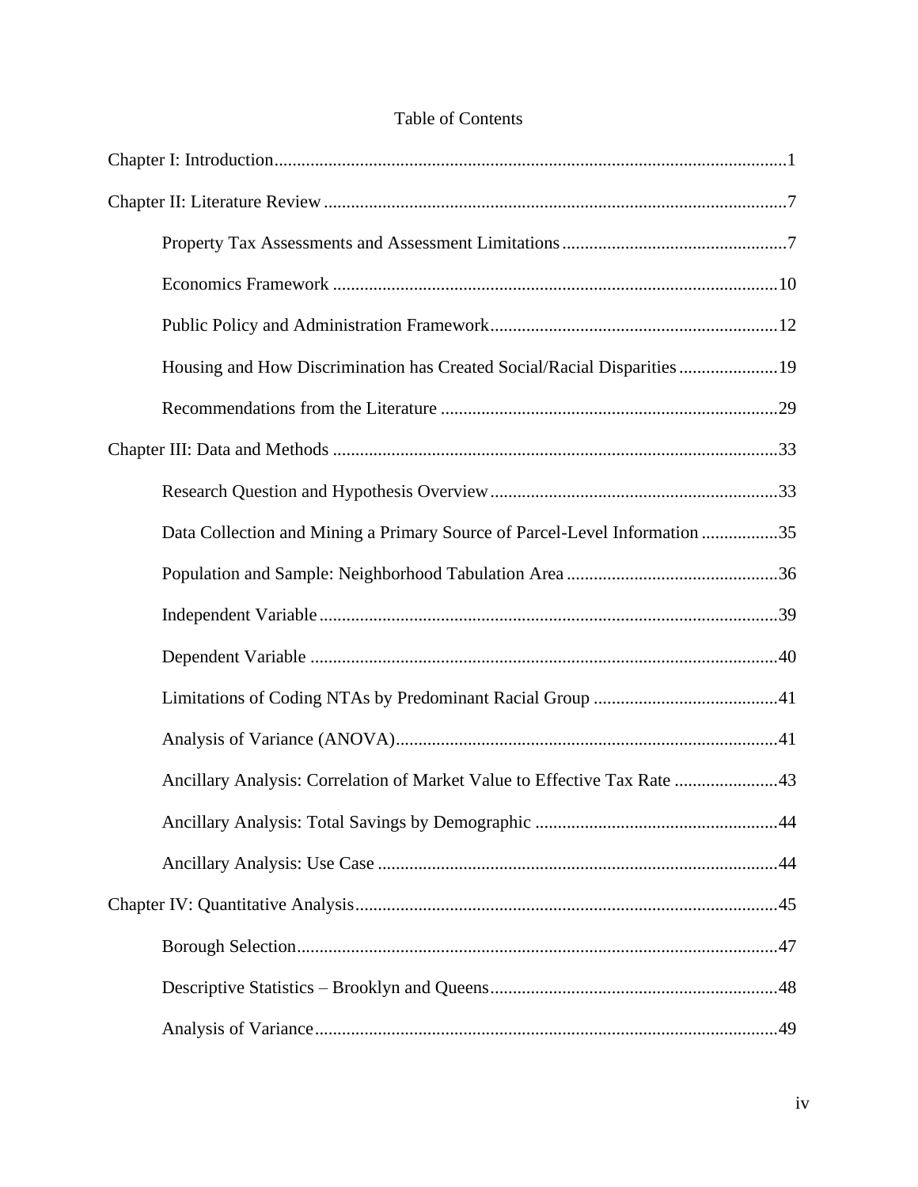Table of Contents

Chapter I: Introduction .................................................................................................................. 1

Chapter II: Literature Review ....................................................................................................... 7

- Property Tax Assessments and Assessment Limitations .................................................. 7
- Economics Framework ................................................................................................... 10
- Public Policy and Administration Framework ................................................................ 12
- Housing and How Discrimination has Created Social/Racial Disparities ...................... 19
- Recommendations from the Literature ........................................................................... 29

Chapter III: Data and Methods ................................................................................................... 33

- Research Question and Hypothesis Overview ................................................................ 33
- Data Collection and Mining a Primary Source of Parcel-Level Information ................. 35
- Population and Sample: Neighborhood Tabulation Area ............................................... 36
- Independent Variable ...................................................................................................... 39
- Dependent Variable ........................................................................................................ 40
- Limitations of Coding NTAs by Predominant Racial Group ......................................... 41
- Analysis of Variance (ANOVA) ..................................................................................... 41
- Ancillary Analysis: Correlation of Market Value to Effective Tax Rate ....................... 43
- Ancillary Analysis: Total Savings by Demographic ...................................................... 44
- Ancillary Analysis: Use Case ......................................................................................... 44

Chapter IV: Quantitative Analysis .............................................................................................. 45

- Borough Selection ........................................................................................................... 47
- Descriptive Statistics – Brooklyn and Queens ................................................................ 48
- Analysis of Variance ....................................................................................................... 49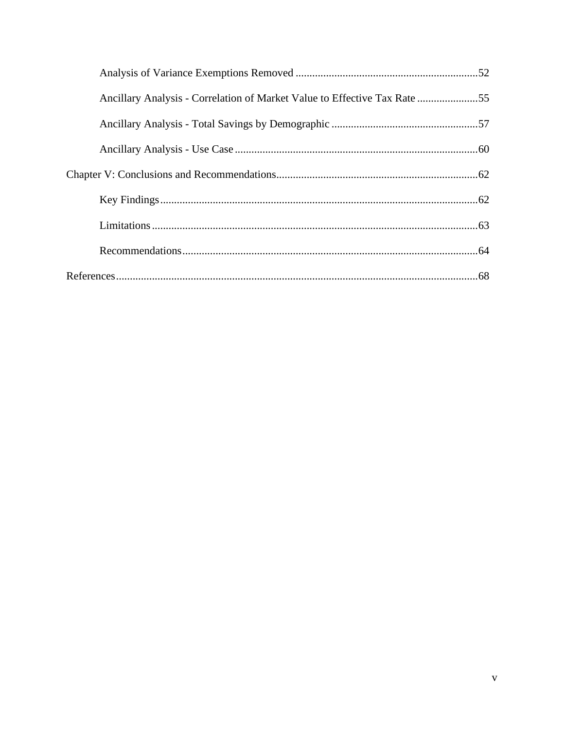Analysis of Variance Exemptions Removed ..... 52

Ancillary Analysis - Correlation of Market Value to Effective Tax Rate ..... 55

Ancillary Analysis - Total Savings by Demographic ..... 57

Ancillary Analysis - Use Case ..... 60

Chapter V: Conclusions and Recommendations ..... 62

Key Findings ..... 62

Limitations ..... 63

Recommendations ..... 64

References ..... 68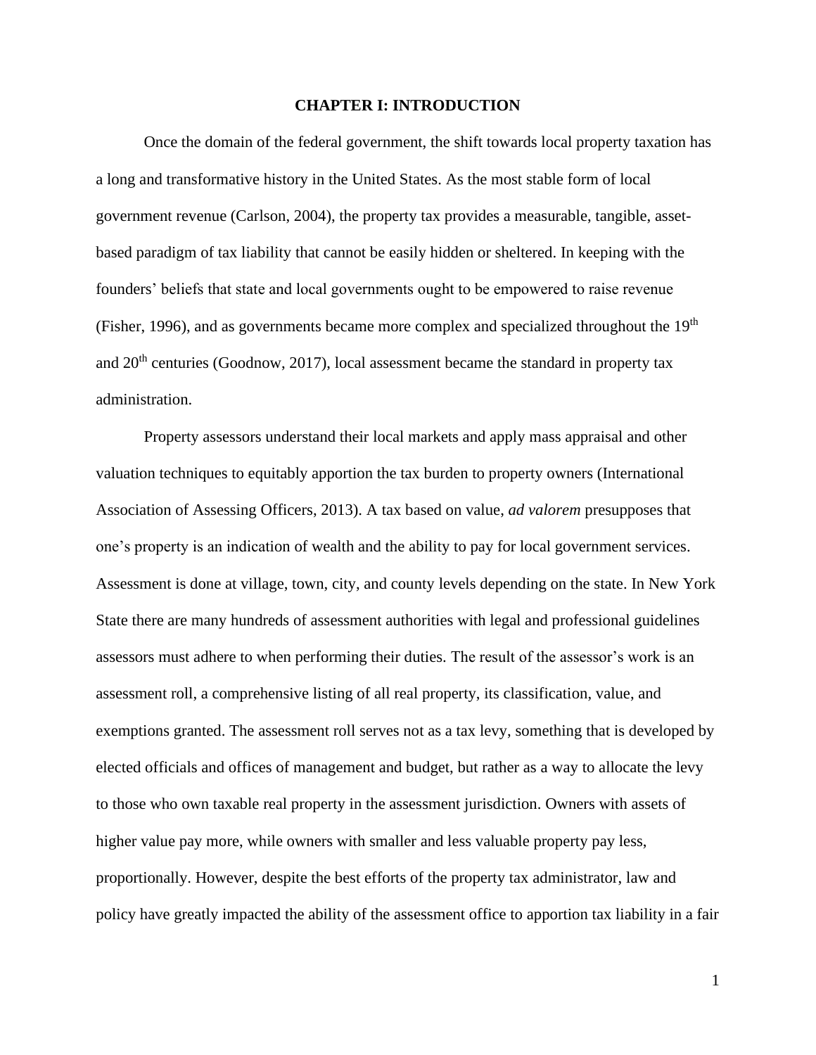# CHAPTER I: INTRODUCTION

Once the domain of the federal government, the shift towards local property taxation has a long and transformative history in the United States. As the most stable form of local government revenue (Carlson, 2004), the property tax provides a measurable, tangible, asset-based paradigm of tax liability that cannot be easily hidden or sheltered. In keeping with the founders' beliefs that state and local governments ought to be empowered to raise revenue (Fisher, 1996), and as governments became more complex and specialized throughout the 19th and 20th centuries (Goodnow, 2017), local assessment became the standard in property tax administration.

Property assessors understand their local markets and apply mass appraisal and other valuation techniques to equitably apportion the tax burden to property owners (International Association of Assessing Officers, 2013). A tax based on value, *ad valorem* presupposes that one's property is an indication of wealth and the ability to pay for local government services. Assessment is done at village, town, city, and county levels depending on the state. In New York State there are many hundreds of assessment authorities with legal and professional guidelines assessors must adhere to when performing their duties. The result of the assessor's work is an assessment roll, a comprehensive listing of all real property, its classification, value, and exemptions granted. The assessment roll serves not as a tax levy, something that is developed by elected officials and offices of management and budget, but rather as a way to allocate the levy to those who own taxable real property in the assessment jurisdiction. Owners with assets of higher value pay more, while owners with smaller and less valuable property pay less, proportionally. However, despite the best efforts of the property tax administrator, law and policy have greatly impacted the ability of the assessment office to apportion tax liability in a fair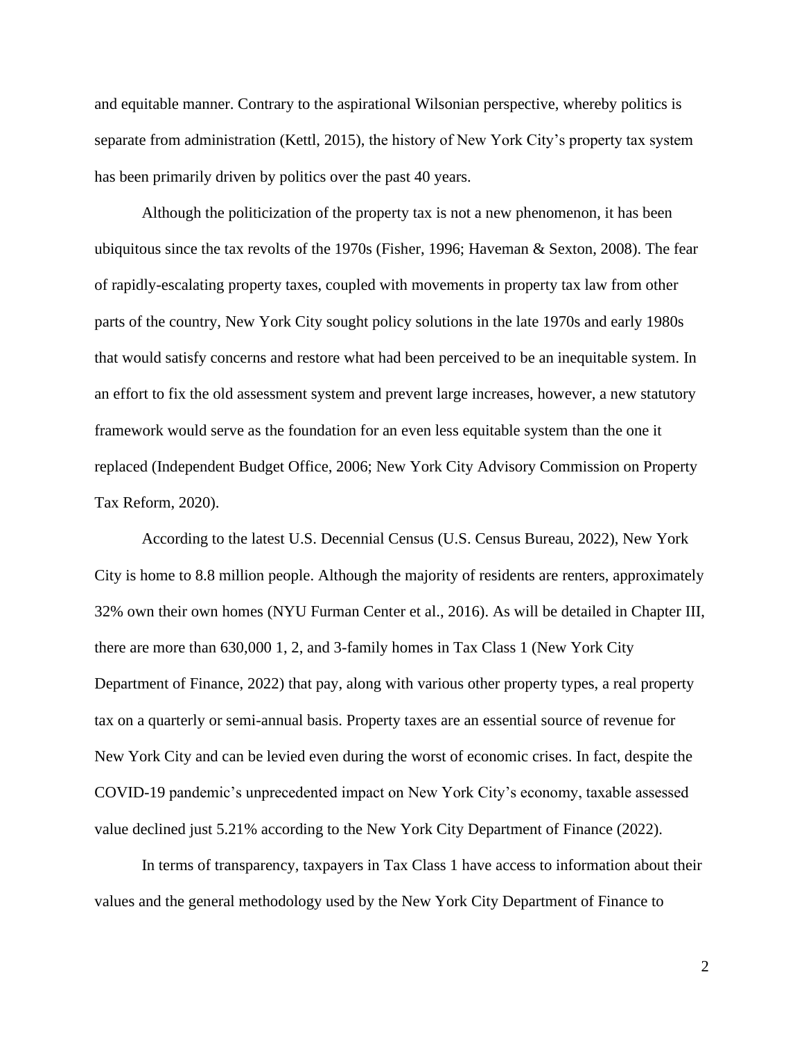and equitable manner. Contrary to the aspirational Wilsonian perspective, whereby politics is separate from administration (Kettl, 2015), the history of New York City's property tax system has been primarily driven by politics over the past 40 years.

Although the politicization of the property tax is not a new phenomenon, it has been ubiquitous since the tax revolts of the 1970s (Fisher, 1996; Haveman & Sexton, 2008). The fear of rapidly-escalating property taxes, coupled with movements in property tax law from other parts of the country, New York City sought policy solutions in the late 1970s and early 1980s that would satisfy concerns and restore what had been perceived to be an inequitable system. In an effort to fix the old assessment system and prevent large increases, however, a new statutory framework would serve as the foundation for an even less equitable system than the one it replaced (Independent Budget Office, 2006; New York City Advisory Commission on Property Tax Reform, 2020).

According to the latest U.S. Decennial Census (U.S. Census Bureau, 2022), New York City is home to 8.8 million people. Although the majority of residents are renters, approximately 32% own their own homes (NYU Furman Center et al., 2016). As will be detailed in Chapter III, there are more than 630,000 1, 2, and 3-family homes in Tax Class 1 (New York City Department of Finance, 2022) that pay, along with various other property types, a real property tax on a quarterly or semi-annual basis. Property taxes are an essential source of revenue for New York City and can be levied even during the worst of economic crises. In fact, despite the COVID-19 pandemic's unprecedented impact on New York City's economy, taxable assessed value declined just 5.21% according to the New York City Department of Finance (2022).

In terms of transparency, taxpayers in Tax Class 1 have access to information about their values and the general methodology used by the New York City Department of Finance to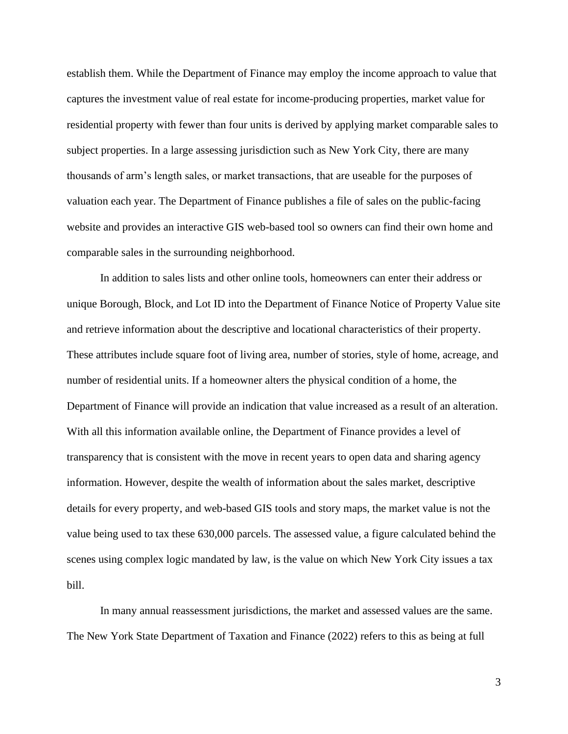establish them. While the Department of Finance may employ the income approach to value that captures the investment value of real estate for income-producing properties, market value for residential property with fewer than four units is derived by applying market comparable sales to subject properties. In a large assessing jurisdiction such as New York City, there are many thousands of arm's length sales, or market transactions, that are useable for the purposes of valuation each year. The Department of Finance publishes a file of sales on the public-facing website and provides an interactive GIS web-based tool so owners can find their own home and comparable sales in the surrounding neighborhood.

In addition to sales lists and other online tools, homeowners can enter their address or unique Borough, Block, and Lot ID into the Department of Finance Notice of Property Value site and retrieve information about the descriptive and locational characteristics of their property. These attributes include square foot of living area, number of stories, style of home, acreage, and number of residential units. If a homeowner alters the physical condition of a home, the Department of Finance will provide an indication that value increased as a result of an alteration. With all this information available online, the Department of Finance provides a level of transparency that is consistent with the move in recent years to open data and sharing agency information. However, despite the wealth of information about the sales market, descriptive details for every property, and web-based GIS tools and story maps, the market value is not the value being used to tax these 630,000 parcels. The assessed value, a figure calculated behind the scenes using complex logic mandated by law, is the value on which New York City issues a tax bill.

In many annual reassessment jurisdictions, the market and assessed values are the same. The New York State Department of Taxation and Finance (2022) refers to this as being at full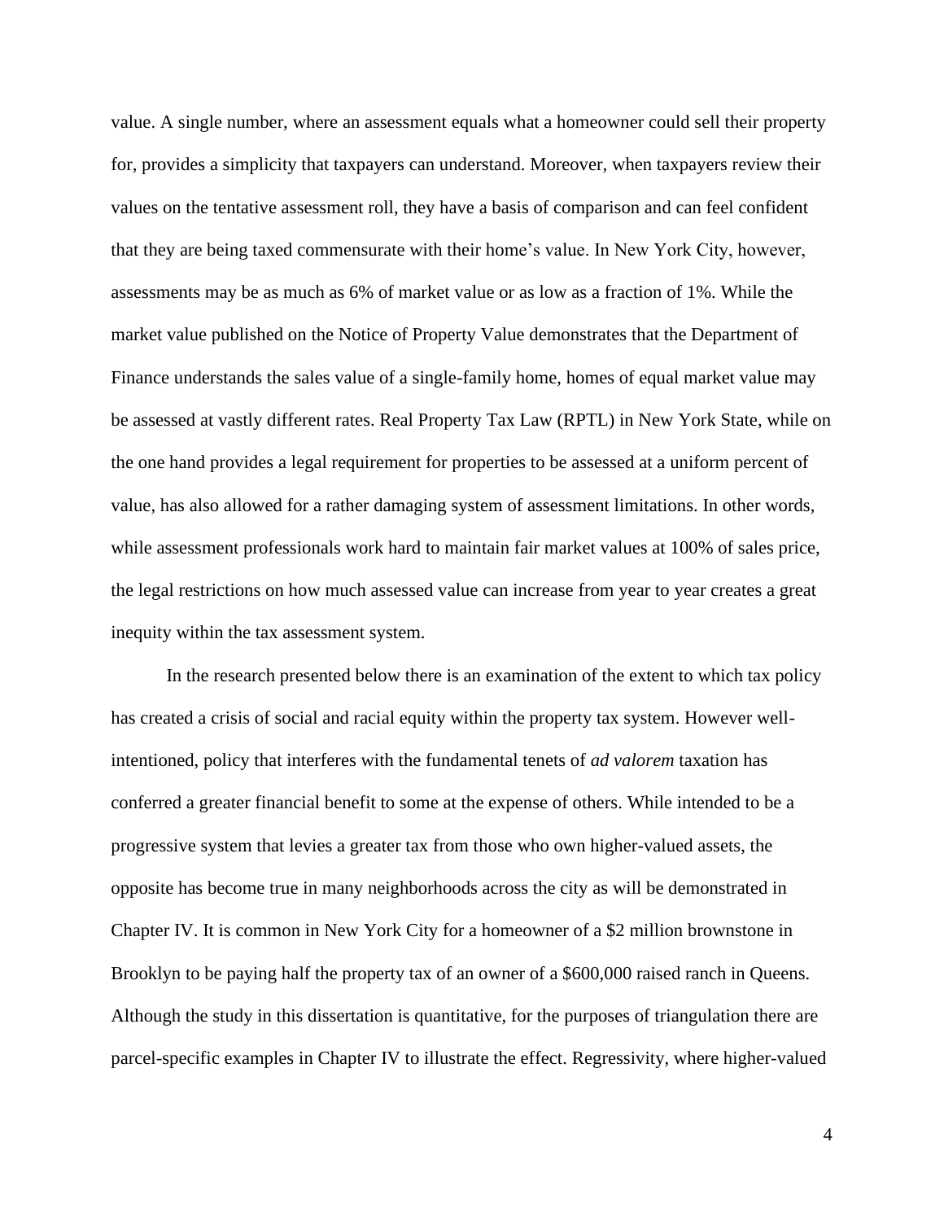value. A single number, where an assessment equals what a homeowner could sell their property for, provides a simplicity that taxpayers can understand. Moreover, when taxpayers review their values on the tentative assessment roll, they have a basis of comparison and can feel confident that they are being taxed commensurate with their home's value. In New York City, however, assessments may be as much as 6% of market value or as low as a fraction of 1%. While the market value published on the Notice of Property Value demonstrates that the Department of Finance understands the sales value of a single-family home, homes of equal market value may be assessed at vastly different rates. Real Property Tax Law (RPTL) in New York State, while on the one hand provides a legal requirement for properties to be assessed at a uniform percent of value, has also allowed for a rather damaging system of assessment limitations. In other words, while assessment professionals work hard to maintain fair market values at 100% of sales price, the legal restrictions on how much assessed value can increase from year to year creates a great inequity within the tax assessment system.

In the research presented below there is an examination of the extent to which tax policy has created a crisis of social and racial equity within the property tax system. However well-intentioned, policy that interferes with the fundamental tenets of *ad valorem* taxation has conferred a greater financial benefit to some at the expense of others. While intended to be a progressive system that levies a greater tax from those who own higher-valued assets, the opposite has become true in many neighborhoods across the city as will be demonstrated in Chapter IV. It is common in New York City for a homeowner of a $2 million brownstone in Brooklyn to be paying half the property tax of an owner of a $600,000 raised ranch in Queens. Although the study in this dissertation is quantitative, for the purposes of triangulation there are parcel-specific examples in Chapter IV to illustrate the effect. Regressivity, where higher-valued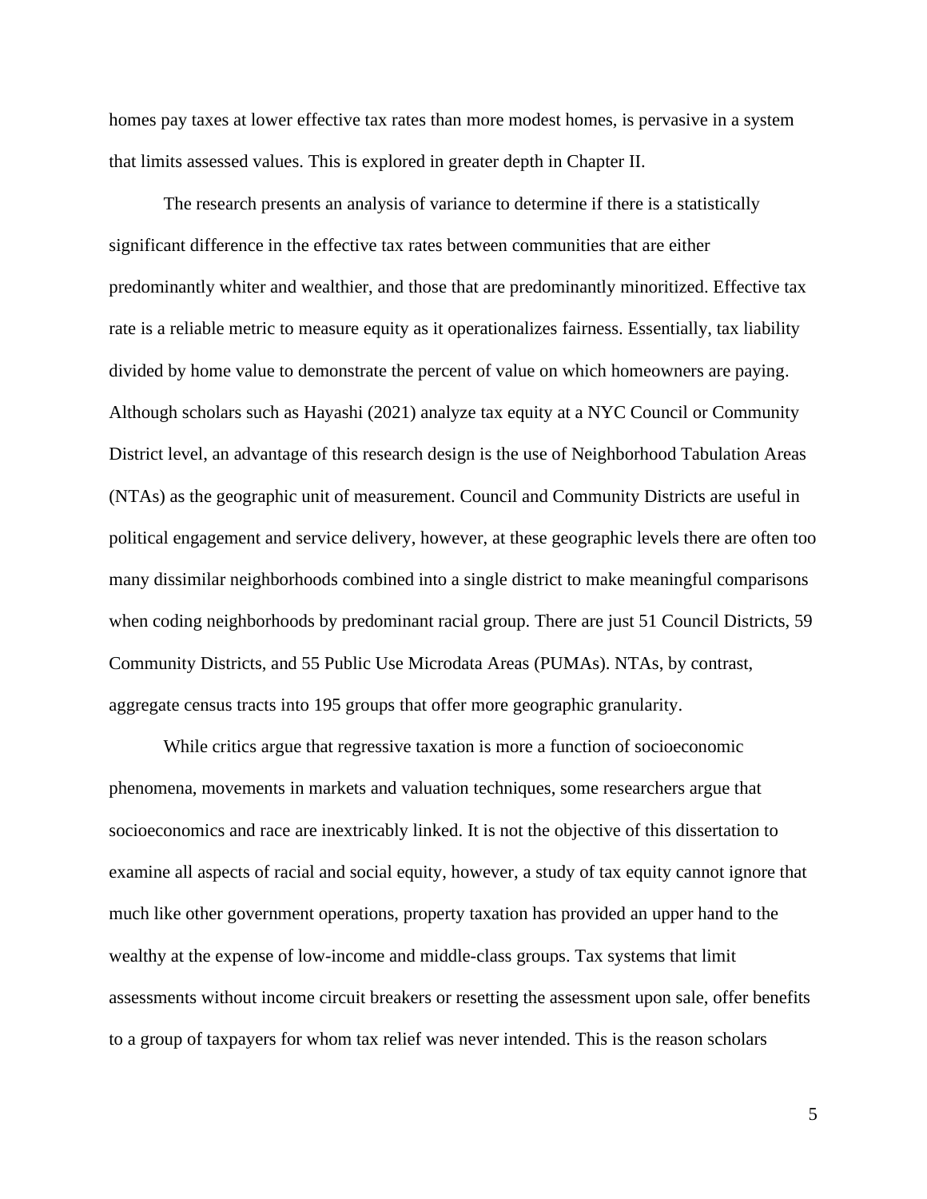homes pay taxes at lower effective tax rates than more modest homes, is pervasive in a system that limits assessed values. This is explored in greater depth in Chapter II.

The research presents an analysis of variance to determine if there is a statistically significant difference in the effective tax rates between communities that are either predominantly whiter and wealthier, and those that are predominantly minoritized. Effective tax rate is a reliable metric to measure equity as it operationalizes fairness. Essentially, tax liability divided by home value to demonstrate the percent of value on which homeowners are paying. Although scholars such as Hayashi (2021) analyze tax equity at a NYC Council or Community District level, an advantage of this research design is the use of Neighborhood Tabulation Areas (NTAs) as the geographic unit of measurement. Council and Community Districts are useful in political engagement and service delivery, however, at these geographic levels there are often too many dissimilar neighborhoods combined into a single district to make meaningful comparisons when coding neighborhoods by predominant racial group. There are just 51 Council Districts, 59 Community Districts, and 55 Public Use Microdata Areas (PUMAs). NTAs, by contrast, aggregate census tracts into 195 groups that offer more geographic granularity.

While critics argue that regressive taxation is more a function of socioeconomic phenomena, movements in markets and valuation techniques, some researchers argue that socioeconomics and race are inextricably linked. It is not the objective of this dissertation to examine all aspects of racial and social equity, however, a study of tax equity cannot ignore that much like other government operations, property taxation has provided an upper hand to the wealthy at the expense of low-income and middle-class groups. Tax systems that limit assessments without income circuit breakers or resetting the assessment upon sale, offer benefits to a group of taxpayers for whom tax relief was never intended. This is the reason scholars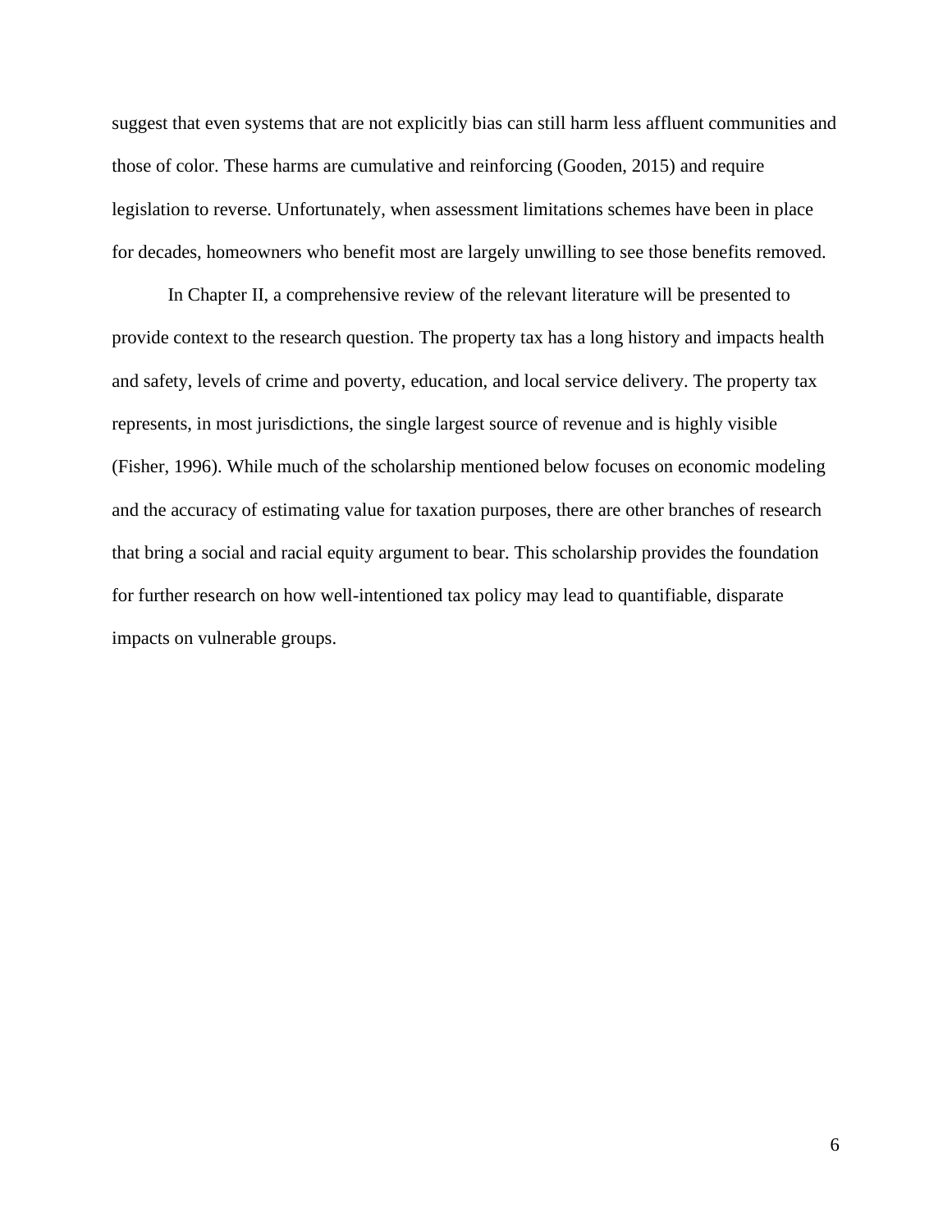suggest that even systems that are not explicitly bias can still harm less affluent communities and those of color. These harms are cumulative and reinforcing (Gooden, 2015) and require legislation to reverse. Unfortunately, when assessment limitations schemes have been in place for decades, homeowners who benefit most are largely unwilling to see those benefits removed.

In Chapter II, a comprehensive review of the relevant literature will be presented to provide context to the research question. The property tax has a long history and impacts health and safety, levels of crime and poverty, education, and local service delivery. The property tax represents, in most jurisdictions, the single largest source of revenue and is highly visible (Fisher, 1996). While much of the scholarship mentioned below focuses on economic modeling and the accuracy of estimating value for taxation purposes, there are other branches of research that bring a social and racial equity argument to bear. This scholarship provides the foundation for further research on how well-intentioned tax policy may lead to quantifiable, disparate impacts on vulnerable groups.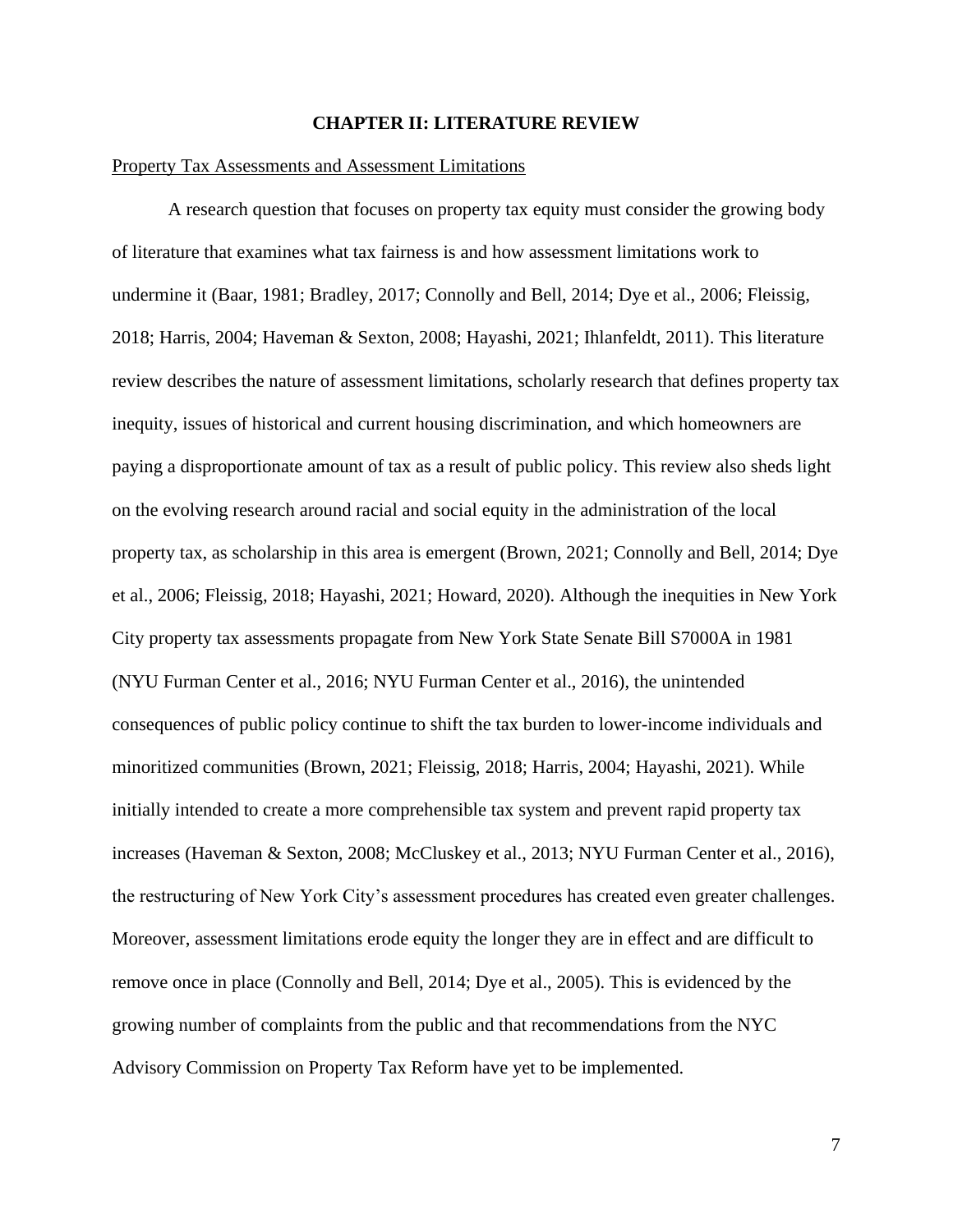# CHAPTER II: LITERATURE REVIEW

Property Tax Assessments and Assessment Limitations

A research question that focuses on property tax equity must consider the growing body of literature that examines what tax fairness is and how assessment limitations work to undermine it (Baar, 1981; Bradley, 2017; Connolly and Bell, 2014; Dye et al., 2006; Fleissig, 2018; Harris, 2004; Haveman & Sexton, 2008; Hayashi, 2021; Ihlanfeldt, 2011). This literature review describes the nature of assessment limitations, scholarly research that defines property tax inequity, issues of historical and current housing discrimination, and which homeowners are paying a disproportionate amount of tax as a result of public policy. This review also sheds light on the evolving research around racial and social equity in the administration of the local property tax, as scholarship in this area is emergent (Brown, 2021; Connolly and Bell, 2014; Dye et al., 2006; Fleissig, 2018; Hayashi, 2021; Howard, 2020). Although the inequities in New York City property tax assessments propagate from New York State Senate Bill S7000A in 1981 (NYU Furman Center et al., 2016; NYU Furman Center et al., 2016), the unintended consequences of public policy continue to shift the tax burden to lower-income individuals and minoritized communities (Brown, 2021; Fleissig, 2018; Harris, 2004; Hayashi, 2021). While initially intended to create a more comprehensible tax system and prevent rapid property tax increases (Haveman & Sexton, 2008; McCluskey et al., 2013; NYU Furman Center et al., 2016), the restructuring of New York City's assessment procedures has created even greater challenges. Moreover, assessment limitations erode equity the longer they are in effect and are difficult to remove once in place (Connolly and Bell, 2014; Dye et al., 2005). This is evidenced by the growing number of complaints from the public and that recommendations from the NYC Advisory Commission on Property Tax Reform have yet to be implemented.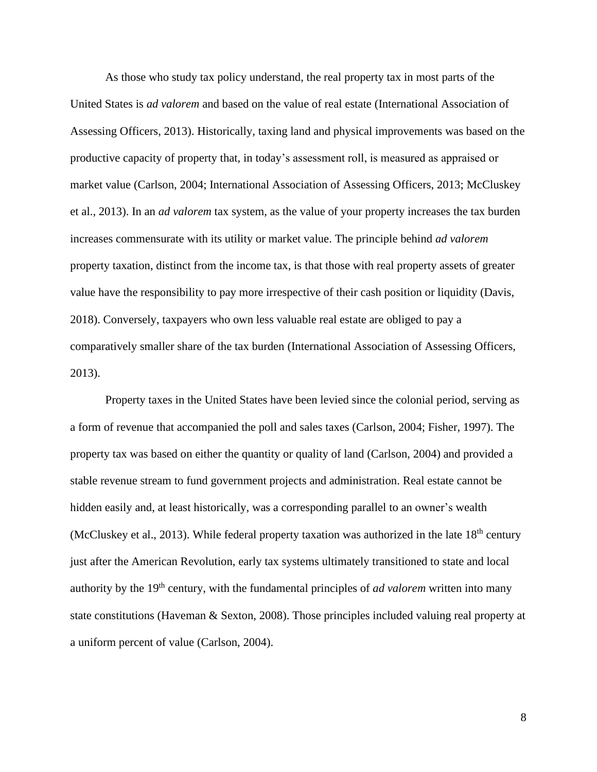As those who study tax policy understand, the real property tax in most parts of the United States is *ad valorem* and based on the value of real estate (International Association of Assessing Officers, 2013). Historically, taxing land and physical improvements was based on the productive capacity of property that, in today's assessment roll, is measured as appraised or market value (Carlson, 2004; International Association of Assessing Officers, 2013; McCluskey et al., 2013). In an *ad valorem* tax system, as the value of your property increases the tax burden increases commensurate with its utility or market value. The principle behind *ad valorem* property taxation, distinct from the income tax, is that those with real property assets of greater value have the responsibility to pay more irrespective of their cash position or liquidity (Davis, 2018). Conversely, taxpayers who own less valuable real estate are obliged to pay a comparatively smaller share of the tax burden (International Association of Assessing Officers, 2013).

Property taxes in the United States have been levied since the colonial period, serving as a form of revenue that accompanied the poll and sales taxes (Carlson, 2004; Fisher, 1997). The property tax was based on either the quantity or quality of land (Carlson, 2004) and provided a stable revenue stream to fund government projects and administration. Real estate cannot be hidden easily and, at least historically, was a corresponding parallel to an owner's wealth (McCluskey et al., 2013). While federal property taxation was authorized in the late 18th century just after the American Revolution, early tax systems ultimately transitioned to state and local authority by the 19th century, with the fundamental principles of *ad valorem* written into many state constitutions (Haveman & Sexton, 2008). Those principles included valuing real property at a uniform percent of value (Carlson, 2004).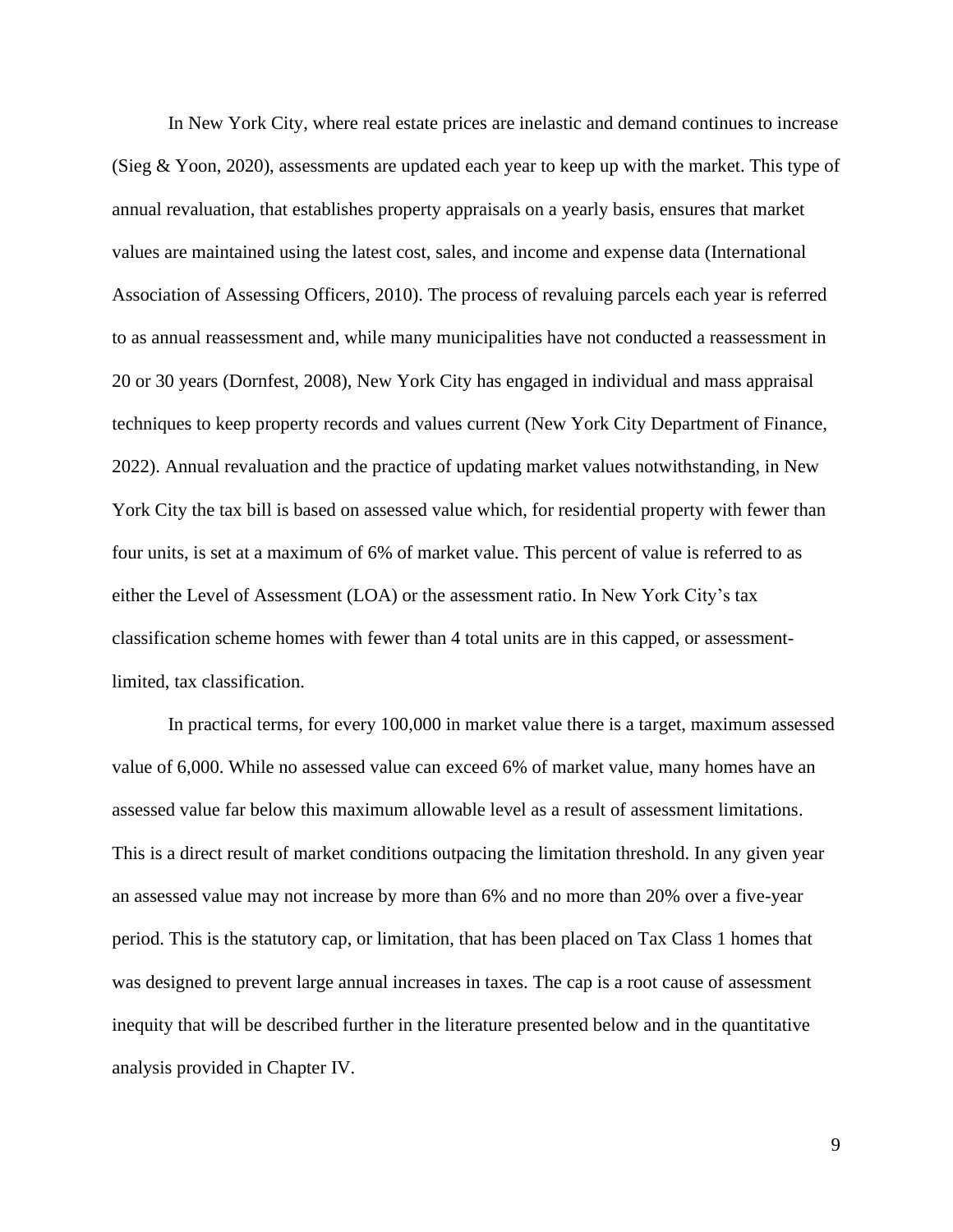In New York City, where real estate prices are inelastic and demand continues to increase (Sieg & Yoon, 2020), assessments are updated each year to keep up with the market. This type of annual revaluation, that establishes property appraisals on a yearly basis, ensures that market values are maintained using the latest cost, sales, and income and expense data (International Association of Assessing Officers, 2010). The process of revaluing parcels each year is referred to as annual reassessment and, while many municipalities have not conducted a reassessment in 20 or 30 years (Dornfest, 2008), New York City has engaged in individual and mass appraisal techniques to keep property records and values current (New York City Department of Finance, 2022). Annual revaluation and the practice of updating market values notwithstanding, in New York City the tax bill is based on assessed value which, for residential property with fewer than four units, is set at a maximum of 6% of market value. This percent of value is referred to as either the Level of Assessment (LOA) or the assessment ratio. In New York City's tax classification scheme homes with fewer than 4 total units are in this capped, or assessment-limited, tax classification.

In practical terms, for every 100,000 in market value there is a target, maximum assessed value of 6,000. While no assessed value can exceed 6% of market value, many homes have an assessed value far below this maximum allowable level as a result of assessment limitations. This is a direct result of market conditions outpacing the limitation threshold. In any given year an assessed value may not increase by more than 6% and no more than 20% over a five-year period. This is the statutory cap, or limitation, that has been placed on Tax Class 1 homes that was designed to prevent large annual increases in taxes. The cap is a root cause of assessment inequity that will be described further in the literature presented below and in the quantitative analysis provided in Chapter IV.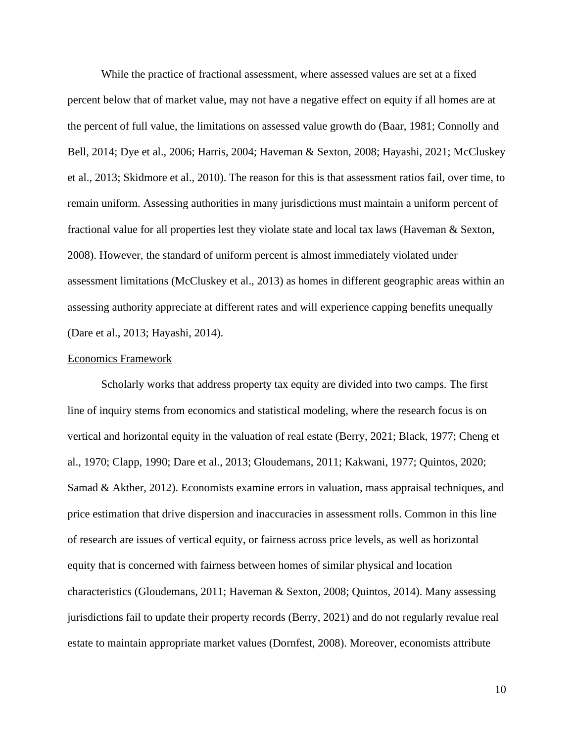While the practice of fractional assessment, where assessed values are set at a fixed percent below that of market value, may not have a negative effect on equity if all homes are at the percent of full value, the limitations on assessed value growth do (Baar, 1981; Connolly and Bell, 2014; Dye et al., 2006; Harris, 2004; Haveman & Sexton, 2008; Hayashi, 2021; McCluskey et al., 2013; Skidmore et al., 2010). The reason for this is that assessment ratios fail, over time, to remain uniform. Assessing authorities in many jurisdictions must maintain a uniform percent of fractional value for all properties lest they violate state and local tax laws (Haveman & Sexton, 2008). However, the standard of uniform percent is almost immediately violated under assessment limitations (McCluskey et al., 2013) as homes in different geographic areas within an assessing authority appreciate at different rates and will experience capping benefits unequally (Dare et al., 2013; Hayashi, 2014).

## Economics Framework

Scholarly works that address property tax equity are divided into two camps. The first line of inquiry stems from economics and statistical modeling, where the research focus is on vertical and horizontal equity in the valuation of real estate (Berry, 2021; Black, 1977; Cheng et al., 1970; Clapp, 1990; Dare et al., 2013; Gloudemans, 2011; Kakwani, 1977; Quintos, 2020; Samad & Akther, 2012). Economists examine errors in valuation, mass appraisal techniques, and price estimation that drive dispersion and inaccuracies in assessment rolls. Common in this line of research are issues of vertical equity, or fairness across price levels, as well as horizontal equity that is concerned with fairness between homes of similar physical and location characteristics (Gloudemans, 2011; Haveman & Sexton, 2008; Quintos, 2014). Many assessing jurisdictions fail to update their property records (Berry, 2021) and do not regularly revalue real estate to maintain appropriate market values (Dornfest, 2008). Moreover, economists attribute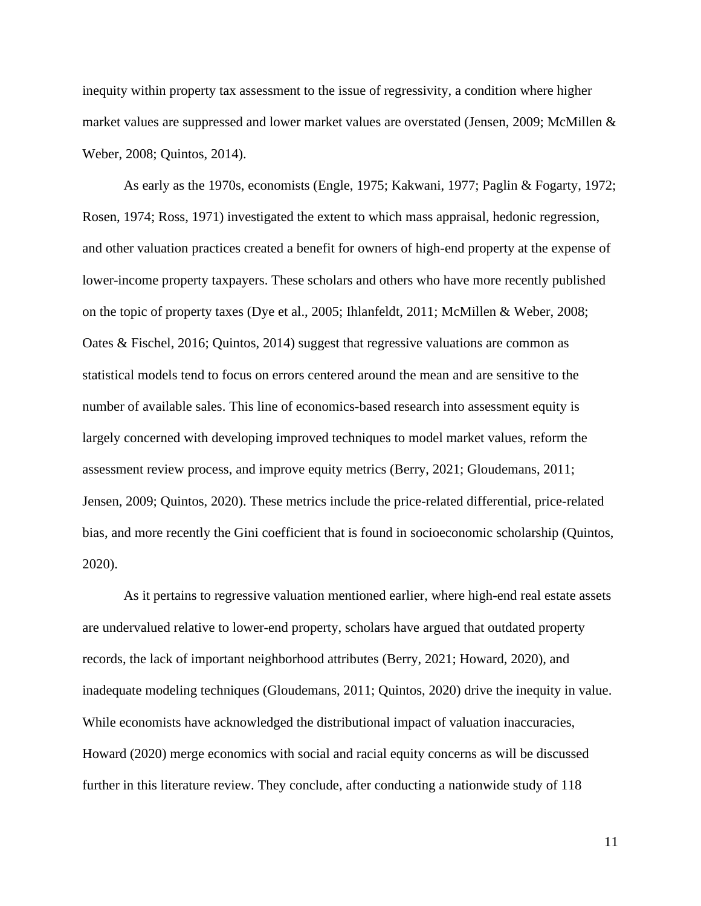inequity within property tax assessment to the issue of regressivity, a condition where higher market values are suppressed and lower market values are overstated (Jensen, 2009; McMillen & Weber, 2008; Quintos, 2014).

As early as the 1970s, economists (Engle, 1975; Kakwani, 1977; Paglin & Fogarty, 1972; Rosen, 1974; Ross, 1971) investigated the extent to which mass appraisal, hedonic regression, and other valuation practices created a benefit for owners of high-end property at the expense of lower-income property taxpayers. These scholars and others who have more recently published on the topic of property taxes (Dye et al., 2005; Ihlanfeldt, 2011; McMillen & Weber, 2008; Oates & Fischel, 2016; Quintos, 2014) suggest that regressive valuations are common as statistical models tend to focus on errors centered around the mean and are sensitive to the number of available sales. This line of economics-based research into assessment equity is largely concerned with developing improved techniques to model market values, reform the assessment review process, and improve equity metrics (Berry, 2021; Gloudemans, 2011; Jensen, 2009; Quintos, 2020). These metrics include the price-related differential, price-related bias, and more recently the Gini coefficient that is found in socioeconomic scholarship (Quintos, 2020).

As it pertains to regressive valuation mentioned earlier, where high-end real estate assets are undervalued relative to lower-end property, scholars have argued that outdated property records, the lack of important neighborhood attributes (Berry, 2021; Howard, 2020), and inadequate modeling techniques (Gloudemans, 2011; Quintos, 2020) drive the inequity in value. While economists have acknowledged the distributional impact of valuation inaccuracies, Howard (2020) merge economics with social and racial equity concerns as will be discussed further in this literature review. They conclude, after conducting a nationwide study of 118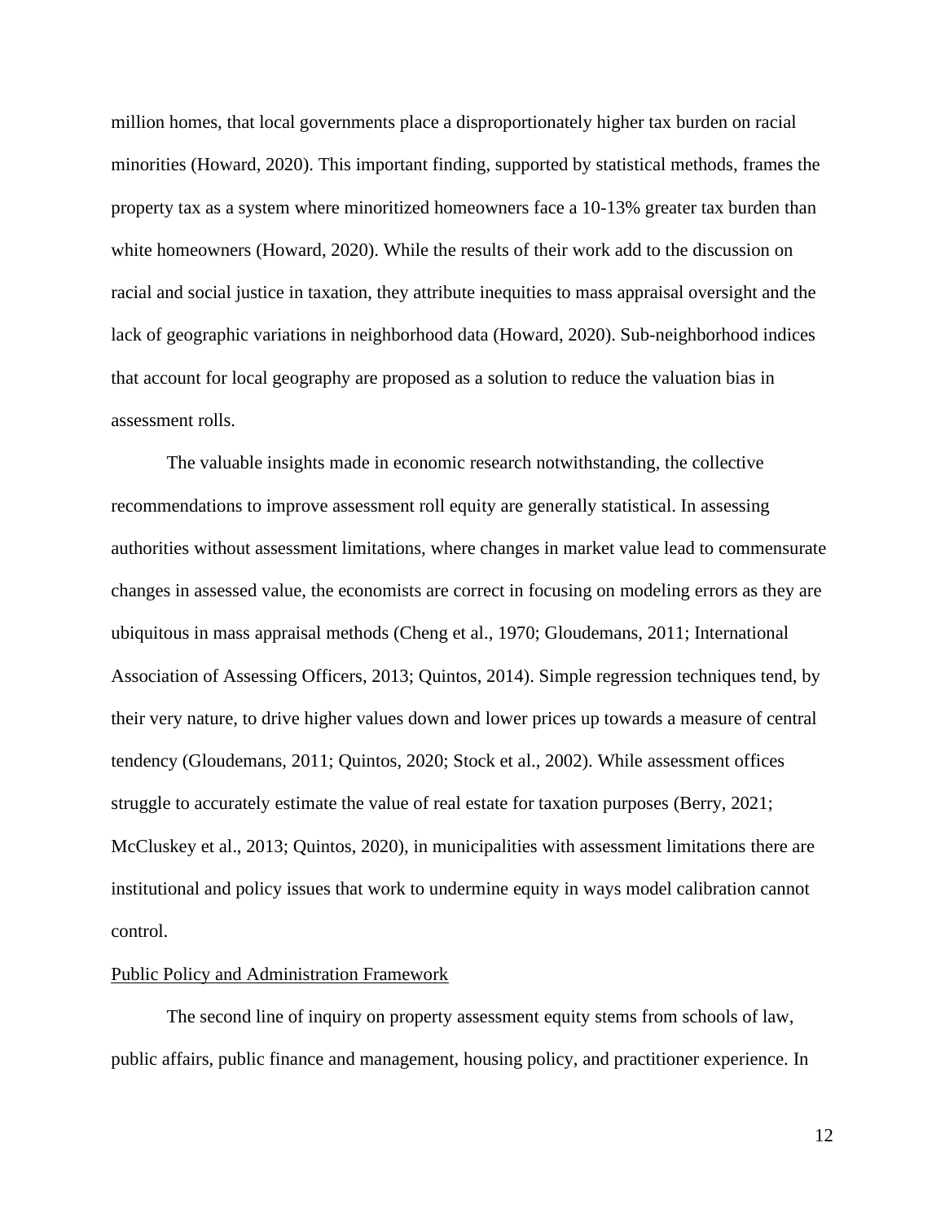million homes, that local governments place a disproportionately higher tax burden on racial minorities (Howard, 2020). This important finding, supported by statistical methods, frames the property tax as a system where minoritized homeowners face a 10-13% greater tax burden than white homeowners (Howard, 2020). While the results of their work add to the discussion on racial and social justice in taxation, they attribute inequities to mass appraisal oversight and the lack of geographic variations in neighborhood data (Howard, 2020). Sub-neighborhood indices that account for local geography are proposed as a solution to reduce the valuation bias in assessment rolls.

The valuable insights made in economic research notwithstanding, the collective recommendations to improve assessment roll equity are generally statistical. In assessing authorities without assessment limitations, where changes in market value lead to commensurate changes in assessed value, the economists are correct in focusing on modeling errors as they are ubiquitous in mass appraisal methods (Cheng et al., 1970; Gloudemans, 2011; International Association of Assessing Officers, 2013; Quintos, 2014). Simple regression techniques tend, by their very nature, to drive higher values down and lower prices up towards a measure of central tendency (Gloudemans, 2011; Quintos, 2020; Stock et al., 2002). While assessment offices struggle to accurately estimate the value of real estate for taxation purposes (Berry, 2021; McCluskey et al., 2013; Quintos, 2020), in municipalities with assessment limitations there are institutional and policy issues that work to undermine equity in ways model calibration cannot control.

<u>Public Policy and Administration Framework</u>

The second line of inquiry on property assessment equity stems from schools of law, public affairs, public finance and management, housing policy, and practitioner experience. In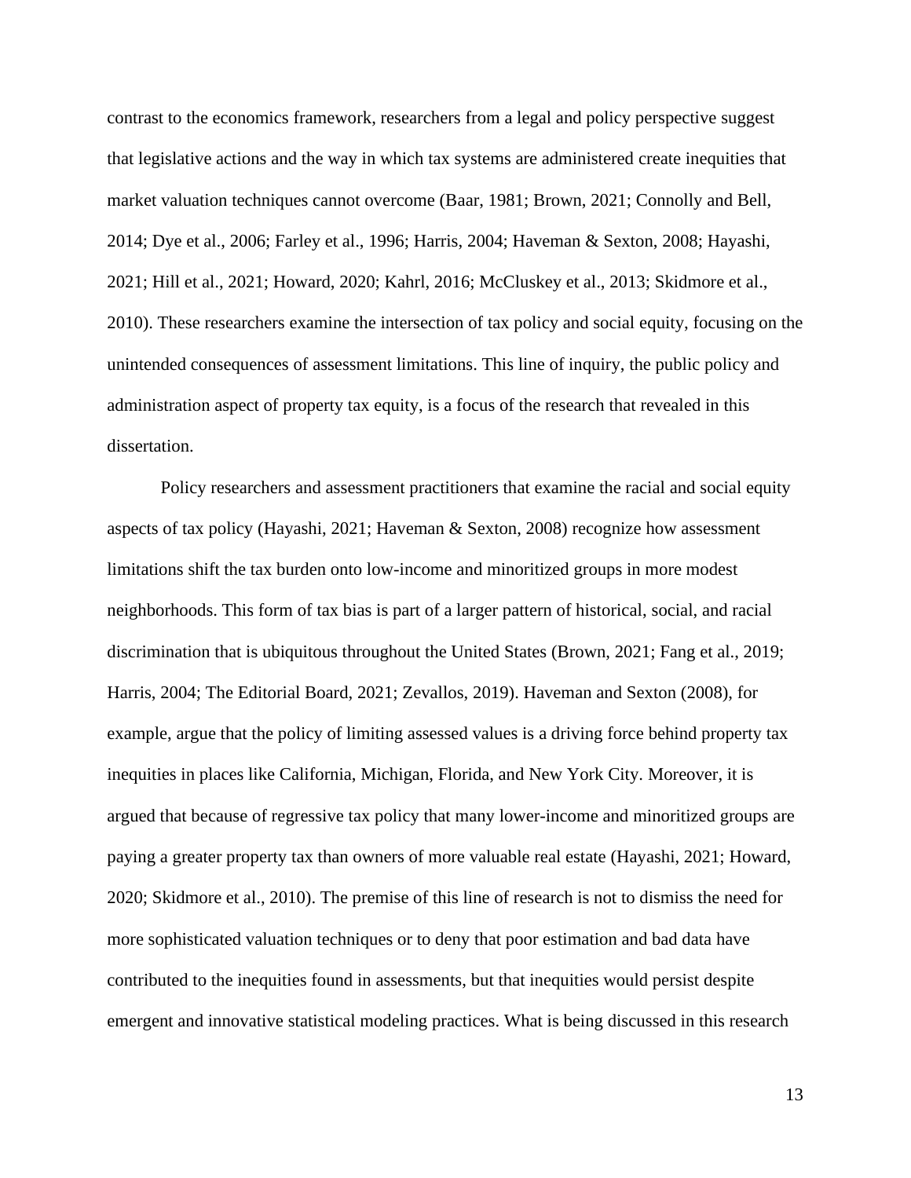contrast to the economics framework, researchers from a legal and policy perspective suggest that legislative actions and the way in which tax systems are administered create inequities that market valuation techniques cannot overcome (Baar, 1981; Brown, 2021; Connolly and Bell, 2014; Dye et al., 2006; Farley et al., 1996; Harris, 2004; Haveman & Sexton, 2008; Hayashi, 2021; Hill et al., 2021; Howard, 2020; Kahrl, 2016; McCluskey et al., 2013; Skidmore et al., 2010). These researchers examine the intersection of tax policy and social equity, focusing on the unintended consequences of assessment limitations. This line of inquiry, the public policy and administration aspect of property tax equity, is a focus of the research that revealed in this dissertation.

Policy researchers and assessment practitioners that examine the racial and social equity aspects of tax policy (Hayashi, 2021; Haveman & Sexton, 2008) recognize how assessment limitations shift the tax burden onto low-income and minoritized groups in more modest neighborhoods. This form of tax bias is part of a larger pattern of historical, social, and racial discrimination that is ubiquitous throughout the United States (Brown, 2021; Fang et al., 2019; Harris, 2004; The Editorial Board, 2021; Zevallos, 2019). Haveman and Sexton (2008), for example, argue that the policy of limiting assessed values is a driving force behind property tax inequities in places like California, Michigan, Florida, and New York City. Moreover, it is argued that because of regressive tax policy that many lower-income and minoritized groups are paying a greater property tax than owners of more valuable real estate (Hayashi, 2021; Howard, 2020; Skidmore et al., 2010). The premise of this line of research is not to dismiss the need for more sophisticated valuation techniques or to deny that poor estimation and bad data have contributed to the inequities found in assessments, but that inequities would persist despite emergent and innovative statistical modeling practices. What is being discussed in this research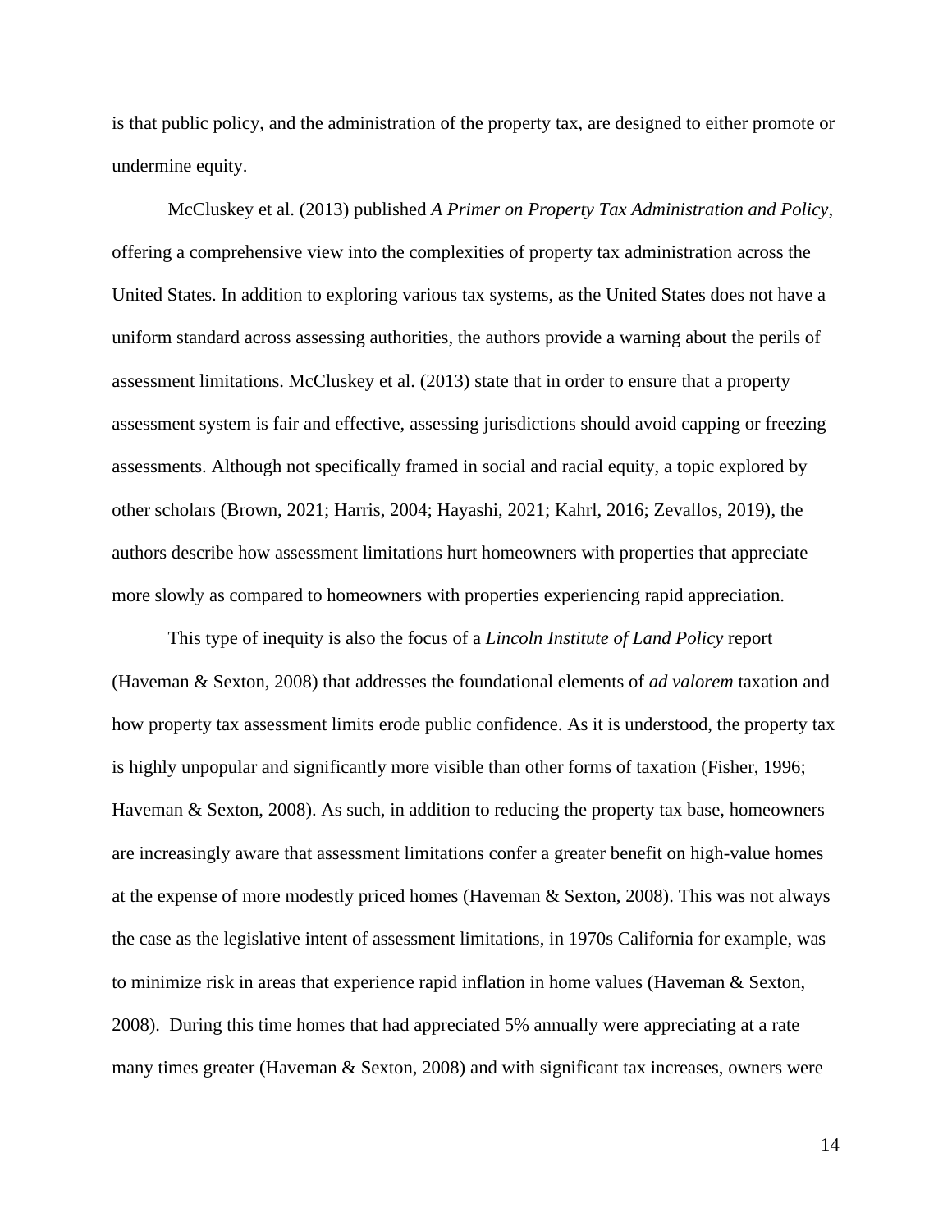is that public policy, and the administration of the property tax, are designed to either promote or undermine equity.

McCluskey et al. (2013) published *A Primer on Property Tax Administration and Policy*, offering a comprehensive view into the complexities of property tax administration across the United States. In addition to exploring various tax systems, as the United States does not have a uniform standard across assessing authorities, the authors provide a warning about the perils of assessment limitations. McCluskey et al. (2013) state that in order to ensure that a property assessment system is fair and effective, assessing jurisdictions should avoid capping or freezing assessments. Although not specifically framed in social and racial equity, a topic explored by other scholars (Brown, 2021; Harris, 2004; Hayashi, 2021; Kahrl, 2016; Zevallos, 2019), the authors describe how assessment limitations hurt homeowners with properties that appreciate more slowly as compared to homeowners with properties experiencing rapid appreciation.

This type of inequity is also the focus of a *Lincoln Institute of Land Policy* report (Haveman & Sexton, 2008) that addresses the foundational elements of *ad valorem* taxation and how property tax assessment limits erode public confidence. As it is understood, the property tax is highly unpopular and significantly more visible than other forms of taxation (Fisher, 1996; Haveman & Sexton, 2008). As such, in addition to reducing the property tax base, homeowners are increasingly aware that assessment limitations confer a greater benefit on high-value homes at the expense of more modestly priced homes (Haveman & Sexton, 2008). This was not always the case as the legislative intent of assessment limitations, in 1970s California for example, was to minimize risk in areas that experience rapid inflation in home values (Haveman & Sexton, 2008). During this time homes that had appreciated 5% annually were appreciating at a rate many times greater (Haveman & Sexton, 2008) and with significant tax increases, owners were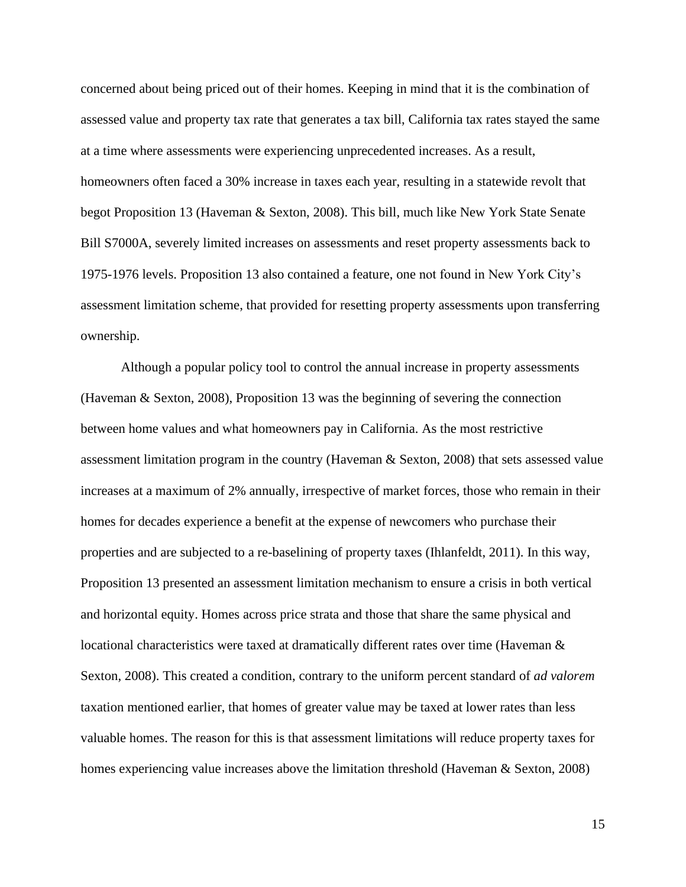concerned about being priced out of their homes. Keeping in mind that it is the combination of assessed value and property tax rate that generates a tax bill, California tax rates stayed the same at a time where assessments were experiencing unprecedented increases. As a result, homeowners often faced a 30% increase in taxes each year, resulting in a statewide revolt that begot Proposition 13 (Haveman & Sexton, 2008). This bill, much like New York State Senate Bill S7000A, severely limited increases on assessments and reset property assessments back to 1975-1976 levels. Proposition 13 also contained a feature, one not found in New York City's assessment limitation scheme, that provided for resetting property assessments upon transferring ownership.

Although a popular policy tool to control the annual increase in property assessments (Haveman & Sexton, 2008), Proposition 13 was the beginning of severing the connection between home values and what homeowners pay in California. As the most restrictive assessment limitation program in the country (Haveman & Sexton, 2008) that sets assessed value increases at a maximum of 2% annually, irrespective of market forces, those who remain in their homes for decades experience a benefit at the expense of newcomers who purchase their properties and are subjected to a re-baselining of property taxes (Ihlanfeldt, 2011). In this way, Proposition 13 presented an assessment limitation mechanism to ensure a crisis in both vertical and horizontal equity. Homes across price strata and those that share the same physical and locational characteristics were taxed at dramatically different rates over time (Haveman & Sexton, 2008). This created a condition, contrary to the uniform percent standard of *ad valorem* taxation mentioned earlier, that homes of greater value may be taxed at lower rates than less valuable homes. The reason for this is that assessment limitations will reduce property taxes for homes experiencing value increases above the limitation threshold (Haveman & Sexton, 2008)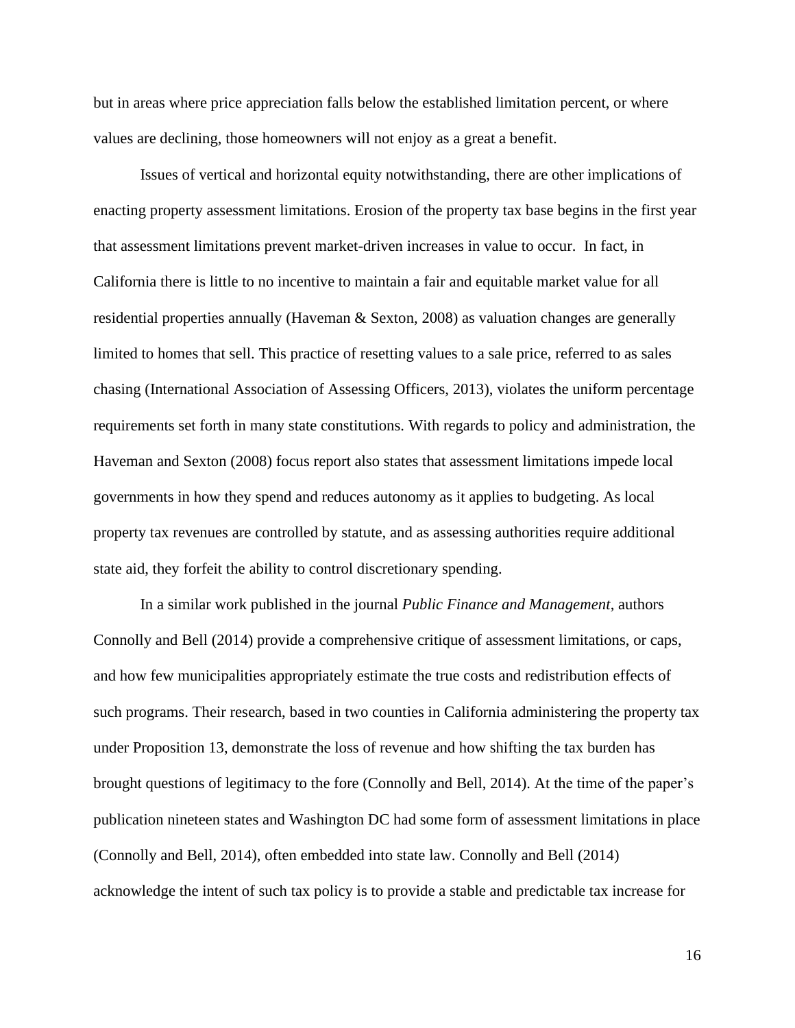but in areas where price appreciation falls below the established limitation percent, or where values are declining, those homeowners will not enjoy as a great a benefit.

Issues of vertical and horizontal equity notwithstanding, there are other implications of enacting property assessment limitations. Erosion of the property tax base begins in the first year that assessment limitations prevent market-driven increases in value to occur. In fact, in California there is little to no incentive to maintain a fair and equitable market value for all residential properties annually (Haveman & Sexton, 2008) as valuation changes are generally limited to homes that sell. This practice of resetting values to a sale price, referred to as sales chasing (International Association of Assessing Officers, 2013), violates the uniform percentage requirements set forth in many state constitutions. With regards to policy and administration, the Haveman and Sexton (2008) focus report also states that assessment limitations impede local governments in how they spend and reduces autonomy as it applies to budgeting. As local property tax revenues are controlled by statute, and as assessing authorities require additional state aid, they forfeit the ability to control discretionary spending.

In a similar work published in the journal *Public Finance and Management*, authors Connolly and Bell (2014) provide a comprehensive critique of assessment limitations, or caps, and how few municipalities appropriately estimate the true costs and redistribution effects of such programs. Their research, based in two counties in California administering the property tax under Proposition 13, demonstrate the loss of revenue and how shifting the tax burden has brought questions of legitimacy to the fore (Connolly and Bell, 2014). At the time of the paper's publication nineteen states and Washington DC had some form of assessment limitations in place (Connolly and Bell, 2014), often embedded into state law. Connolly and Bell (2014) acknowledge the intent of such tax policy is to provide a stable and predictable tax increase for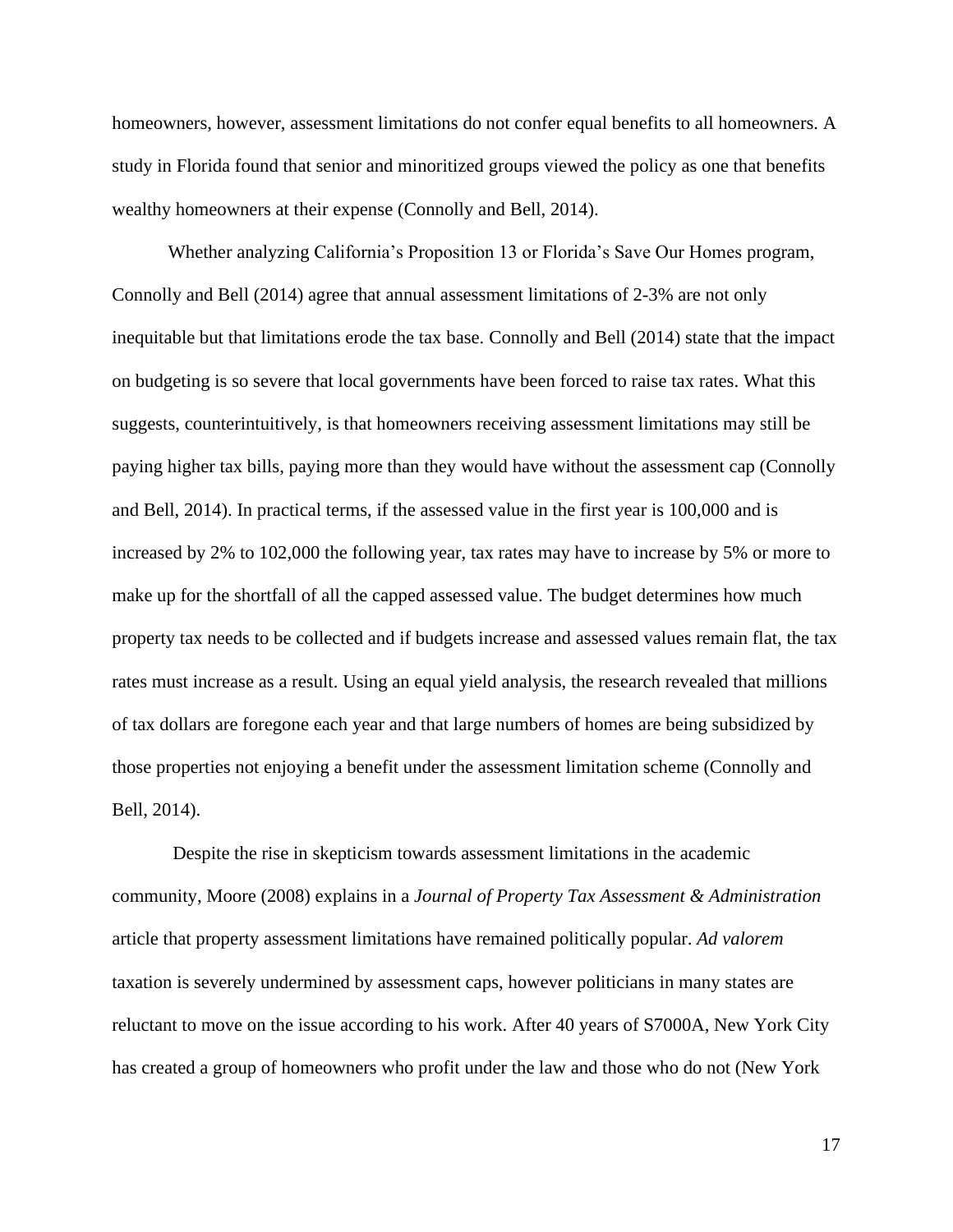homeowners, however, assessment limitations do not confer equal benefits to all homeowners. A study in Florida found that senior and minoritized groups viewed the policy as one that benefits wealthy homeowners at their expense (Connolly and Bell, 2014).

Whether analyzing California's Proposition 13 or Florida's Save Our Homes program, Connolly and Bell (2014) agree that annual assessment limitations of 2-3% are not only inequitable but that limitations erode the tax base. Connolly and Bell (2014) state that the impact on budgeting is so severe that local governments have been forced to raise tax rates. What this suggests, counterintuitively, is that homeowners receiving assessment limitations may still be paying higher tax bills, paying more than they would have without the assessment cap (Connolly and Bell, 2014). In practical terms, if the assessed value in the first year is 100,000 and is increased by 2% to 102,000 the following year, tax rates may have to increase by 5% or more to make up for the shortfall of all the capped assessed value. The budget determines how much property tax needs to be collected and if budgets increase and assessed values remain flat, the tax rates must increase as a result. Using an equal yield analysis, the research revealed that millions of tax dollars are foregone each year and that large numbers of homes are being subsidized by those properties not enjoying a benefit under the assessment limitation scheme (Connolly and Bell, 2014).

Despite the rise in skepticism towards assessment limitations in the academic community, Moore (2008) explains in a *Journal of Property Tax Assessment & Administration* article that property assessment limitations have remained politically popular. *Ad valorem* taxation is severely undermined by assessment caps, however politicians in many states are reluctant to move on the issue according to his work. After 40 years of S7000A, New York City has created a group of homeowners who profit under the law and those who do not (New York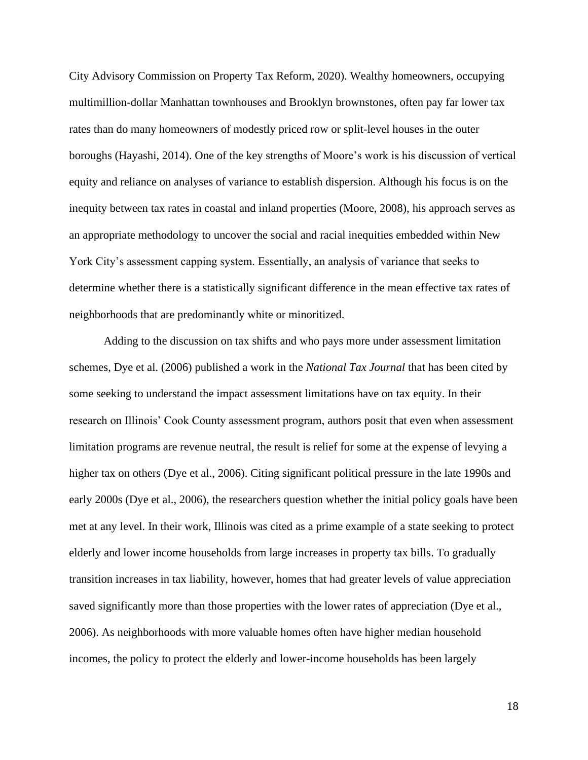City Advisory Commission on Property Tax Reform, 2020). Wealthy homeowners, occupying multimillion-dollar Manhattan townhouses and Brooklyn brownstones, often pay far lower tax rates than do many homeowners of modestly priced row or split-level houses in the outer boroughs (Hayashi, 2014). One of the key strengths of Moore's work is his discussion of vertical equity and reliance on analyses of variance to establish dispersion. Although his focus is on the inequity between tax rates in coastal and inland properties (Moore, 2008), his approach serves as an appropriate methodology to uncover the social and racial inequities embedded within New York City's assessment capping system. Essentially, an analysis of variance that seeks to determine whether there is a statistically significant difference in the mean effective tax rates of neighborhoods that are predominantly white or minoritized.

Adding to the discussion on tax shifts and who pays more under assessment limitation schemes, Dye et al. (2006) published a work in the *National Tax Journal* that has been cited by some seeking to understand the impact assessment limitations have on tax equity. In their research on Illinois' Cook County assessment program, authors posit that even when assessment limitation programs are revenue neutral, the result is relief for some at the expense of levying a higher tax on others (Dye et al., 2006). Citing significant political pressure in the late 1990s and early 2000s (Dye et al., 2006), the researchers question whether the initial policy goals have been met at any level. In their work, Illinois was cited as a prime example of a state seeking to protect elderly and lower income households from large increases in property tax bills. To gradually transition increases in tax liability, however, homes that had greater levels of value appreciation saved significantly more than those properties with the lower rates of appreciation (Dye et al., 2006). As neighborhoods with more valuable homes often have higher median household incomes, the policy to protect the elderly and lower-income households has been largely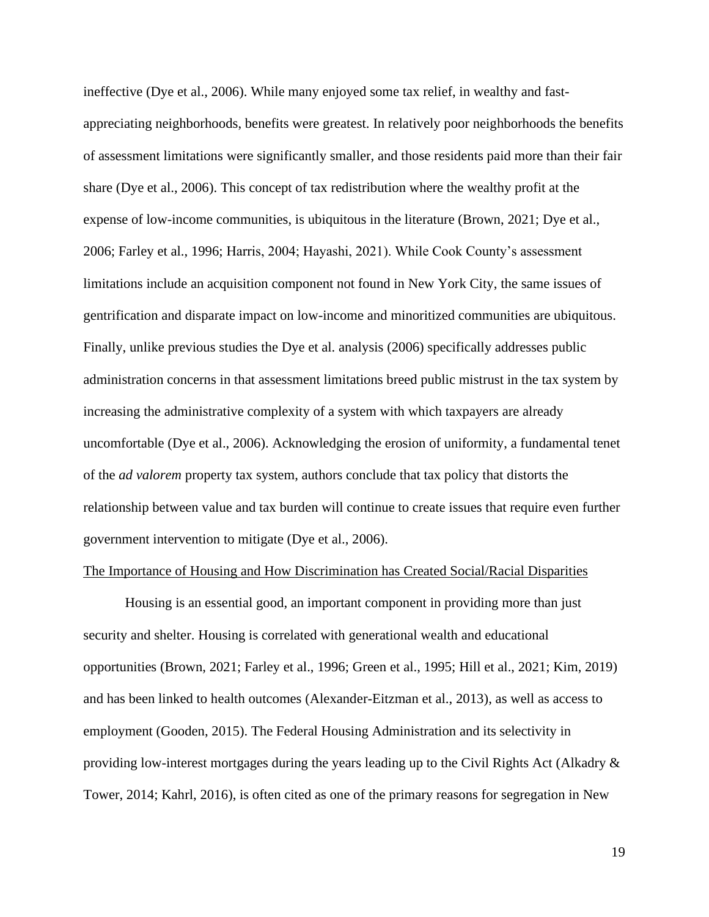ineffective (Dye et al., 2006). While many enjoyed some tax relief, in wealthy and fast-appreciating neighborhoods, benefits were greatest. In relatively poor neighborhoods the benefits of assessment limitations were significantly smaller, and those residents paid more than their fair share (Dye et al., 2006). This concept of tax redistribution where the wealthy profit at the expense of low-income communities, is ubiquitous in the literature (Brown, 2021; Dye et al., 2006; Farley et al., 1996; Harris, 2004; Hayashi, 2021). While Cook County's assessment limitations include an acquisition component not found in New York City, the same issues of gentrification and disparate impact on low-income and minoritized communities are ubiquitous. Finally, unlike previous studies the Dye et al. analysis (2006) specifically addresses public administration concerns in that assessment limitations breed public mistrust in the tax system by increasing the administrative complexity of a system with which taxpayers are already uncomfortable (Dye et al., 2006). Acknowledging the erosion of uniformity, a fundamental tenet of the *ad valorem* property tax system, authors conclude that tax policy that distorts the relationship between value and tax burden will continue to create issues that require even further government intervention to mitigate (Dye et al., 2006).

<u>The Importance of Housing and How Discrimination has Created Social/Racial Disparities</u>

Housing is an essential good, an important component in providing more than just security and shelter. Housing is correlated with generational wealth and educational opportunities (Brown, 2021; Farley et al., 1996; Green et al., 1995; Hill et al., 2021; Kim, 2019) and has been linked to health outcomes (Alexander-Eitzman et al., 2013), as well as access to employment (Gooden, 2015). The Federal Housing Administration and its selectivity in providing low-interest mortgages during the years leading up to the Civil Rights Act (Alkadry & Tower, 2014; Kahrl, 2016), is often cited as one of the primary reasons for segregation in New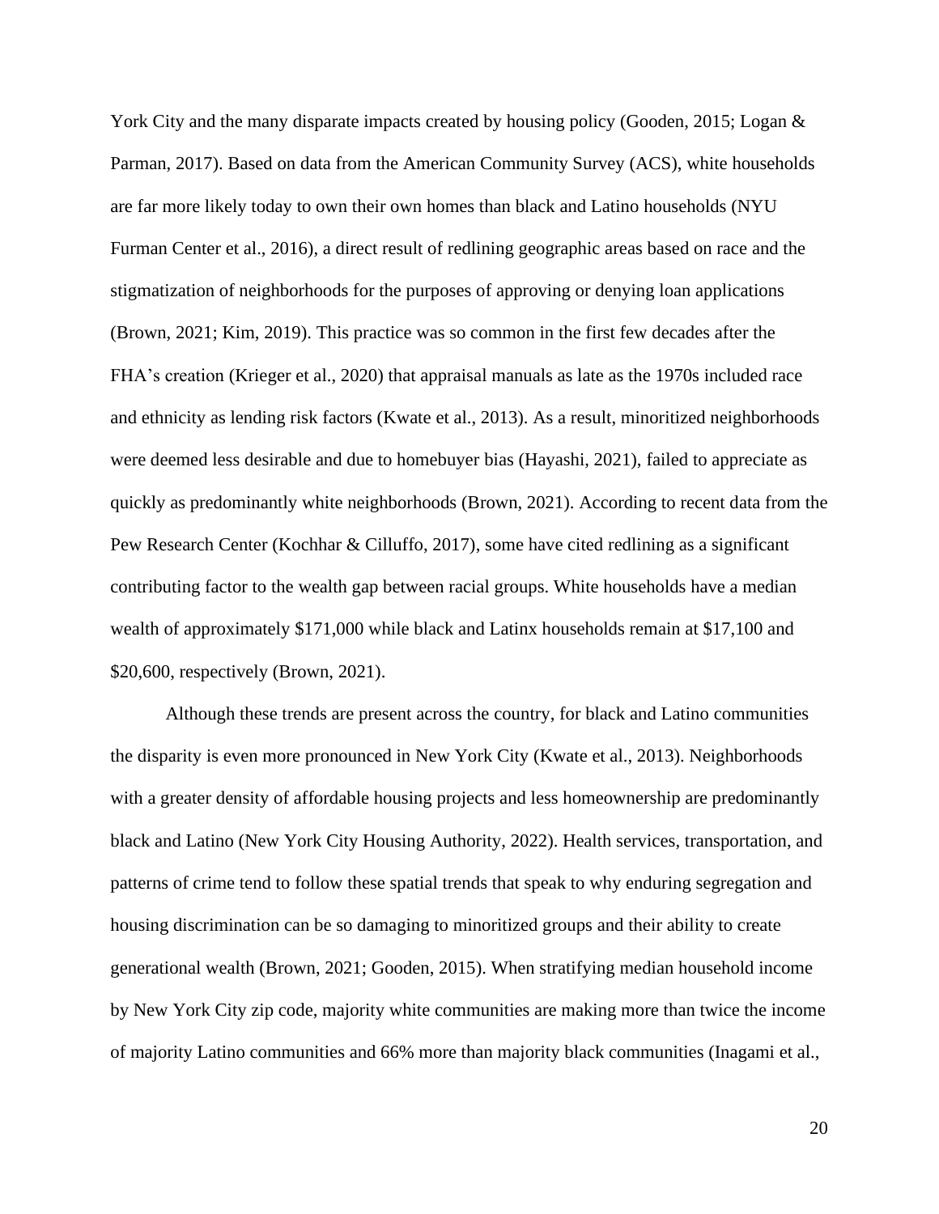York City and the many disparate impacts created by housing policy (Gooden, 2015; Logan & Parman, 2017). Based on data from the American Community Survey (ACS), white households are far more likely today to own their own homes than black and Latino households (NYU Furman Center et al., 2016), a direct result of redlining geographic areas based on race and the stigmatization of neighborhoods for the purposes of approving or denying loan applications (Brown, 2021; Kim, 2019). This practice was so common in the first few decades after the FHA's creation (Krieger et al., 2020) that appraisal manuals as late as the 1970s included race and ethnicity as lending risk factors (Kwate et al., 2013). As a result, minoritized neighborhoods were deemed less desirable and due to homebuyer bias (Hayashi, 2021), failed to appreciate as quickly as predominantly white neighborhoods (Brown, 2021). According to recent data from the Pew Research Center (Kochhar & Cilluffo, 2017), some have cited redlining as a significant contributing factor to the wealth gap between racial groups. White households have a median wealth of approximately $171,000 while black and Latinx households remain at $17,100 and $20,600, respectively (Brown, 2021).

Although these trends are present across the country, for black and Latino communities the disparity is even more pronounced in New York City (Kwate et al., 2013). Neighborhoods with a greater density of affordable housing projects and less homeownership are predominantly black and Latino (New York City Housing Authority, 2022). Health services, transportation, and patterns of crime tend to follow these spatial trends that speak to why enduring segregation and housing discrimination can be so damaging to minoritized groups and their ability to create generational wealth (Brown, 2021; Gooden, 2015). When stratifying median household income by New York City zip code, majority white communities are making more than twice the income of majority Latino communities and 66% more than majority black communities (Inagami et al.,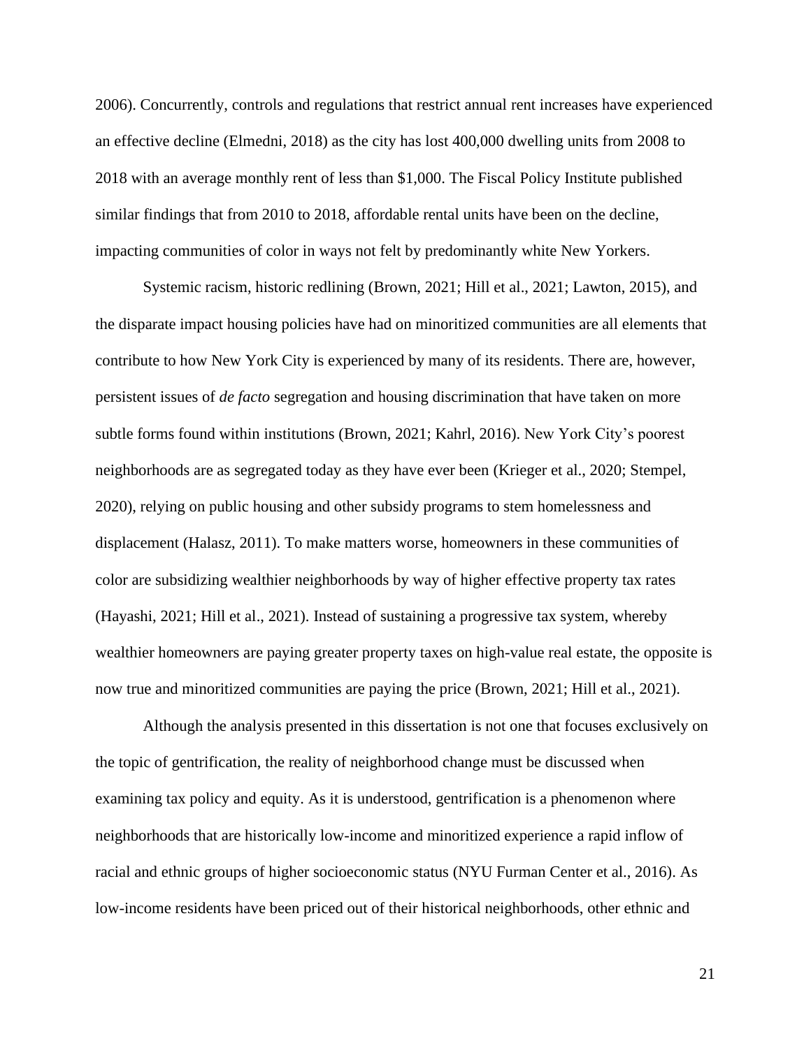2006). Concurrently, controls and regulations that restrict annual rent increases have experienced an effective decline (Elmedni, 2018) as the city has lost 400,000 dwelling units from 2008 to 2018 with an average monthly rent of less than $1,000. The Fiscal Policy Institute published similar findings that from 2010 to 2018, affordable rental units have been on the decline, impacting communities of color in ways not felt by predominantly white New Yorkers.

Systemic racism, historic redlining (Brown, 2021; Hill et al., 2021; Lawton, 2015), and the disparate impact housing policies have had on minoritized communities are all elements that contribute to how New York City is experienced by many of its residents. There are, however, persistent issues of *de facto* segregation and housing discrimination that have taken on more subtle forms found within institutions (Brown, 2021; Kahrl, 2016). New York City's poorest neighborhoods are as segregated today as they have ever been (Krieger et al., 2020; Stempel, 2020), relying on public housing and other subsidy programs to stem homelessness and displacement (Halasz, 2011). To make matters worse, homeowners in these communities of color are subsidizing wealthier neighborhoods by way of higher effective property tax rates (Hayashi, 2021; Hill et al., 2021). Instead of sustaining a progressive tax system, whereby wealthier homeowners are paying greater property taxes on high-value real estate, the opposite is now true and minoritized communities are paying the price (Brown, 2021; Hill et al., 2021).

Although the analysis presented in this dissertation is not one that focuses exclusively on the topic of gentrification, the reality of neighborhood change must be discussed when examining tax policy and equity. As it is understood, gentrification is a phenomenon where neighborhoods that are historically low-income and minoritized experience a rapid inflow of racial and ethnic groups of higher socioeconomic status (NYU Furman Center et al., 2016). As low-income residents have been priced out of their historical neighborhoods, other ethnic and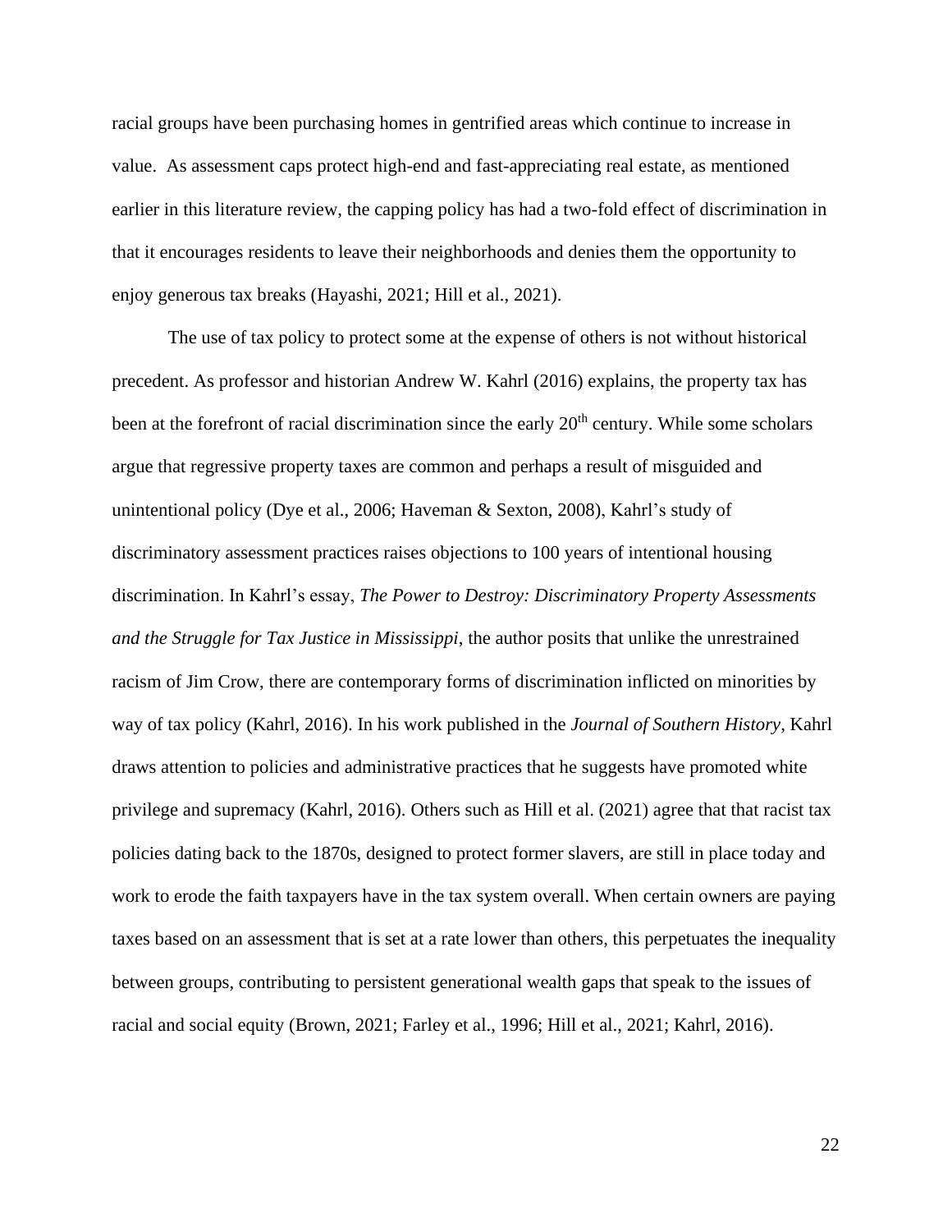racial groups have been purchasing homes in gentrified areas which continue to increase in value. As assessment caps protect high-end and fast-appreciating real estate, as mentioned earlier in this literature review, the capping policy has had a two-fold effect of discrimination in that it encourages residents to leave their neighborhoods and denies them the opportunity to enjoy generous tax breaks (Hayashi, 2021; Hill et al., 2021).

The use of tax policy to protect some at the expense of others is not without historical precedent. As professor and historian Andrew W. Kahrl (2016) explains, the property tax has been at the forefront of racial discrimination since the early 20th century. While some scholars argue that regressive property taxes are common and perhaps a result of misguided and unintentional policy (Dye et al., 2006; Haveman & Sexton, 2008), Kahrl's study of discriminatory assessment practices raises objections to 100 years of intentional housing discrimination. In Kahrl's essay, *The Power to Destroy: Discriminatory Property Assessments and the Struggle for Tax Justice in Mississippi*, the author posits that unlike the unrestrained racism of Jim Crow, there are contemporary forms of discrimination inflicted on minorities by way of tax policy (Kahrl, 2016). In his work published in the *Journal of Southern History*, Kahrl draws attention to policies and administrative practices that he suggests have promoted white privilege and supremacy (Kahrl, 2016). Others such as Hill et al. (2021) agree that that racist tax policies dating back to the 1870s, designed to protect former slavers, are still in place today and work to erode the faith taxpayers have in the tax system overall. When certain owners are paying taxes based on an assessment that is set at a rate lower than others, this perpetuates the inequality between groups, contributing to persistent generational wealth gaps that speak to the issues of racial and social equity (Brown, 2021; Farley et al., 1996; Hill et al., 2021; Kahrl, 2016).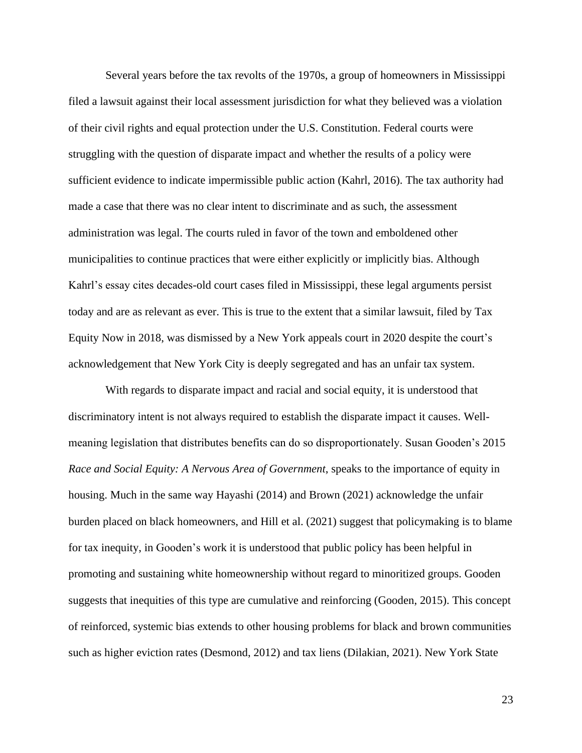Several years before the tax revolts of the 1970s, a group of homeowners in Mississippi filed a lawsuit against their local assessment jurisdiction for what they believed was a violation of their civil rights and equal protection under the U.S. Constitution. Federal courts were struggling with the question of disparate impact and whether the results of a policy were sufficient evidence to indicate impermissible public action (Kahrl, 2016). The tax authority had made a case that there was no clear intent to discriminate and as such, the assessment administration was legal. The courts ruled in favor of the town and emboldened other municipalities to continue practices that were either explicitly or implicitly bias. Although Kahrl's essay cites decades-old court cases filed in Mississippi, these legal arguments persist today and are as relevant as ever. This is true to the extent that a similar lawsuit, filed by Tax Equity Now in 2018, was dismissed by a New York appeals court in 2020 despite the court's acknowledgement that New York City is deeply segregated and has an unfair tax system.

With regards to disparate impact and racial and social equity, it is understood that discriminatory intent is not always required to establish the disparate impact it causes. Well-meaning legislation that distributes benefits can do so disproportionately. Susan Gooden's 2015 *Race and Social Equity: A Nervous Area of Government*, speaks to the importance of equity in housing. Much in the same way Hayashi (2014) and Brown (2021) acknowledge the unfair burden placed on black homeowners, and Hill et al. (2021) suggest that policymaking is to blame for tax inequity, in Gooden's work it is understood that public policy has been helpful in promoting and sustaining white homeownership without regard to minoritized groups. Gooden suggests that inequities of this type are cumulative and reinforcing (Gooden, 2015). This concept of reinforced, systemic bias extends to other housing problems for black and brown communities such as higher eviction rates (Desmond, 2012) and tax liens (Dilakian, 2021). New York State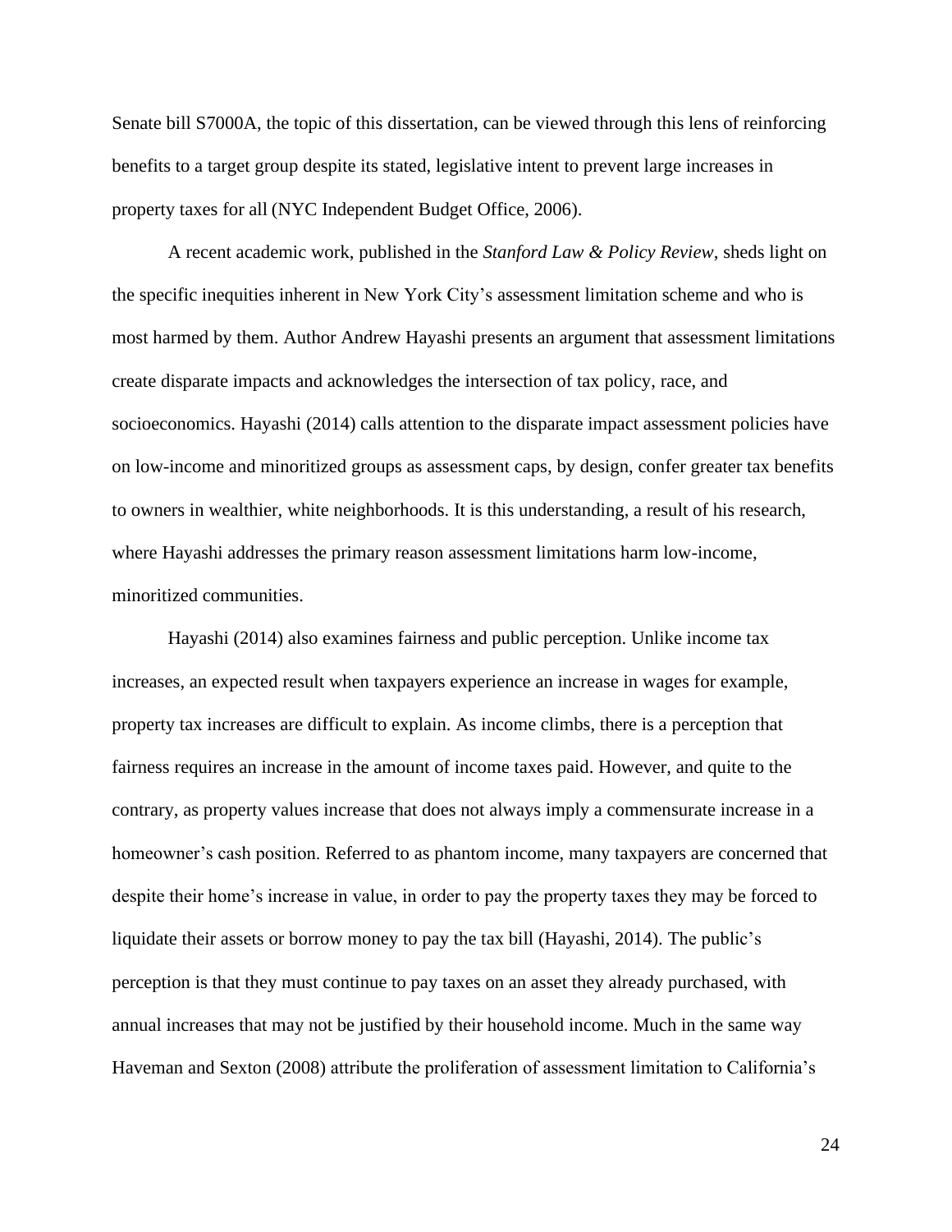Senate bill S7000A, the topic of this dissertation, can be viewed through this lens of reinforcing benefits to a target group despite its stated, legislative intent to prevent large increases in property taxes for all (NYC Independent Budget Office, 2006).

A recent academic work, published in the *Stanford Law & Policy Review*, sheds light on the specific inequities inherent in New York City's assessment limitation scheme and who is most harmed by them. Author Andrew Hayashi presents an argument that assessment limitations create disparate impacts and acknowledges the intersection of tax policy, race, and socioeconomics. Hayashi (2014) calls attention to the disparate impact assessment policies have on low-income and minoritized groups as assessment caps, by design, confer greater tax benefits to owners in wealthier, white neighborhoods. It is this understanding, a result of his research, where Hayashi addresses the primary reason assessment limitations harm low-income, minoritized communities.

Hayashi (2014) also examines fairness and public perception. Unlike income tax increases, an expected result when taxpayers experience an increase in wages for example, property tax increases are difficult to explain. As income climbs, there is a perception that fairness requires an increase in the amount of income taxes paid. However, and quite to the contrary, as property values increase that does not always imply a commensurate increase in a homeowner's cash position. Referred to as phantom income, many taxpayers are concerned that despite their home's increase in value, in order to pay the property taxes they may be forced to liquidate their assets or borrow money to pay the tax bill (Hayashi, 2014). The public's perception is that they must continue to pay taxes on an asset they already purchased, with annual increases that may not be justified by their household income. Much in the same way Haveman and Sexton (2008) attribute the proliferation of assessment limitation to California's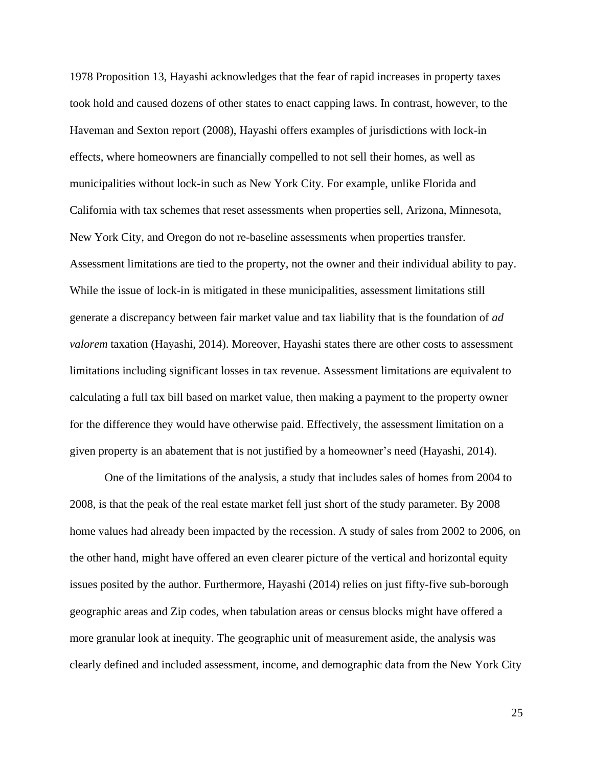1978 Proposition 13, Hayashi acknowledges that the fear of rapid increases in property taxes took hold and caused dozens of other states to enact capping laws. In contrast, however, to the Haveman and Sexton report (2008), Hayashi offers examples of jurisdictions with lock-in effects, where homeowners are financially compelled to not sell their homes, as well as municipalities without lock-in such as New York City. For example, unlike Florida and California with tax schemes that reset assessments when properties sell, Arizona, Minnesota, New York City, and Oregon do not re-baseline assessments when properties transfer. Assessment limitations are tied to the property, not the owner and their individual ability to pay. While the issue of lock-in is mitigated in these municipalities, assessment limitations still generate a discrepancy between fair market value and tax liability that is the foundation of *ad valorem* taxation (Hayashi, 2014). Moreover, Hayashi states there are other costs to assessment limitations including significant losses in tax revenue. Assessment limitations are equivalent to calculating a full tax bill based on market value, then making a payment to the property owner for the difference they would have otherwise paid. Effectively, the assessment limitation on a given property is an abatement that is not justified by a homeowner's need (Hayashi, 2014).

One of the limitations of the analysis, a study that includes sales of homes from 2004 to 2008, is that the peak of the real estate market fell just short of the study parameter. By 2008 home values had already been impacted by the recession. A study of sales from 2002 to 2006, on the other hand, might have offered an even clearer picture of the vertical and horizontal equity issues posited by the author. Furthermore, Hayashi (2014) relies on just fifty-five sub-borough geographic areas and Zip codes, when tabulation areas or census blocks might have offered a more granular look at inequity. The geographic unit of measurement aside, the analysis was clearly defined and included assessment, income, and demographic data from the New York City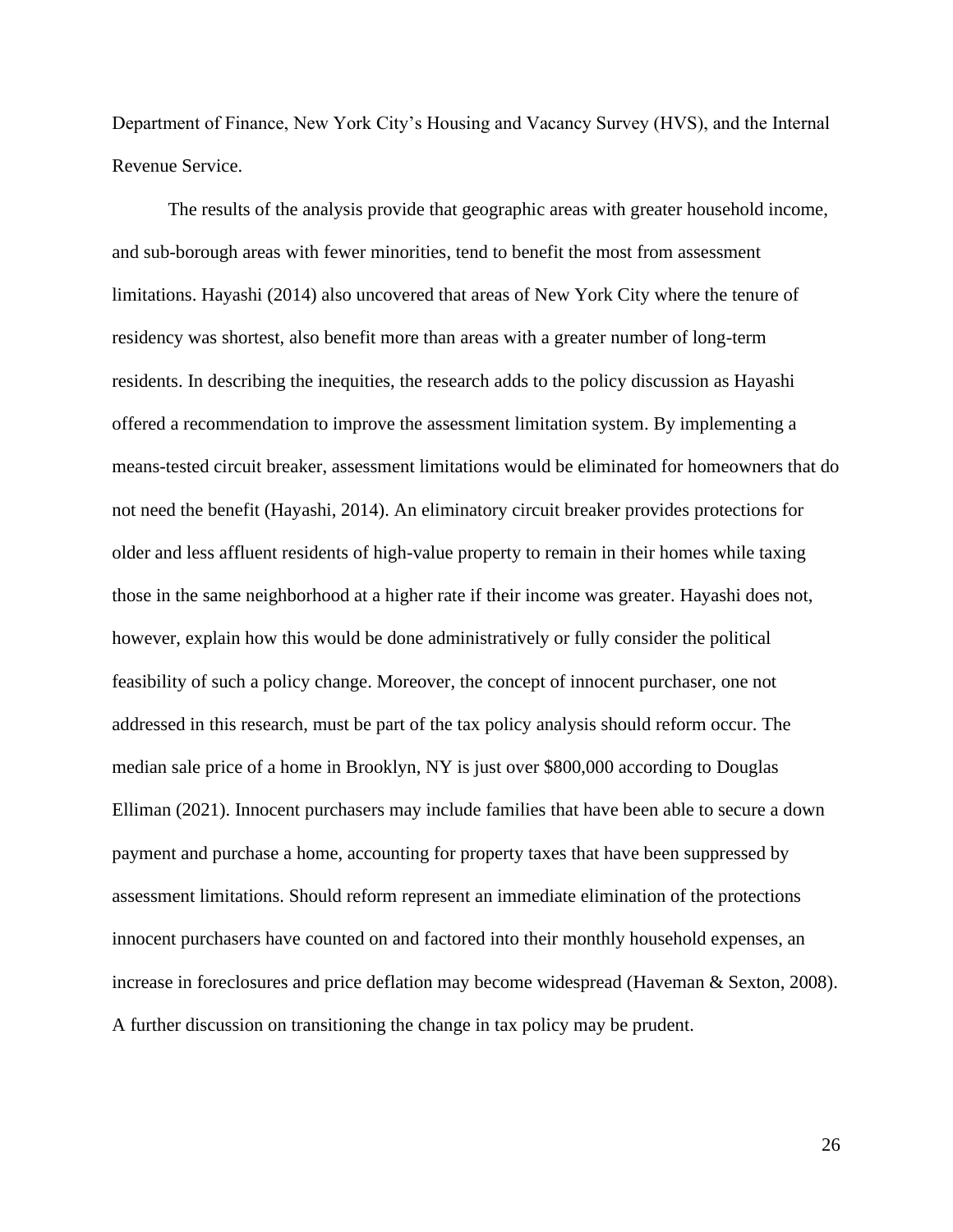Department of Finance, New York City's Housing and Vacancy Survey (HVS), and the Internal Revenue Service.

The results of the analysis provide that geographic areas with greater household income, and sub-borough areas with fewer minorities, tend to benefit the most from assessment limitations. Hayashi (2014) also uncovered that areas of New York City where the tenure of residency was shortest, also benefit more than areas with a greater number of long-term residents. In describing the inequities, the research adds to the policy discussion as Hayashi offered a recommendation to improve the assessment limitation system. By implementing a means-tested circuit breaker, assessment limitations would be eliminated for homeowners that do not need the benefit (Hayashi, 2014). An eliminatory circuit breaker provides protections for older and less affluent residents of high-value property to remain in their homes while taxing those in the same neighborhood at a higher rate if their income was greater. Hayashi does not, however, explain how this would be done administratively or fully consider the political feasibility of such a policy change. Moreover, the concept of innocent purchaser, one not addressed in this research, must be part of the tax policy analysis should reform occur. The median sale price of a home in Brooklyn, NY is just over $800,000 according to Douglas Elliman (2021). Innocent purchasers may include families that have been able to secure a down payment and purchase a home, accounting for property taxes that have been suppressed by assessment limitations. Should reform represent an immediate elimination of the protections innocent purchasers have counted on and factored into their monthly household expenses, an increase in foreclosures and price deflation may become widespread (Haveman & Sexton, 2008). A further discussion on transitioning the change in tax policy may be prudent.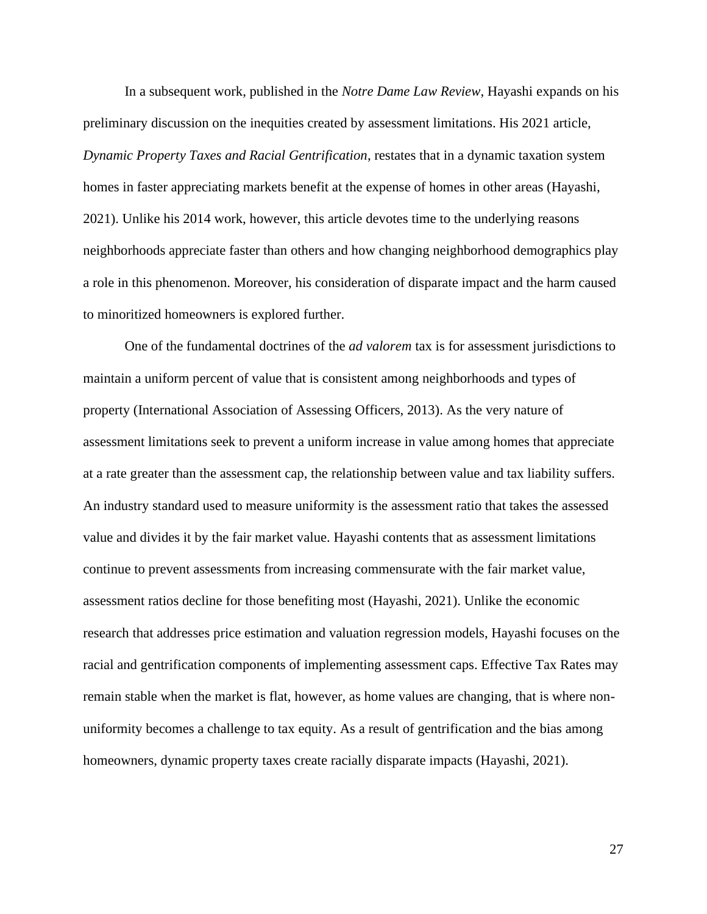In a subsequent work, published in the *Notre Dame Law Review*, Hayashi expands on his preliminary discussion on the inequities created by assessment limitations. His 2021 article, *Dynamic Property Taxes and Racial Gentrification*, restates that in a dynamic taxation system homes in faster appreciating markets benefit at the expense of homes in other areas (Hayashi, 2021). Unlike his 2014 work, however, this article devotes time to the underlying reasons neighborhoods appreciate faster than others and how changing neighborhood demographics play a role in this phenomenon. Moreover, his consideration of disparate impact and the harm caused to minoritized homeowners is explored further.

One of the fundamental doctrines of the *ad valorem* tax is for assessment jurisdictions to maintain a uniform percent of value that is consistent among neighborhoods and types of property (International Association of Assessing Officers, 2013). As the very nature of assessment limitations seek to prevent a uniform increase in value among homes that appreciate at a rate greater than the assessment cap, the relationship between value and tax liability suffers. An industry standard used to measure uniformity is the assessment ratio that takes the assessed value and divides it by the fair market value. Hayashi contents that as assessment limitations continue to prevent assessments from increasing commensurate with the fair market value, assessment ratios decline for those benefiting most (Hayashi, 2021). Unlike the economic research that addresses price estimation and valuation regression models, Hayashi focuses on the racial and gentrification components of implementing assessment caps. Effective Tax Rates may remain stable when the market is flat, however, as home values are changing, that is where non-uniformity becomes a challenge to tax equity. As a result of gentrification and the bias among homeowners, dynamic property taxes create racially disparate impacts (Hayashi, 2021).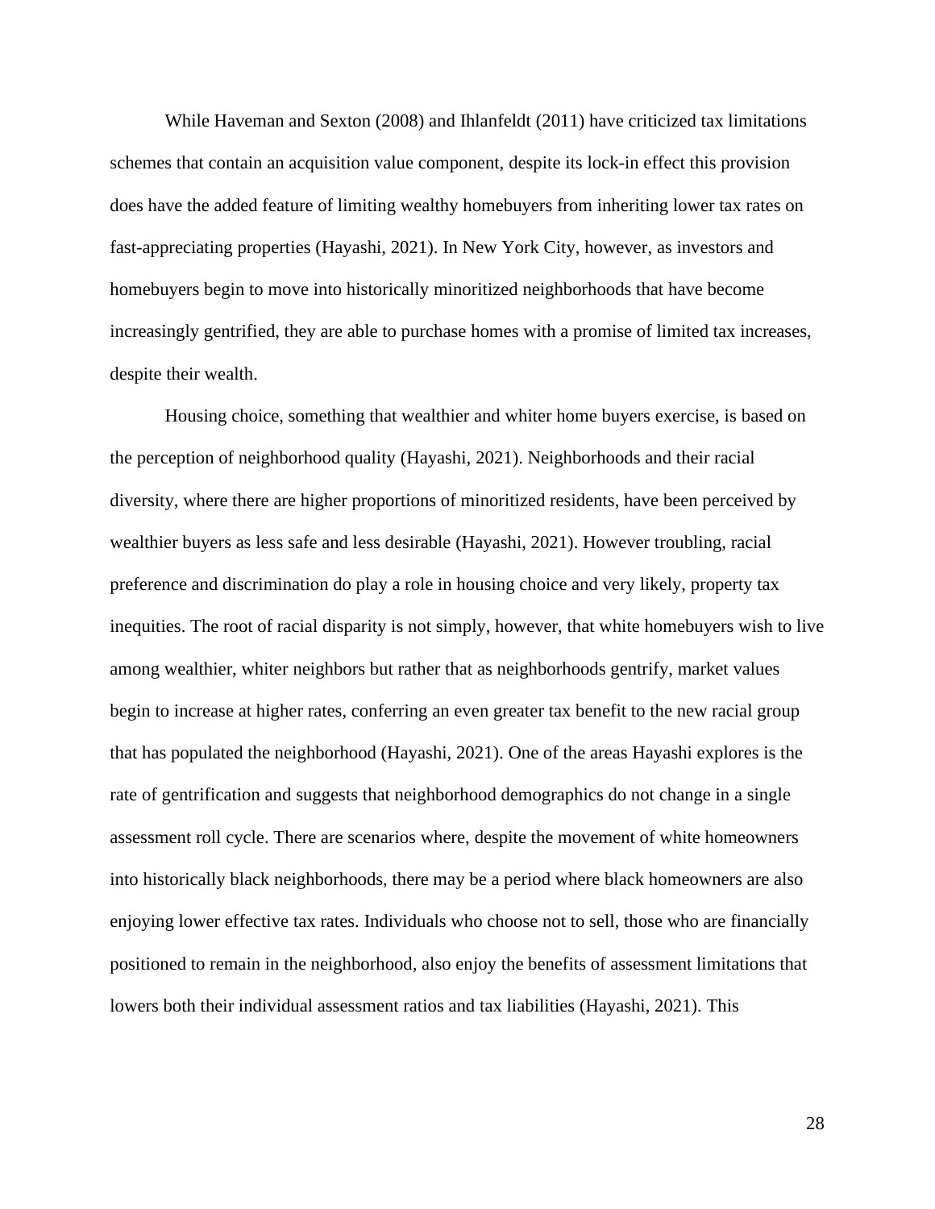While Haveman and Sexton (2008) and Ihlanfeldt (2011) have criticized tax limitations schemes that contain an acquisition value component, despite its lock-in effect this provision does have the added feature of limiting wealthy homebuyers from inheriting lower tax rates on fast-appreciating properties (Hayashi, 2021). In New York City, however, as investors and homebuyers begin to move into historically minoritized neighborhoods that have become increasingly gentrified, they are able to purchase homes with a promise of limited tax increases, despite their wealth.

Housing choice, something that wealthier and whiter home buyers exercise, is based on the perception of neighborhood quality (Hayashi, 2021). Neighborhoods and their racial diversity, where there are higher proportions of minoritized residents, have been perceived by wealthier buyers as less safe and less desirable (Hayashi, 2021). However troubling, racial preference and discrimination do play a role in housing choice and very likely, property tax inequities. The root of racial disparity is not simply, however, that white homebuyers wish to live among wealthier, whiter neighbors but rather that as neighborhoods gentrify, market values begin to increase at higher rates, conferring an even greater tax benefit to the new racial group that has populated the neighborhood (Hayashi, 2021). One of the areas Hayashi explores is the rate of gentrification and suggests that neighborhood demographics do not change in a single assessment roll cycle. There are scenarios where, despite the movement of white homeowners into historically black neighborhoods, there may be a period where black homeowners are also enjoying lower effective tax rates. Individuals who choose not to sell, those who are financially positioned to remain in the neighborhood, also enjoy the benefits of assessment limitations that lowers both their individual assessment ratios and tax liabilities (Hayashi, 2021). This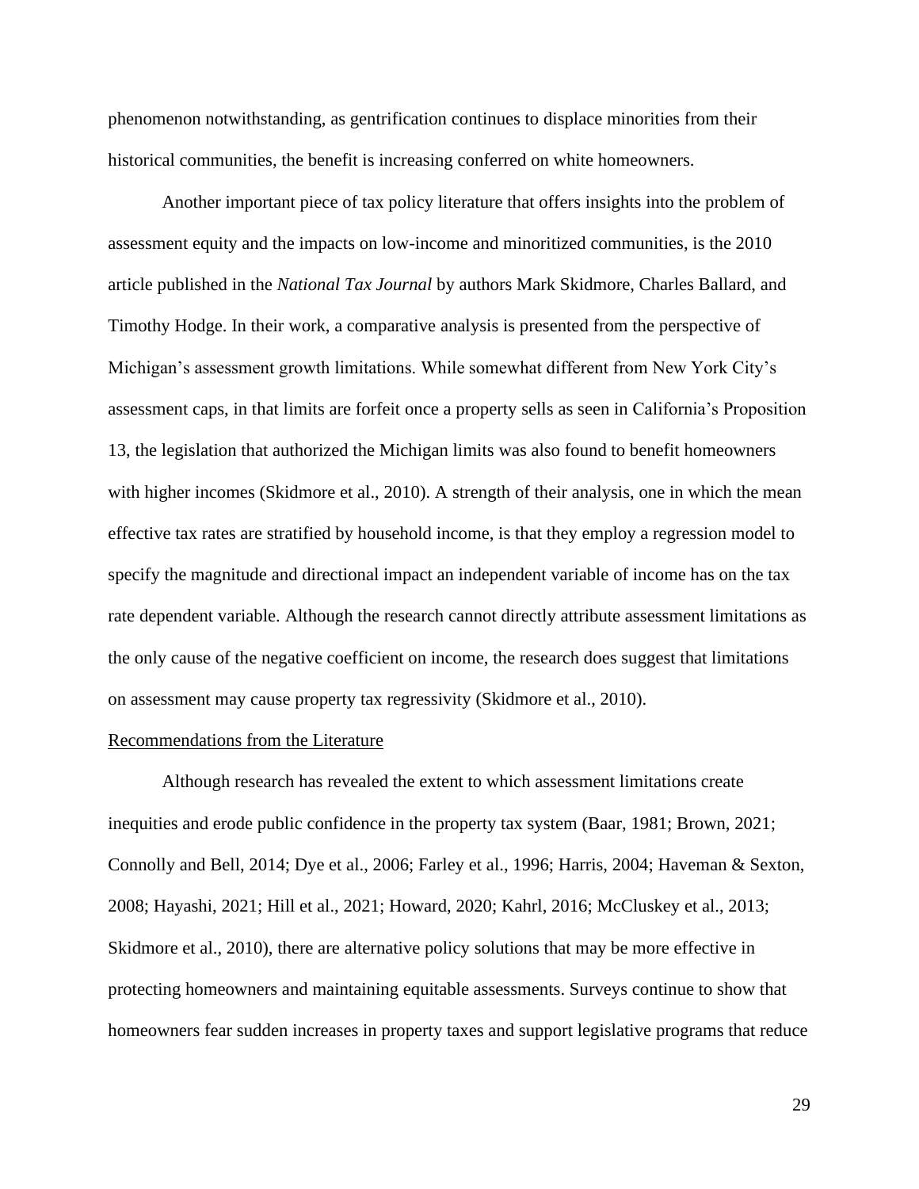phenomenon notwithstanding, as gentrification continues to displace minorities from their historical communities, the benefit is increasing conferred on white homeowners.

Another important piece of tax policy literature that offers insights into the problem of assessment equity and the impacts on low-income and minoritized communities, is the 2010 article published in the *National Tax Journal* by authors Mark Skidmore, Charles Ballard, and Timothy Hodge. In their work, a comparative analysis is presented from the perspective of Michigan's assessment growth limitations. While somewhat different from New York City's assessment caps, in that limits are forfeit once a property sells as seen in California's Proposition 13, the legislation that authorized the Michigan limits was also found to benefit homeowners with higher incomes (Skidmore et al., 2010). A strength of their analysis, one in which the mean effective tax rates are stratified by household income, is that they employ a regression model to specify the magnitude and directional impact an independent variable of income has on the tax rate dependent variable. Although the research cannot directly attribute assessment limitations as the only cause of the negative coefficient on income, the research does suggest that limitations on assessment may cause property tax regressivity (Skidmore et al., 2010).

Recommendations from the Literature

Although research has revealed the extent to which assessment limitations create inequities and erode public confidence in the property tax system (Baar, 1981; Brown, 2021; Connolly and Bell, 2014; Dye et al., 2006; Farley et al., 1996; Harris, 2004; Haveman & Sexton, 2008; Hayashi, 2021; Hill et al., 2021; Howard, 2020; Kahrl, 2016; McCluskey et al., 2013; Skidmore et al., 2010), there are alternative policy solutions that may be more effective in protecting homeowners and maintaining equitable assessments. Surveys continue to show that homeowners fear sudden increases in property taxes and support legislative programs that reduce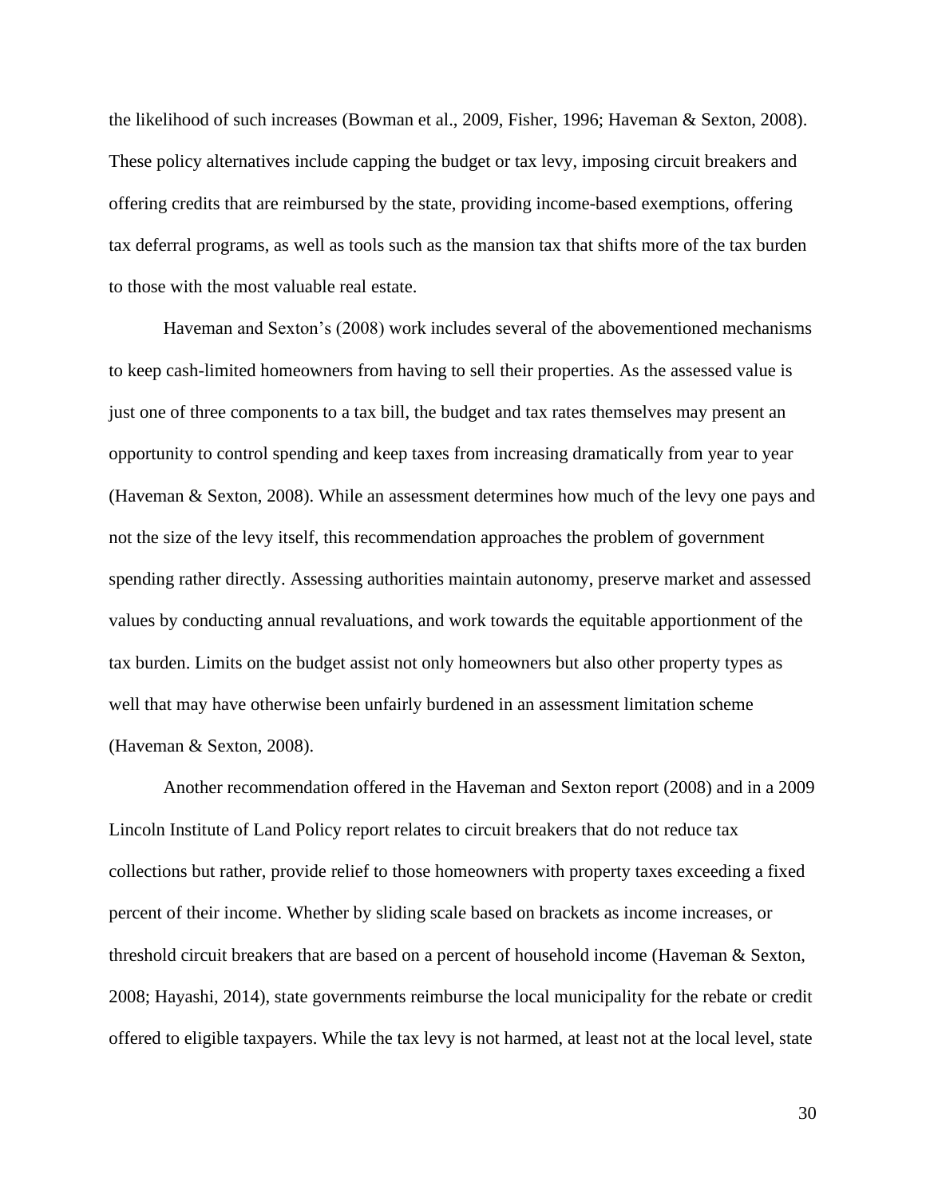the likelihood of such increases (Bowman et al., 2009, Fisher, 1996; Haveman & Sexton, 2008). These policy alternatives include capping the budget or tax levy, imposing circuit breakers and offering credits that are reimbursed by the state, providing income-based exemptions, offering tax deferral programs, as well as tools such as the mansion tax that shifts more of the tax burden to those with the most valuable real estate.

Haveman and Sexton's (2008) work includes several of the abovementioned mechanisms to keep cash-limited homeowners from having to sell their properties. As the assessed value is just one of three components to a tax bill, the budget and tax rates themselves may present an opportunity to control spending and keep taxes from increasing dramatically from year to year (Haveman & Sexton, 2008). While an assessment determines how much of the levy one pays and not the size of the levy itself, this recommendation approaches the problem of government spending rather directly. Assessing authorities maintain autonomy, preserve market and assessed values by conducting annual revaluations, and work towards the equitable apportionment of the tax burden. Limits on the budget assist not only homeowners but also other property types as well that may have otherwise been unfairly burdened in an assessment limitation scheme (Haveman & Sexton, 2008).

Another recommendation offered in the Haveman and Sexton report (2008) and in a 2009 Lincoln Institute of Land Policy report relates to circuit breakers that do not reduce tax collections but rather, provide relief to those homeowners with property taxes exceeding a fixed percent of their income. Whether by sliding scale based on brackets as income increases, or threshold circuit breakers that are based on a percent of household income (Haveman & Sexton, 2008; Hayashi, 2014), state governments reimburse the local municipality for the rebate or credit offered to eligible taxpayers. While the tax levy is not harmed, at least not at the local level, state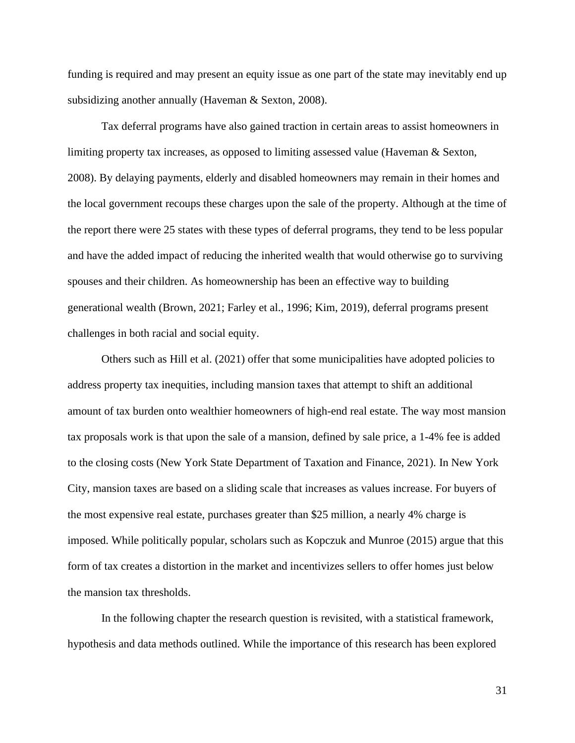funding is required and may present an equity issue as one part of the state may inevitably end up subsidizing another annually (Haveman & Sexton, 2008).

Tax deferral programs have also gained traction in certain areas to assist homeowners in limiting property tax increases, as opposed to limiting assessed value (Haveman & Sexton, 2008). By delaying payments, elderly and disabled homeowners may remain in their homes and the local government recoups these charges upon the sale of the property. Although at the time of the report there were 25 states with these types of deferral programs, they tend to be less popular and have the added impact of reducing the inherited wealth that would otherwise go to surviving spouses and their children. As homeownership has been an effective way to building generational wealth (Brown, 2021; Farley et al., 1996; Kim, 2019), deferral programs present challenges in both racial and social equity.

Others such as Hill et al. (2021) offer that some municipalities have adopted policies to address property tax inequities, including mansion taxes that attempt to shift an additional amount of tax burden onto wealthier homeowners of high-end real estate. The way most mansion tax proposals work is that upon the sale of a mansion, defined by sale price, a 1-4% fee is added to the closing costs (New York State Department of Taxation and Finance, 2021). In New York City, mansion taxes are based on a sliding scale that increases as values increase. For buyers of the most expensive real estate, purchases greater than $25 million, a nearly 4% charge is imposed. While politically popular, scholars such as Kopczuk and Munroe (2015) argue that this form of tax creates a distortion in the market and incentivizes sellers to offer homes just below the mansion tax thresholds.

In the following chapter the research question is revisited, with a statistical framework, hypothesis and data methods outlined. While the importance of this research has been explored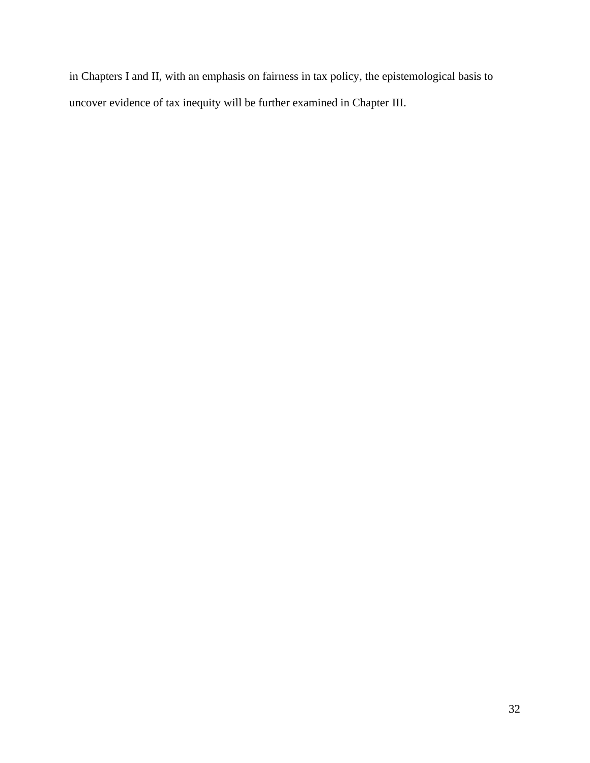in Chapters I and II, with an emphasis on fairness in tax policy, the epistemological basis to uncover evidence of tax inequity will be further examined in Chapter III.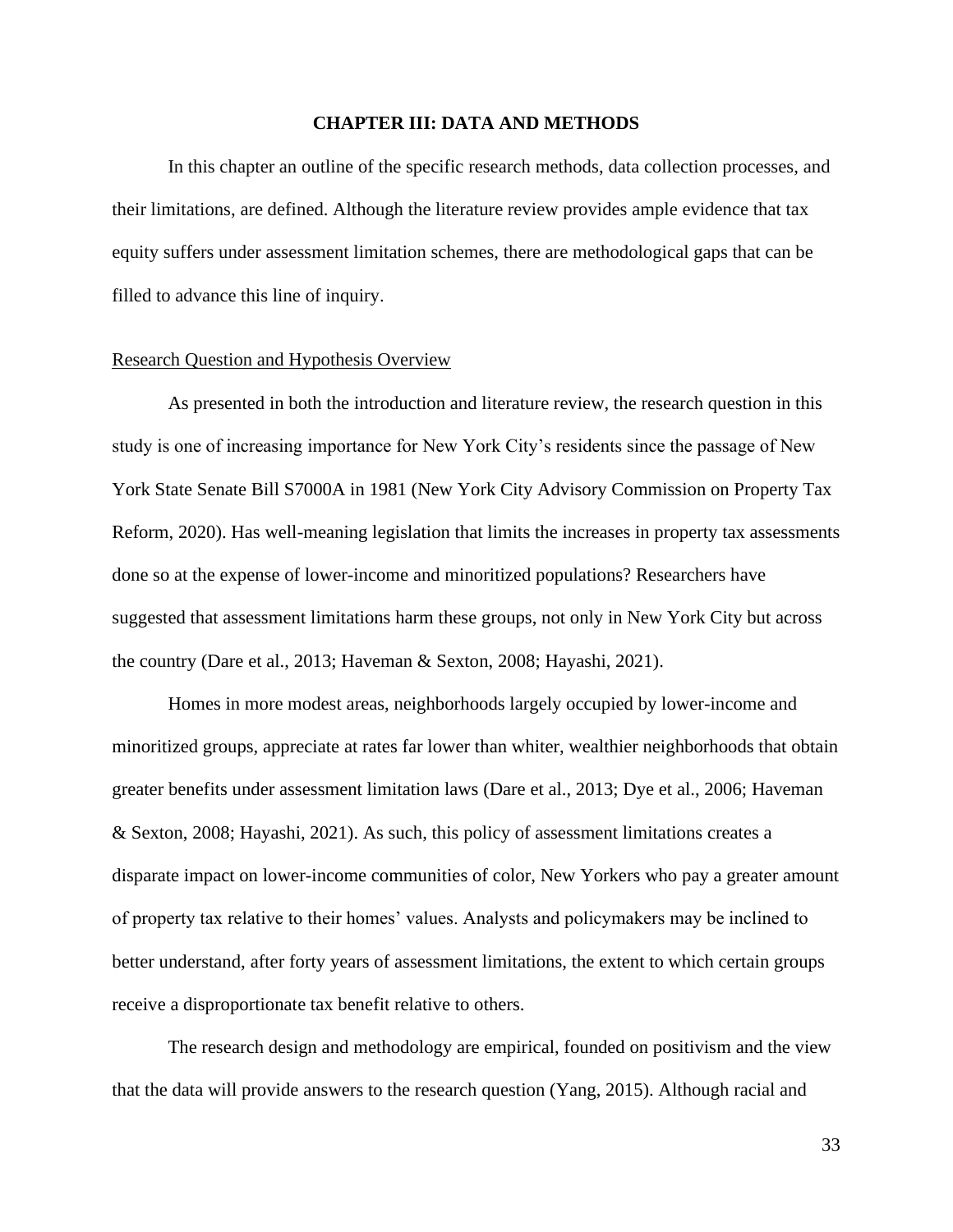# CHAPTER III: DATA AND METHODS

In this chapter an outline of the specific research methods, data collection processes, and their limitations, are defined. Although the literature review provides ample evidence that tax equity suffers under assessment limitation schemes, there are methodological gaps that can be filled to advance this line of inquiry.

## Research Question and Hypothesis Overview

As presented in both the introduction and literature review, the research question in this study is one of increasing importance for New York City's residents since the passage of New York State Senate Bill S7000A in 1981 (New York City Advisory Commission on Property Tax Reform, 2020). Has well-meaning legislation that limits the increases in property tax assessments done so at the expense of lower-income and minoritized populations? Researchers have suggested that assessment limitations harm these groups, not only in New York City but across the country (Dare et al., 2013; Haveman & Sexton, 2008; Hayashi, 2021).

Homes in more modest areas, neighborhoods largely occupied by lower-income and minoritized groups, appreciate at rates far lower than whiter, wealthier neighborhoods that obtain greater benefits under assessment limitation laws (Dare et al., 2013; Dye et al., 2006; Haveman & Sexton, 2008; Hayashi, 2021). As such, this policy of assessment limitations creates a disparate impact on lower-income communities of color, New Yorkers who pay a greater amount of property tax relative to their homes' values. Analysts and policymakers may be inclined to better understand, after forty years of assessment limitations, the extent to which certain groups receive a disproportionate tax benefit relative to others.

The research design and methodology are empirical, founded on positivism and the view that the data will provide answers to the research question (Yang, 2015). Although racial and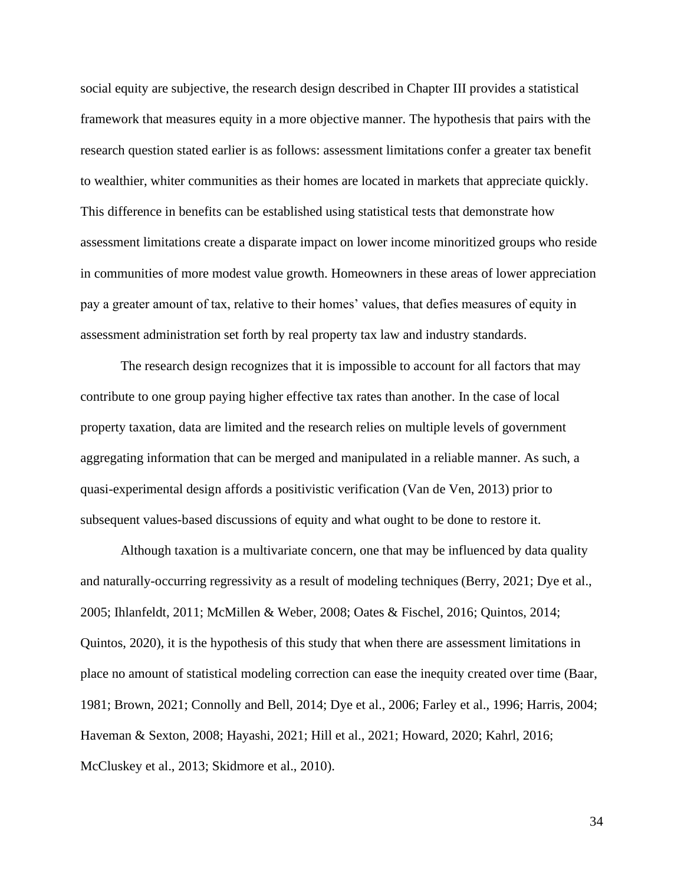social equity are subjective, the research design described in Chapter III provides a statistical framework that measures equity in a more objective manner. The hypothesis that pairs with the research question stated earlier is as follows: assessment limitations confer a greater tax benefit to wealthier, whiter communities as their homes are located in markets that appreciate quickly. This difference in benefits can be established using statistical tests that demonstrate how assessment limitations create a disparate impact on lower income minoritized groups who reside in communities of more modest value growth. Homeowners in these areas of lower appreciation pay a greater amount of tax, relative to their homes' values, that defies measures of equity in assessment administration set forth by real property tax law and industry standards.

The research design recognizes that it is impossible to account for all factors that may contribute to one group paying higher effective tax rates than another. In the case of local property taxation, data are limited and the research relies on multiple levels of government aggregating information that can be merged and manipulated in a reliable manner. As such, a quasi-experimental design affords a positivistic verification (Van de Ven, 2013) prior to subsequent values-based discussions of equity and what ought to be done to restore it.

Although taxation is a multivariate concern, one that may be influenced by data quality and naturally-occurring regressivity as a result of modeling techniques (Berry, 2021; Dye et al., 2005; Ihlanfeldt, 2011; McMillen & Weber, 2008; Oates & Fischel, 2016; Quintos, 2014; Quintos, 2020), it is the hypothesis of this study that when there are assessment limitations in place no amount of statistical modeling correction can ease the inequity created over time (Baar, 1981; Brown, 2021; Connolly and Bell, 2014; Dye et al., 2006; Farley et al., 1996; Harris, 2004; Haveman & Sexton, 2008; Hayashi, 2021; Hill et al., 2021; Howard, 2020; Kahrl, 2016; McCluskey et al., 2013; Skidmore et al., 2010).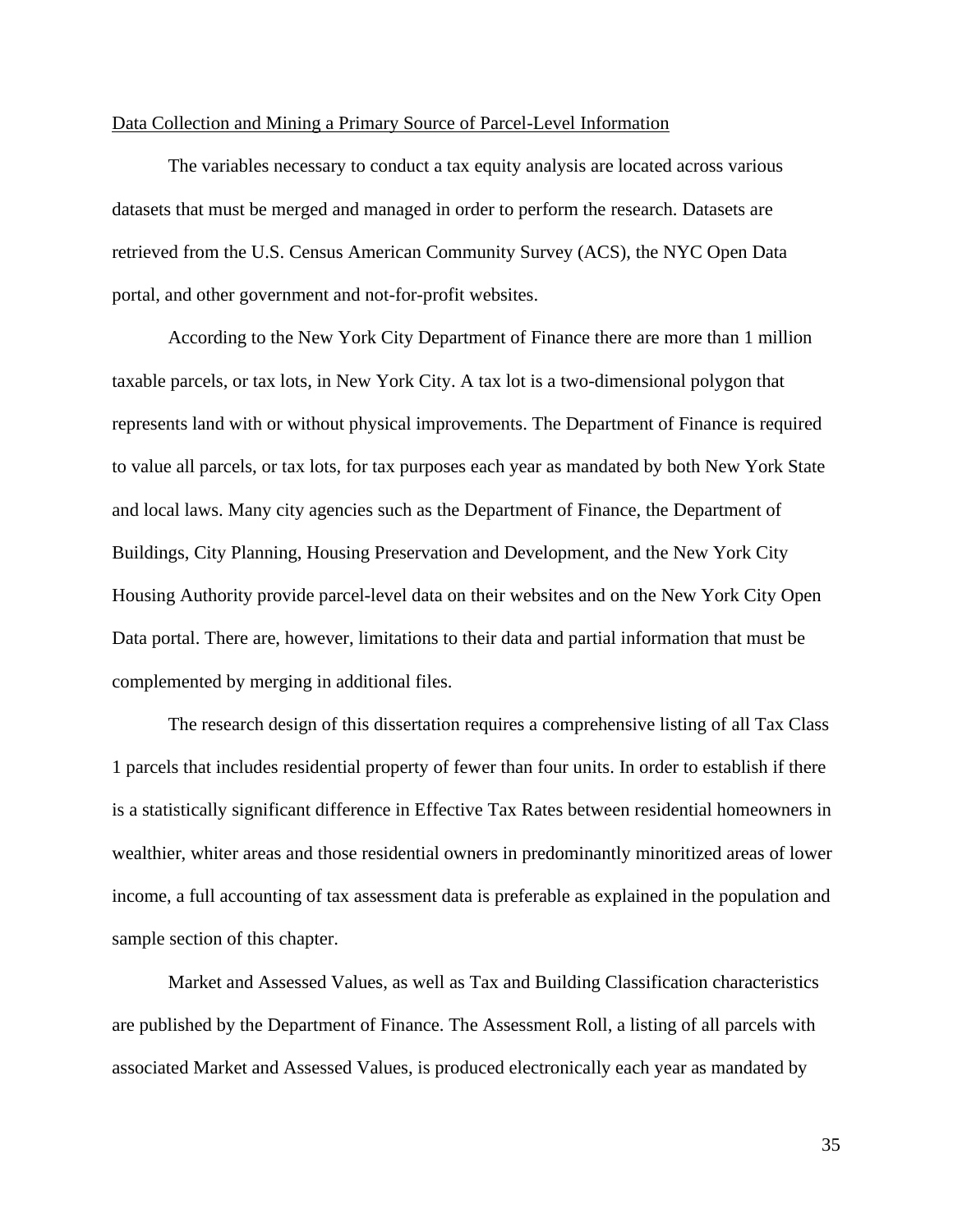Data Collection and Mining a Primary Source of Parcel-Level Information

The variables necessary to conduct a tax equity analysis are located across various datasets that must be merged and managed in order to perform the research. Datasets are retrieved from the U.S. Census American Community Survey (ACS), the NYC Open Data portal, and other government and not-for-profit websites.

According to the New York City Department of Finance there are more than 1 million taxable parcels, or tax lots, in New York City. A tax lot is a two-dimensional polygon that represents land with or without physical improvements. The Department of Finance is required to value all parcels, or tax lots, for tax purposes each year as mandated by both New York State and local laws. Many city agencies such as the Department of Finance, the Department of Buildings, City Planning, Housing Preservation and Development, and the New York City Housing Authority provide parcel-level data on their websites and on the New York City Open Data portal. There are, however, limitations to their data and partial information that must be complemented by merging in additional files.

The research design of this dissertation requires a comprehensive listing of all Tax Class 1 parcels that includes residential property of fewer than four units. In order to establish if there is a statistically significant difference in Effective Tax Rates between residential homeowners in wealthier, whiter areas and those residential owners in predominantly minoritized areas of lower income, a full accounting of tax assessment data is preferable as explained in the population and sample section of this chapter.

Market and Assessed Values, as well as Tax and Building Classification characteristics are published by the Department of Finance. The Assessment Roll, a listing of all parcels with associated Market and Assessed Values, is produced electronically each year as mandated by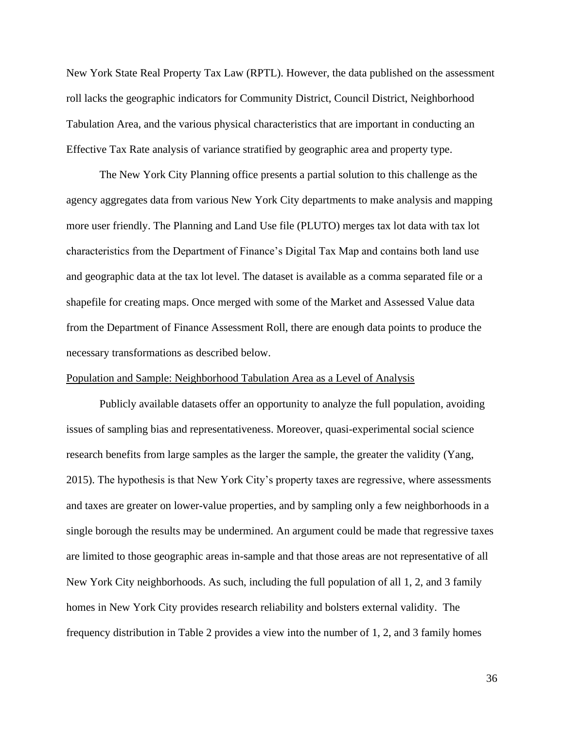New York State Real Property Tax Law (RPTL). However, the data published on the assessment roll lacks the geographic indicators for Community District, Council District, Neighborhood Tabulation Area, and the various physical characteristics that are important in conducting an Effective Tax Rate analysis of variance stratified by geographic area and property type.

The New York City Planning office presents a partial solution to this challenge as the agency aggregates data from various New York City departments to make analysis and mapping more user friendly. The Planning and Land Use file (PLUTO) merges tax lot data with tax lot characteristics from the Department of Finance's Digital Tax Map and contains both land use and geographic data at the tax lot level. The dataset is available as a comma separated file or a shapefile for creating maps. Once merged with some of the Market and Assessed Value data from the Department of Finance Assessment Roll, there are enough data points to produce the necessary transformations as described below.

Population and Sample: Neighborhood Tabulation Area as a Level of Analysis

Publicly available datasets offer an opportunity to analyze the full population, avoiding issues of sampling bias and representativeness. Moreover, quasi-experimental social science research benefits from large samples as the larger the sample, the greater the validity (Yang, 2015). The hypothesis is that New York City's property taxes are regressive, where assessments and taxes are greater on lower-value properties, and by sampling only a few neighborhoods in a single borough the results may be undermined. An argument could be made that regressive taxes are limited to those geographic areas in-sample and that those areas are not representative of all New York City neighborhoods. As such, including the full population of all 1, 2, and 3 family homes in New York City provides research reliability and bolsters external validity. The frequency distribution in Table 2 provides a view into the number of 1, 2, and 3 family homes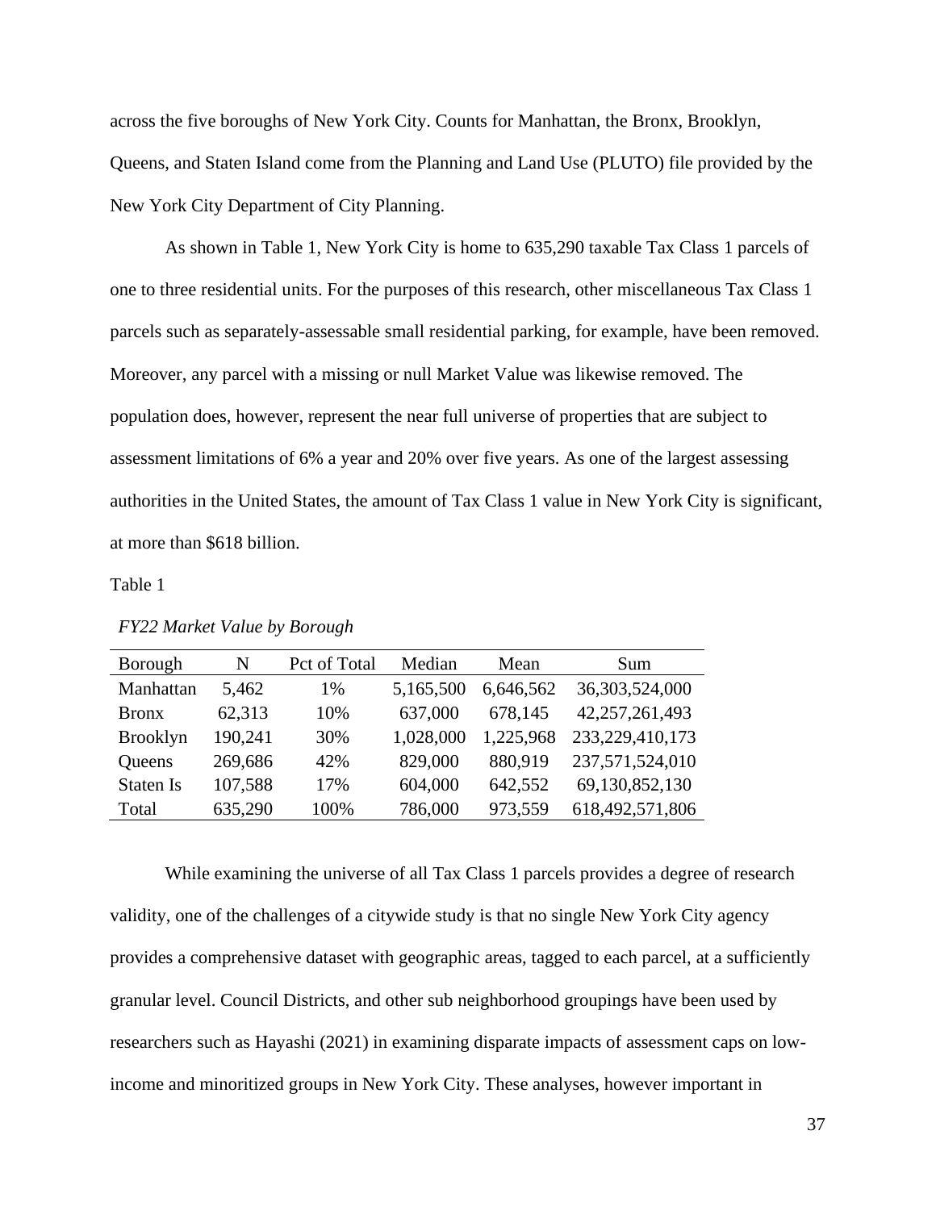across the five boroughs of New York City. Counts for Manhattan, the Bronx, Brooklyn, Queens, and Staten Island come from the Planning and Land Use (PLUTO) file provided by the New York City Department of City Planning.

As shown in Table 1, New York City is home to 635,290 taxable Tax Class 1 parcels of one to three residential units. For the purposes of this research, other miscellaneous Tax Class 1 parcels such as separately-assessable small residential parking, for example, have been removed. Moreover, any parcel with a missing or null Market Value was likewise removed. The population does, however, represent the near full universe of properties that are subject to assessment limitations of 6% a year and 20% over five years. As one of the largest assessing authorities in the United States, the amount of Tax Class 1 value in New York City is significant, at more than $618 billion.

Table 1

*FY22 Market Value by Borough*

| Borough | N | Pct of Total | Median | Mean | Sum |
|---|---|---|---|---|---|
| Manhattan | 5,462 | 1% | 5,165,500 | 6,646,562 | 36,303,524,000 |
| Bronx | 62,313 | 10% | 637,000 | 678,145 | 42,257,261,493 |
| Brooklyn | 190,241 | 30% | 1,028,000 | 1,225,968 | 233,229,410,173 |
| Queens | 269,686 | 42% | 829,000 | 880,919 | 237,571,524,010 |
| Staten Is | 107,588 | 17% | 604,000 | 642,552 | 69,130,852,130 |
| Total | 635,290 | 100% | 786,000 | 973,559 | 618,492,571,806 |

While examining the universe of all Tax Class 1 parcels provides a degree of research validity, one of the challenges of a citywide study is that no single New York City agency provides a comprehensive dataset with geographic areas, tagged to each parcel, at a sufficiently granular level. Council Districts, and other sub neighborhood groupings have been used by researchers such as Hayashi (2021) in examining disparate impacts of assessment caps on low-income and minoritized groups in New York City. These analyses, however important in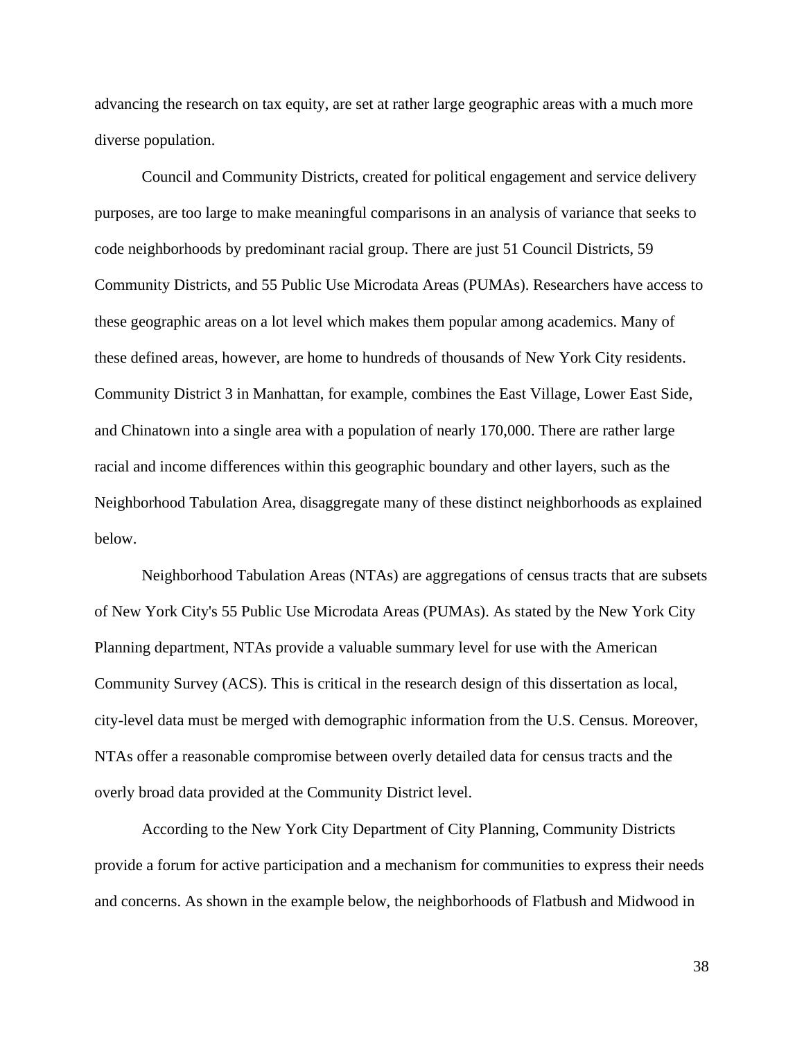advancing the research on tax equity, are set at rather large geographic areas with a much more diverse population.

Council and Community Districts, created for political engagement and service delivery purposes, are too large to make meaningful comparisons in an analysis of variance that seeks to code neighborhoods by predominant racial group. There are just 51 Council Districts, 59 Community Districts, and 55 Public Use Microdata Areas (PUMAs). Researchers have access to these geographic areas on a lot level which makes them popular among academics. Many of these defined areas, however, are home to hundreds of thousands of New York City residents. Community District 3 in Manhattan, for example, combines the East Village, Lower East Side, and Chinatown into a single area with a population of nearly 170,000. There are rather large racial and income differences within this geographic boundary and other layers, such as the Neighborhood Tabulation Area, disaggregate many of these distinct neighborhoods as explained below.

Neighborhood Tabulation Areas (NTAs) are aggregations of census tracts that are subsets of New York City's 55 Public Use Microdata Areas (PUMAs). As stated by the New York City Planning department, NTAs provide a valuable summary level for use with the American Community Survey (ACS). This is critical in the research design of this dissertation as local, city-level data must be merged with demographic information from the U.S. Census. Moreover, NTAs offer a reasonable compromise between overly detailed data for census tracts and the overly broad data provided at the Community District level.

According to the New York City Department of City Planning, Community Districts provide a forum for active participation and a mechanism for communities to express their needs and concerns. As shown in the example below, the neighborhoods of Flatbush and Midwood in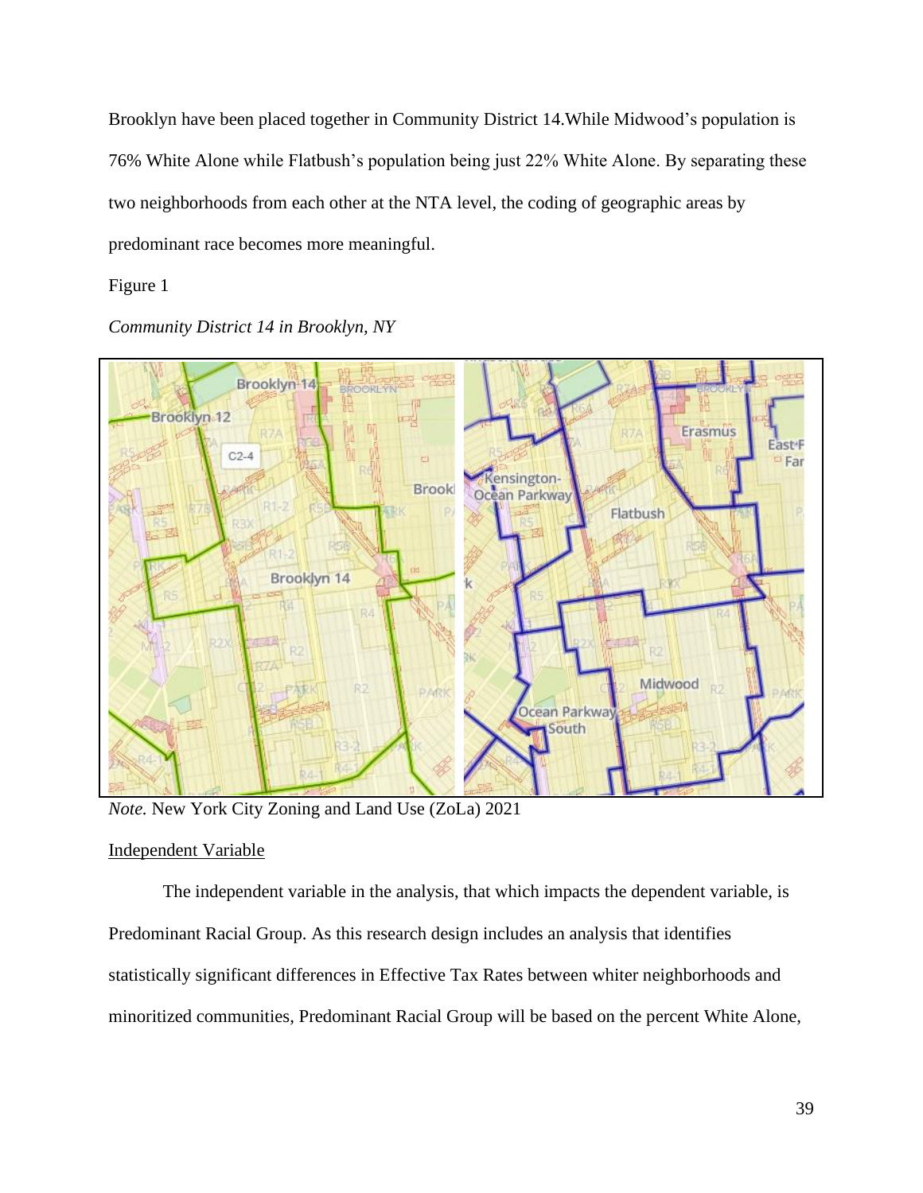Brooklyn have been placed together in Community District 14.While Midwood's population is 76% White Alone while Flatbush's population being just 22% White Alone. By separating these two neighborhoods from each other at the NTA level, the coding of geographic areas by predominant race becomes more meaningful.

Figure 1

*Community District 14 in Brooklyn, NY*

*Note.* New York City Zoning and Land Use (ZoLa) 2021

<u>Independent Variable</u>

The independent variable in the analysis, that which impacts the dependent variable, is Predominant Racial Group. As this research design includes an analysis that identifies statistically significant differences in Effective Tax Rates between whiter neighborhoods and minoritized communities, Predominant Racial Group will be based on the percent White Alone,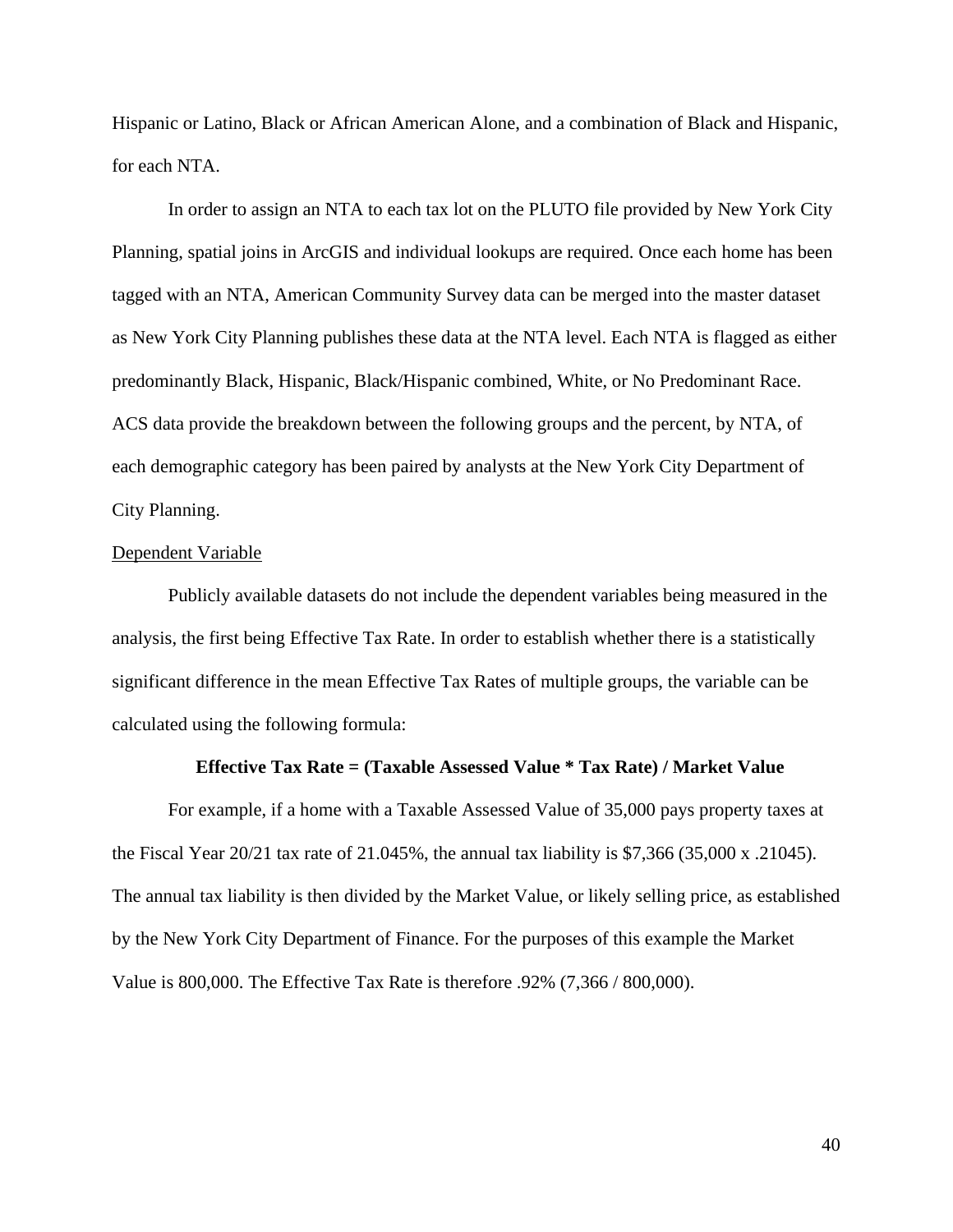Hispanic or Latino, Black or African American Alone, and a combination of Black and Hispanic, for each NTA.

In order to assign an NTA to each tax lot on the PLUTO file provided by New York City Planning, spatial joins in ArcGIS and individual lookups are required. Once each home has been tagged with an NTA, American Community Survey data can be merged into the master dataset as New York City Planning publishes these data at the NTA level. Each NTA is flagged as either predominantly Black, Hispanic, Black/Hispanic combined, White, or No Predominant Race. ACS data provide the breakdown between the following groups and the percent, by NTA, of each demographic category has been paired by analysts at the New York City Department of City Planning.

<u>Dependent Variable</u>

Publicly available datasets do not include the dependent variables being measured in the analysis, the first being Effective Tax Rate. In order to establish whether there is a statistically significant difference in the mean Effective Tax Rates of multiple groups, the variable can be calculated using the following formula:

**Effective Tax Rate = (Taxable Assessed Value * Tax Rate) / Market Value**

For example, if a home with a Taxable Assessed Value of 35,000 pays property taxes at the Fiscal Year 20/21 tax rate of 21.045%, the annual tax liability is $7,366 (35,000 x .21045). The annual tax liability is then divided by the Market Value, or likely selling price, as established by the New York City Department of Finance. For the purposes of this example the Market Value is 800,000. The Effective Tax Rate is therefore .92% (7,366 / 800,000).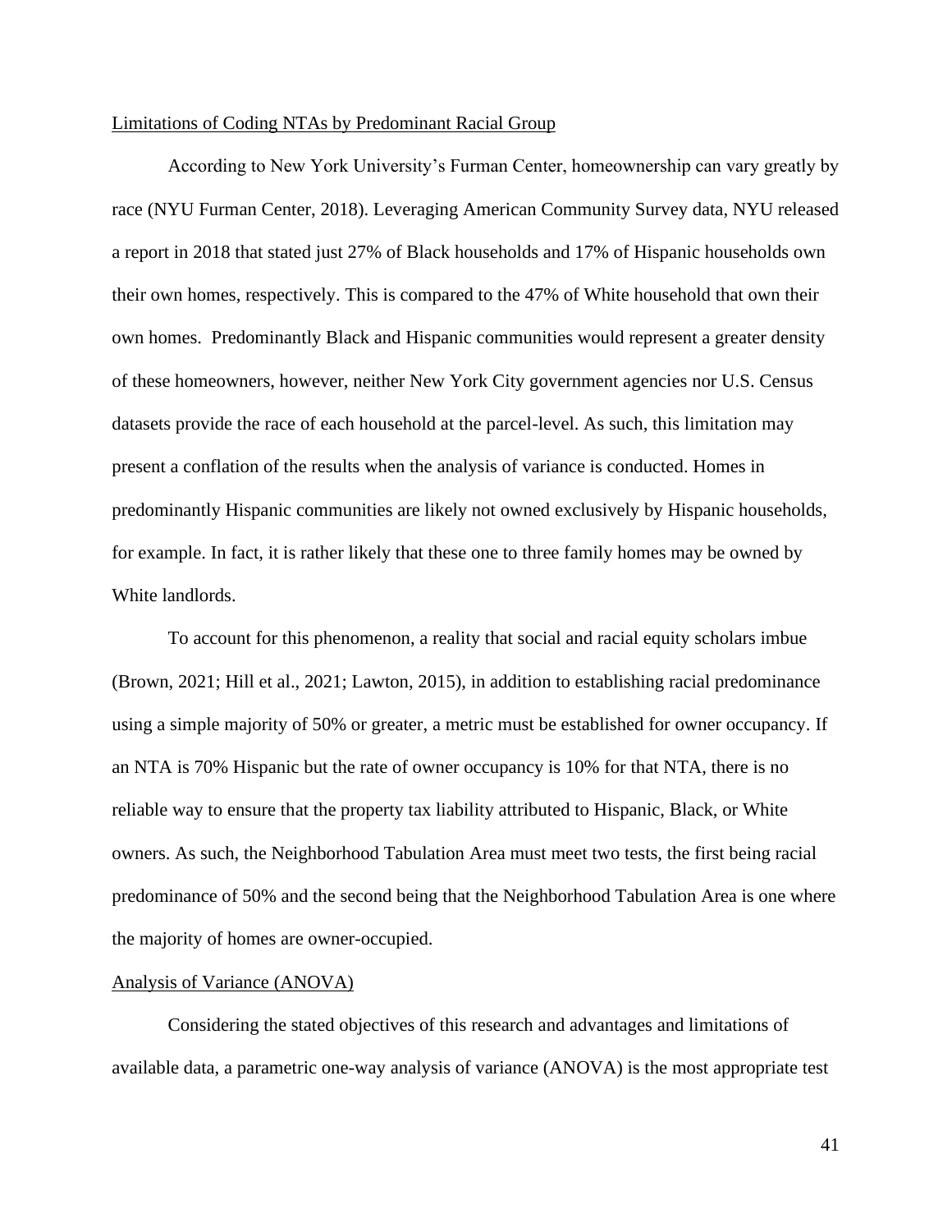Limitations of Coding NTAs by Predominant Racial Group

According to New York University's Furman Center, homeownership can vary greatly by race (NYU Furman Center, 2018). Leveraging American Community Survey data, NYU released a report in 2018 that stated just 27% of Black households and 17% of Hispanic households own their own homes, respectively. This is compared to the 47% of White household that own their own homes. Predominantly Black and Hispanic communities would represent a greater density of these homeowners, however, neither New York City government agencies nor U.S. Census datasets provide the race of each household at the parcel-level. As such, this limitation may present a conflation of the results when the analysis of variance is conducted. Homes in predominantly Hispanic communities are likely not owned exclusively by Hispanic households, for example. In fact, it is rather likely that these one to three family homes may be owned by White landlords.

To account for this phenomenon, a reality that social and racial equity scholars imbue (Brown, 2021; Hill et al., 2021; Lawton, 2015), in addition to establishing racial predominance using a simple majority of 50% or greater, a metric must be established for owner occupancy. If an NTA is 70% Hispanic but the rate of owner occupancy is 10% for that NTA, there is no reliable way to ensure that the property tax liability attributed to Hispanic, Black, or White owners. As such, the Neighborhood Tabulation Area must meet two tests, the first being racial predominance of 50% and the second being that the Neighborhood Tabulation Area is one where the majority of homes are owner-occupied.

Analysis of Variance (ANOVA)

Considering the stated objectives of this research and advantages and limitations of available data, a parametric one-way analysis of variance (ANOVA) is the most appropriate test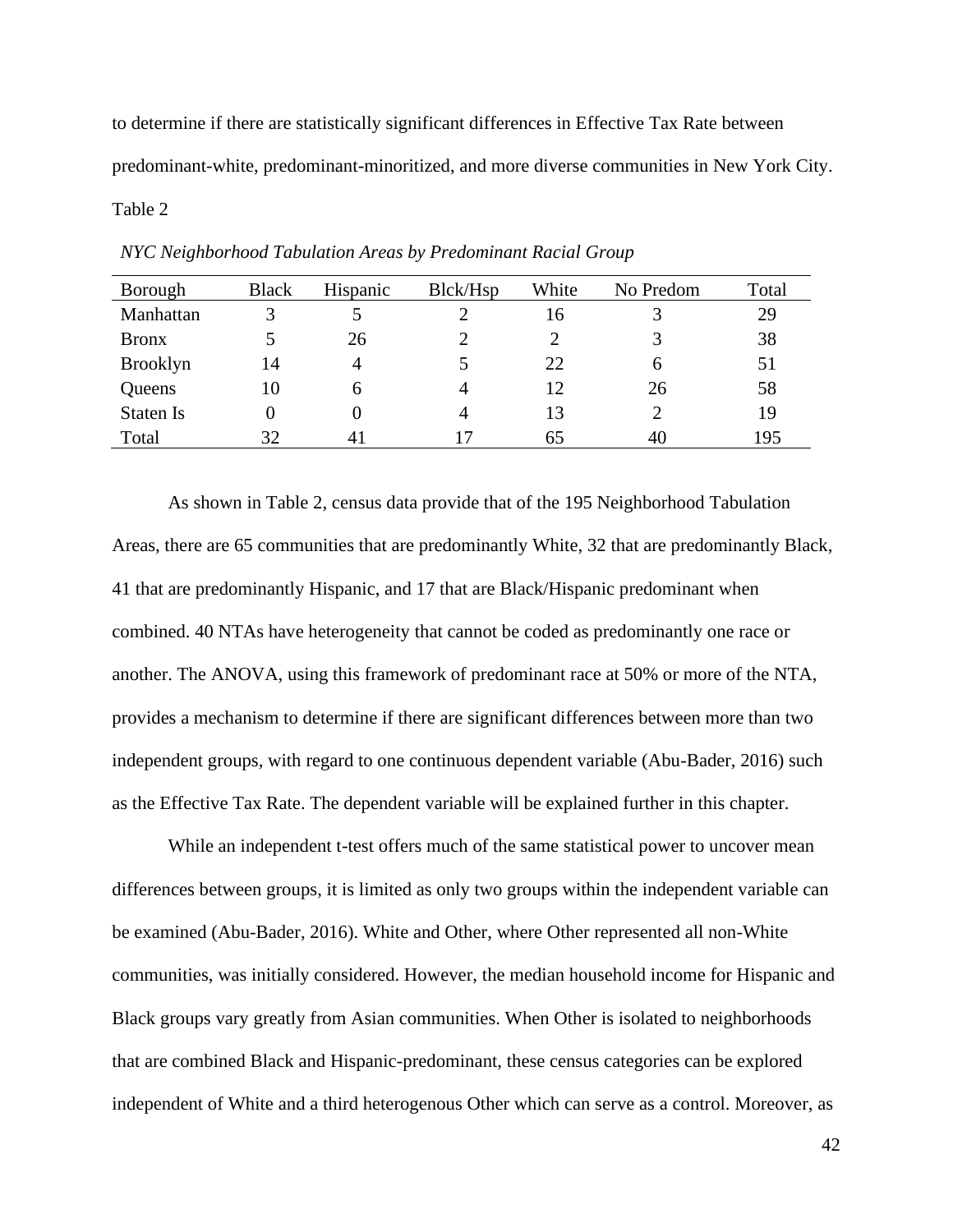to determine if there are statistically significant differences in Effective Tax Rate between predominant-white, predominant-minoritized, and more diverse communities in New York City.

Table 2

*NYC Neighborhood Tabulation Areas by Predominant Racial Group*

| Borough | Black | Hispanic | Blck/Hsp | White | No Predom | Total |
|---|---|---|---|---|---|---|
| Manhattan | 3 | 5 | 2 | 16 | 3 | 29 |
| Bronx | 5 | 26 | 2 | 2 | 3 | 38 |
| Brooklyn | 14 | 4 | 5 | 22 | 6 | 51 |
| Queens | 10 | 6 | 4 | 12 | 26 | 58 |
| Staten Is | 0 | 0 | 4 | 13 | 2 | 19 |
| Total | 32 | 41 | 17 | 65 | 40 | 195 |

As shown in Table 2, census data provide that of the 195 Neighborhood Tabulation Areas, there are 65 communities that are predominantly White, 32 that are predominantly Black, 41 that are predominantly Hispanic, and 17 that are Black/Hispanic predominant when combined. 40 NTAs have heterogeneity that cannot be coded as predominantly one race or another. The ANOVA, using this framework of predominant race at 50% or more of the NTA, provides a mechanism to determine if there are significant differences between more than two independent groups, with regard to one continuous dependent variable (Abu-Bader, 2016) such as the Effective Tax Rate. The dependent variable will be explained further in this chapter.

While an independent t-test offers much of the same statistical power to uncover mean differences between groups, it is limited as only two groups within the independent variable can be examined (Abu-Bader, 2016). White and Other, where Other represented all non-White communities, was initially considered. However, the median household income for Hispanic and Black groups vary greatly from Asian communities. When Other is isolated to neighborhoods that are combined Black and Hispanic-predominant, these census categories can be explored independent of White and a third heterogenous Other which can serve as a control. Moreover, as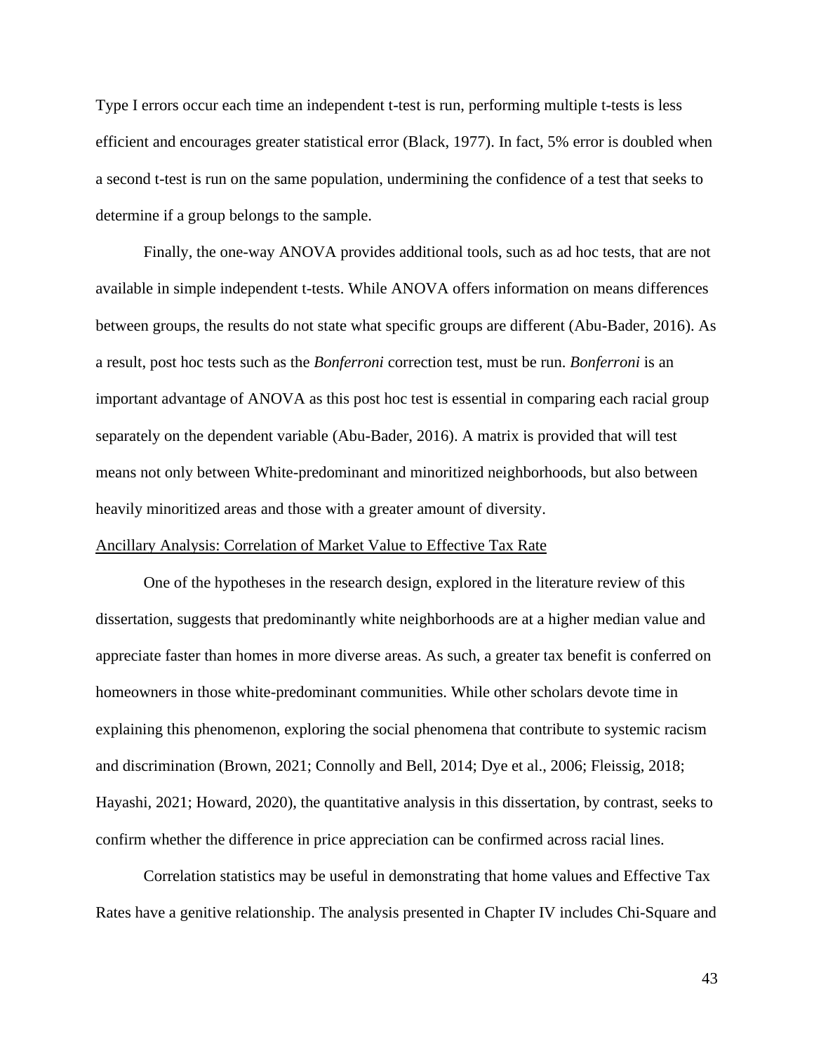Type I errors occur each time an independent t-test is run, performing multiple t-tests is less efficient and encourages greater statistical error (Black, 1977). In fact, 5% error is doubled when a second t-test is run on the same population, undermining the confidence of a test that seeks to determine if a group belongs to the sample.

Finally, the one-way ANOVA provides additional tools, such as ad hoc tests, that are not available in simple independent t-tests. While ANOVA offers information on means differences between groups, the results do not state what specific groups are different (Abu-Bader, 2016). As a result, post hoc tests such as the *Bonferroni* correction test, must be run. *Bonferroni* is an important advantage of ANOVA as this post hoc test is essential in comparing each racial group separately on the dependent variable (Abu-Bader, 2016). A matrix is provided that will test means not only between White-predominant and minoritized neighborhoods, but also between heavily minoritized areas and those with a greater amount of diversity.

<u>Ancillary Analysis: Correlation of Market Value to Effective Tax Rate</u>

One of the hypotheses in the research design, explored in the literature review of this dissertation, suggests that predominantly white neighborhoods are at a higher median value and appreciate faster than homes in more diverse areas. As such, a greater tax benefit is conferred on homeowners in those white-predominant communities. While other scholars devote time in explaining this phenomenon, exploring the social phenomena that contribute to systemic racism and discrimination (Brown, 2021; Connolly and Bell, 2014; Dye et al., 2006; Fleissig, 2018; Hayashi, 2021; Howard, 2020), the quantitative analysis in this dissertation, by contrast, seeks to confirm whether the difference in price appreciation can be confirmed across racial lines.

Correlation statistics may be useful in demonstrating that home values and Effective Tax Rates have a genitive relationship. The analysis presented in Chapter IV includes Chi-Square and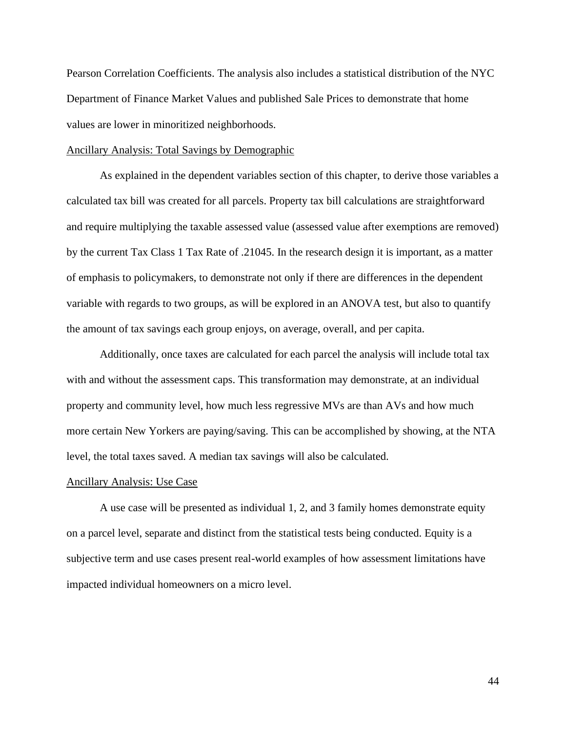Pearson Correlation Coefficients. The analysis also includes a statistical distribution of the NYC Department of Finance Market Values and published Sale Prices to demonstrate that home values are lower in minoritized neighborhoods.

### Ancillary Analysis: Total Savings by Demographic

As explained in the dependent variables section of this chapter, to derive those variables a calculated tax bill was created for all parcels. Property tax bill calculations are straightforward and require multiplying the taxable assessed value (assessed value after exemptions are removed) by the current Tax Class 1 Tax Rate of .21045. In the research design it is important, as a matter of emphasis to policymakers, to demonstrate not only if there are differences in the dependent variable with regards to two groups, as will be explored in an ANOVA test, but also to quantify the amount of tax savings each group enjoys, on average, overall, and per capita.

Additionally, once taxes are calculated for each parcel the analysis will include total tax with and without the assessment caps. This transformation may demonstrate, at an individual property and community level, how much less regressive MVs are than AVs and how much more certain New Yorkers are paying/saving. This can be accomplished by showing, at the NTA level, the total taxes saved. A median tax savings will also be calculated.

### Ancillary Analysis: Use Case

A use case will be presented as individual 1, 2, and 3 family homes demonstrate equity on a parcel level, separate and distinct from the statistical tests being conducted. Equity is a subjective term and use cases present real-world examples of how assessment limitations have impacted individual homeowners on a micro level.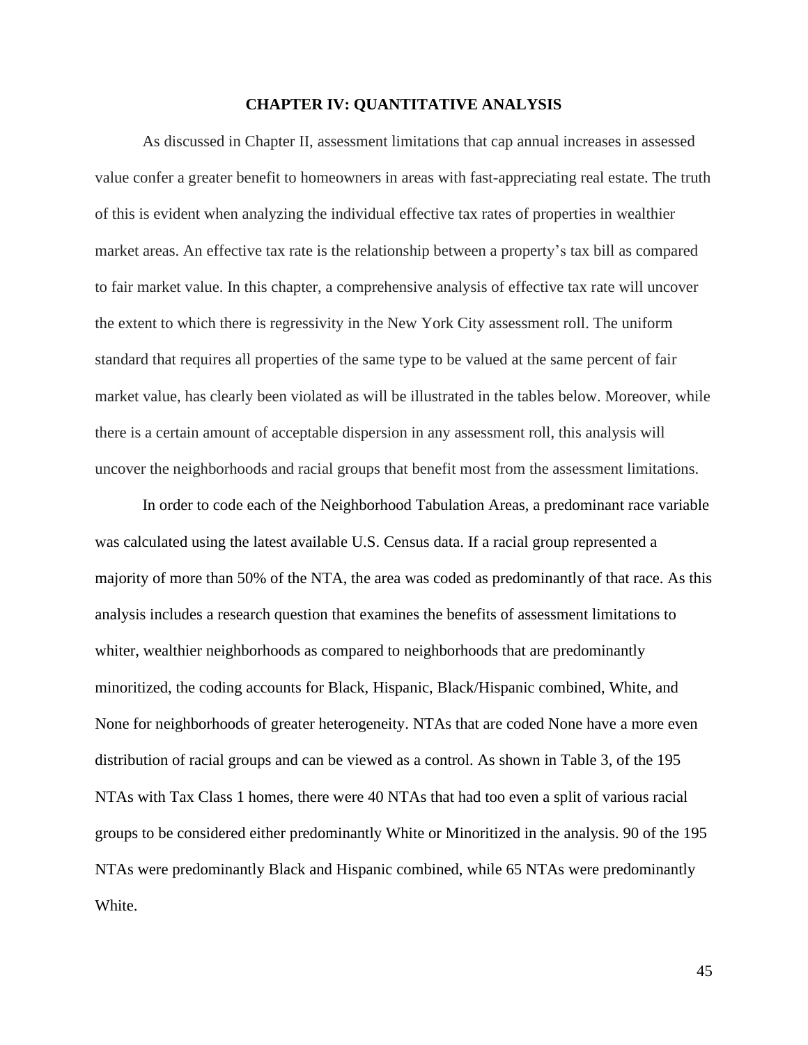# CHAPTER IV: QUANTITATIVE ANALYSIS

As discussed in Chapter II, assessment limitations that cap annual increases in assessed value confer a greater benefit to homeowners in areas with fast-appreciating real estate. The truth of this is evident when analyzing the individual effective tax rates of properties in wealthier market areas. An effective tax rate is the relationship between a property's tax bill as compared to fair market value. In this chapter, a comprehensive analysis of effective tax rate will uncover the extent to which there is regressivity in the New York City assessment roll. The uniform standard that requires all properties of the same type to be valued at the same percent of fair market value, has clearly been violated as will be illustrated in the tables below. Moreover, while there is a certain amount of acceptable dispersion in any assessment roll, this analysis will uncover the neighborhoods and racial groups that benefit most from the assessment limitations.

In order to code each of the Neighborhood Tabulation Areas, a predominant race variable was calculated using the latest available U.S. Census data. If a racial group represented a majority of more than 50% of the NTA, the area was coded as predominantly of that race. As this analysis includes a research question that examines the benefits of assessment limitations to whiter, wealthier neighborhoods as compared to neighborhoods that are predominantly minoritized, the coding accounts for Black, Hispanic, Black/Hispanic combined, White, and None for neighborhoods of greater heterogeneity. NTAs that are coded None have a more even distribution of racial groups and can be viewed as a control. As shown in Table 3, of the 195 NTAs with Tax Class 1 homes, there were 40 NTAs that had too even a split of various racial groups to be considered either predominantly White or Minoritized in the analysis. 90 of the 195 NTAs were predominantly Black and Hispanic combined, while 65 NTAs were predominantly White.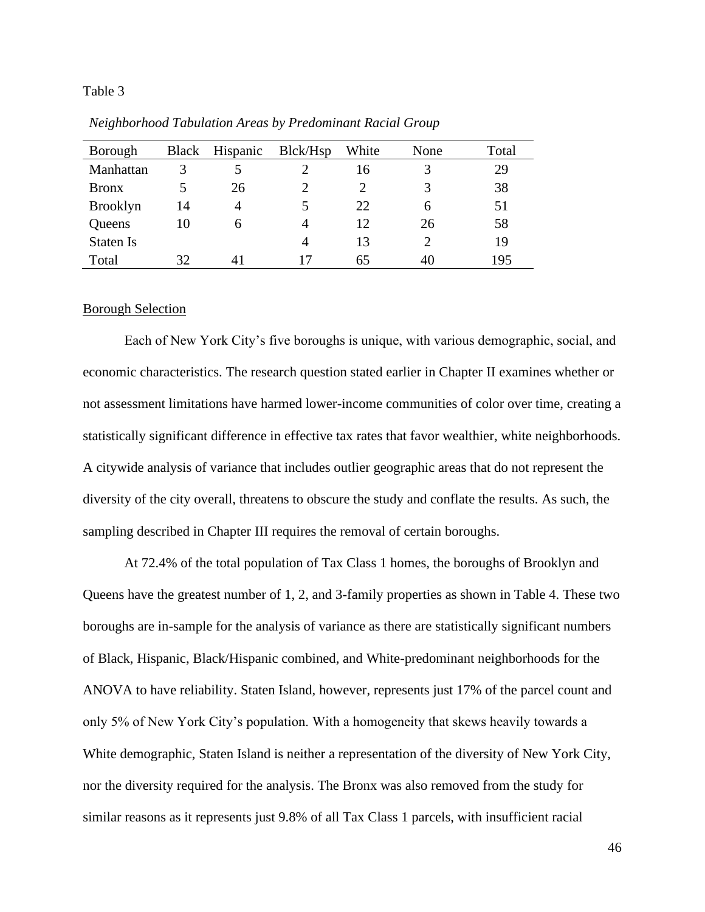Table 3

*Neighborhood Tabulation Areas by Predominant Racial Group*

| Borough | Black | Hispanic | Blck/Hsp | White | None | Total |
|---|---|---|---|---|---|---|
| Manhattan | 3 | 5 | 2 | 16 | 3 | 29 |
| Bronx | 5 | 26 | 2 | 2 | 3 | 38 |
| Brooklyn | 14 | 4 | 5 | 22 | 6 | 51 |
| Queens | 10 | 6 | 4 | 12 | 26 | 58 |
| Staten Is | | | 4 | 13 | 2 | 19 |
| Total | 32 | 41 | 17 | 65 | 40 | 195 |

<u>Borough Selection</u>

Each of New York City's five boroughs is unique, with various demographic, social, and economic characteristics. The research question stated earlier in Chapter II examines whether or not assessment limitations have harmed lower-income communities of color over time, creating a statistically significant difference in effective tax rates that favor wealthier, white neighborhoods. A citywide analysis of variance that includes outlier geographic areas that do not represent the diversity of the city overall, threatens to obscure the study and conflate the results. As such, the sampling described in Chapter III requires the removal of certain boroughs.

At 72.4% of the total population of Tax Class 1 homes, the boroughs of Brooklyn and Queens have the greatest number of 1, 2, and 3-family properties as shown in Table 4. These two boroughs are in-sample for the analysis of variance as there are statistically significant numbers of Black, Hispanic, Black/Hispanic combined, and White-predominant neighborhoods for the ANOVA to have reliability. Staten Island, however, represents just 17% of the parcel count and only 5% of New York City's population. With a homogeneity that skews heavily towards a White demographic, Staten Island is neither a representation of the diversity of New York City, nor the diversity required for the analysis. The Bronx was also removed from the study for similar reasons as it represents just 9.8% of all Tax Class 1 parcels, with insufficient racial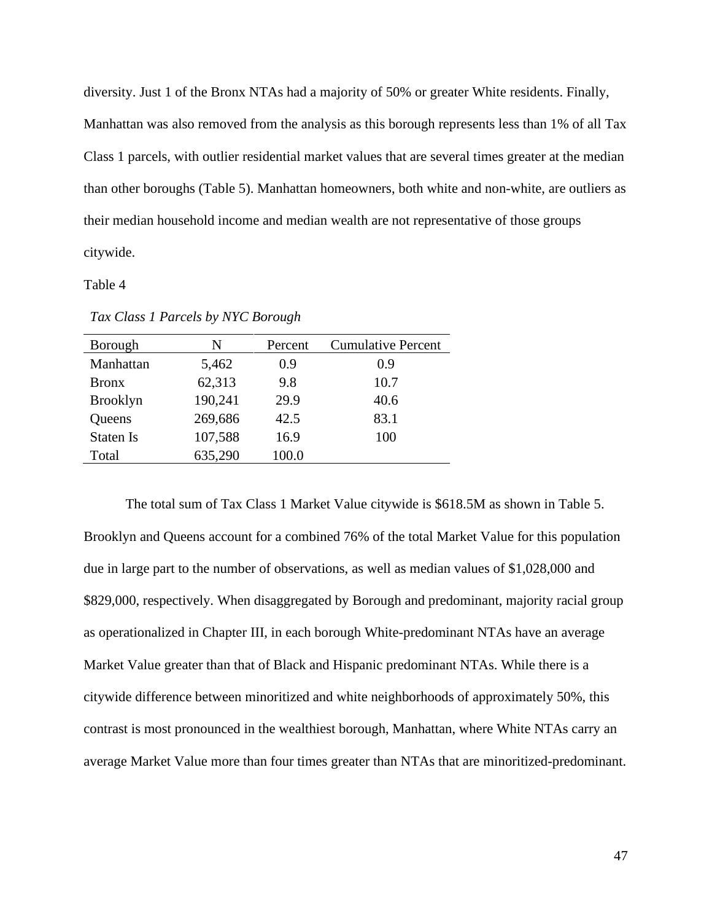diversity. Just 1 of the Bronx NTAs had a majority of 50% or greater White residents. Finally, Manhattan was also removed from the analysis as this borough represents less than 1% of all Tax Class 1 parcels, with outlier residential market values that are several times greater at the median than other boroughs (Table 5). Manhattan homeowners, both white and non-white, are outliers as their median household income and median wealth are not representative of those groups citywide.

Table 4

*Tax Class 1 Parcels by NYC Borough*

| Borough | N | Percent | Cumulative Percent |
|---|---|---|---|
| Manhattan | 5,462 | 0.9 | 0.9 |
| Bronx | 62,313 | 9.8 | 10.7 |
| Brooklyn | 190,241 | 29.9 | 40.6 |
| Queens | 269,686 | 42.5 | 83.1 |
| Staten Is | 107,588 | 16.9 | 100 |
| Total | 635,290 | 100.0 | |

The total sum of Tax Class 1 Market Value citywide is $618.5M as shown in Table 5. Brooklyn and Queens account for a combined 76% of the total Market Value for this population due in large part to the number of observations, as well as median values of $1,028,000 and $829,000, respectively. When disaggregated by Borough and predominant, majority racial group as operationalized in Chapter III, in each borough White-predominant NTAs have an average Market Value greater than that of Black and Hispanic predominant NTAs. While there is a citywide difference between minoritized and white neighborhoods of approximately 50%, this contrast is most pronounced in the wealthiest borough, Manhattan, where White NTAs carry an average Market Value more than four times greater than NTAs that are minoritized-predominant.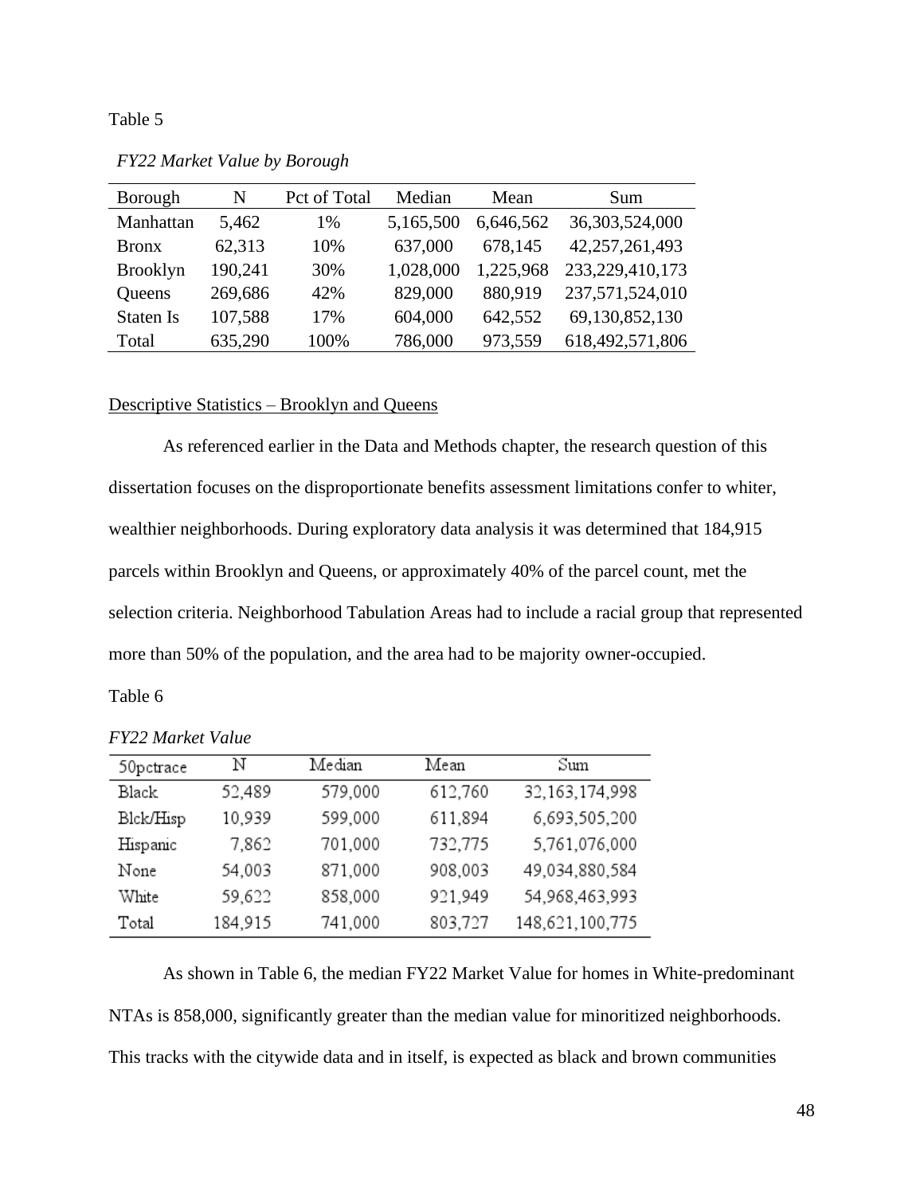Table 5

*FY22 Market Value by Borough*

| Borough | N | Pct of Total | Median | Mean | Sum |
|---|---|---|---|---|---|
| Manhattan | 5,462 | 1% | 5,165,500 | 6,646,562 | 36,303,524,000 |
| Bronx | 62,313 | 10% | 637,000 | 678,145 | 42,257,261,493 |
| Brooklyn | 190,241 | 30% | 1,028,000 | 1,225,968 | 233,229,410,173 |
| Queens | 269,686 | 42% | 829,000 | 880,919 | 237,571,524,010 |
| Staten Is | 107,588 | 17% | 604,000 | 642,552 | 69,130,852,130 |
| Total | 635,290 | 100% | 786,000 | 973,559 | 618,492,571,806 |

Descriptive Statistics – Brooklyn and Queens

As referenced earlier in the Data and Methods chapter, the research question of this dissertation focuses on the disproportionate benefits assessment limitations confer to whiter, wealthier neighborhoods. During exploratory data analysis it was determined that 184,915 parcels within Brooklyn and Queens, or approximately 40% of the parcel count, met the selection criteria. Neighborhood Tabulation Areas had to include a racial group that represented more than 50% of the population, and the area had to be majority owner-occupied.

Table 6

*FY22 Market Value*

| 50pctrace | N | Median | Mean | Sum |
|---|---|---|---|---|
| Black | 52,489 | 579,000 | 612,760 | 32,163,174,998 |
| Blck/Hisp | 10,939 | 599,000 | 611,894 | 6,693,505,200 |
| Hispanic | 7,862 | 701,000 | 732,775 | 5,761,076,000 |
| None | 54,003 | 871,000 | 908,003 | 49,034,880,584 |
| White | 59,622 | 858,000 | 921,949 | 54,968,463,993 |
| Total | 184,915 | 741,000 | 803,727 | 148,621,100,775 |

As shown in Table 6, the median FY22 Market Value for homes in White-predominant NTAs is 858,000, significantly greater than the median value for minoritized neighborhoods. This tracks with the citywide data and in itself, is expected as black and brown communities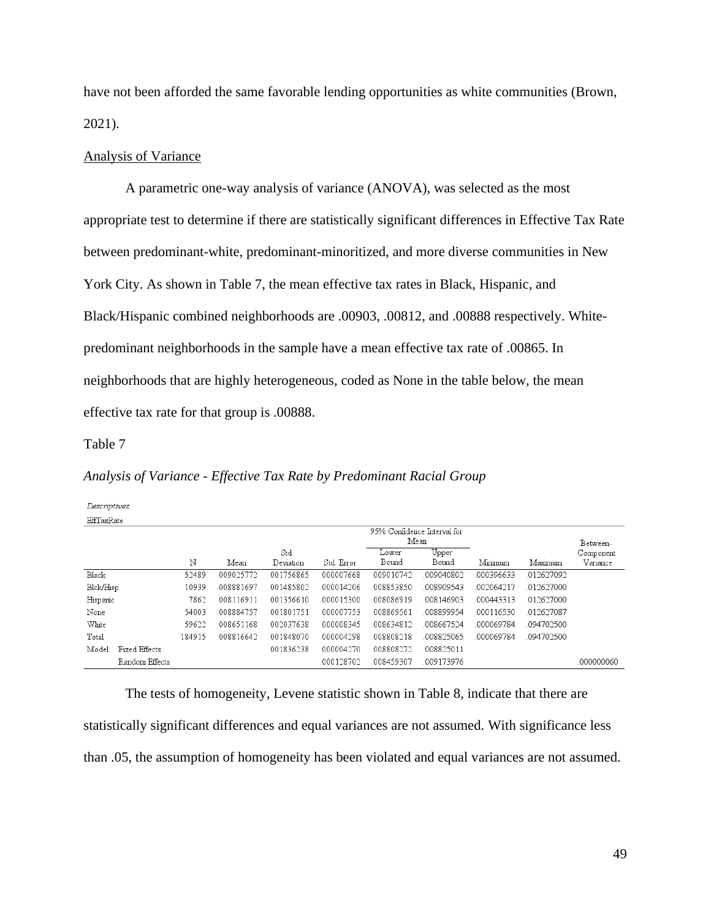have not been afforded the same favorable lending opportunities as white communities (Brown, 2021).

Analysis of Variance

A parametric one-way analysis of variance (ANOVA), was selected as the most appropriate test to determine if there are statistically significant differences in Effective Tax Rate between predominant-white, predominant-minoritized, and more diverse communities in New York City. As shown in Table 7, the mean effective tax rates in Black, Hispanic, and Black/Hispanic combined neighborhoods are .00903, .00812, and .00888 respectively. White-predominant neighborhoods in the sample have a mean effective tax rate of .00865. In neighborhoods that are highly heterogeneous, coded as None in the table below, the mean effective tax rate for that group is .00888.

Table 7

*Analysis of Variance - Effective Tax Rate by Predominant Racial Group*

*Descriptives*

EffTaxRate

| | | N | Mean | Std. Deviation | Std. Error | 95% Confidence Interval for Mean | | Minimum | Maximum | Between-Component Variance |
|---|---|---|---|---|---|---|---|---|---|---|
| | | | | | | Lower Bound | Upper Bound | | | |
| Black | | 52489 | .009025772 | .001756865 | .000007668 | .009010742 | .009040802 | .000396633 | .012627092 | |
| Blck/Hisp | | 10939 | .008881697 | .001485802 | .000014206 | .008853850 | .008909543 | .002064217 | .012627000 | |
| Hispanic | | 7862 | .008116911 | .001356610 | .000015300 | .008086919 | .008146903 | .000443313 | .012627000 | |
| None | | 54003 | .008884757 | .001801751 | .000007753 | .008869561 | .008899954 | .000116530 | .012627087 | |
| White | | 59622 | .008651168 | .002037638 | .000008345 | .008634812 | .008667524 | .000069784 | .094702500 | |
| Total | | 184915 | .008816642 | .001848070 | .000004298 | .008808218 | .008825065 | .000069784 | .094702500 | |
| Model | Fixed Effects | | | .001836238 | .000004270 | .008808272 | .008825011 | | | |
| | Random Effects | | | | .000128702 | .008459307 | .009173976 | | | .000000060 |

The tests of homogeneity, Levene statistic shown in Table 8, indicate that there are statistically significant differences and equal variances are not assumed. With significance less than .05, the assumption of homogeneity has been violated and equal variances are not assumed.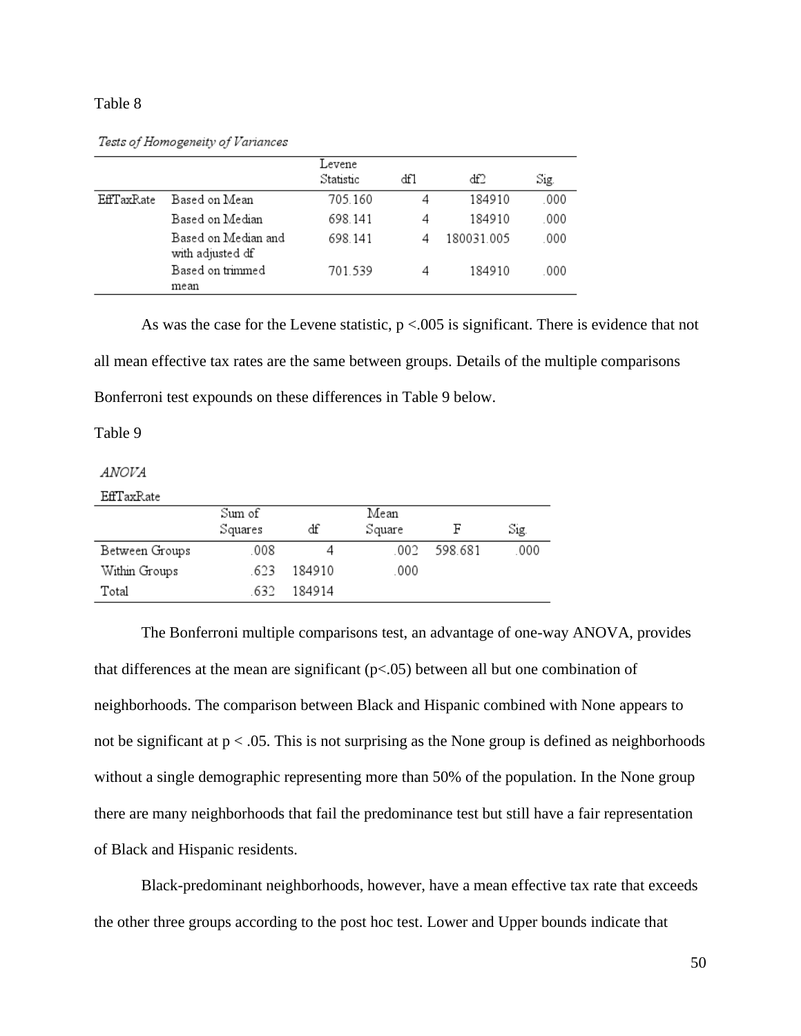Table 8

*Tests of Homogeneity of Variances*

| | | Levene Statistic | df1 | df2 | Sig. |
|---|---|---|---|---|---|
| EffTaxRate | Based on Mean | 705.160 | 4 | 184910 | .000 |
| | Based on Median | 698.141 | 4 | 184910 | .000 |
| | Based on Median and with adjusted df | 698.141 | 4 | 180031.005 | .000 |
| | Based on trimmed mean | 701.539 | 4 | 184910 | .000 |

As was the case for the Levene statistic, $p < .005$ is significant. There is evidence that not all mean effective tax rates are the same between groups. Details of the multiple comparisons Bonferroni test expounds on these differences in Table 9 below.

Table 9

*ANOVA*

EffTaxRate

| | Sum of Squares | df | Mean Square | F | Sig. |
|---|---|---|---|---|---|
| Between Groups | .008 | 4 | .002 | 598.681 | .000 |
| Within Groups | .623 | 184910 | .000 | | |
| Total | .632 | 184914 | | | |

The Bonferroni multiple comparisons test, an advantage of one-way ANOVA, provides that differences at the mean are significant ($p<.05$) between all but one combination of neighborhoods. The comparison between Black and Hispanic combined with None appears to not be significant at $p < .05$. This is not surprising as the None group is defined as neighborhoods without a single demographic representing more than 50% of the population. In the None group there are many neighborhoods that fail the predominance test but still have a fair representation of Black and Hispanic residents.

Black-predominant neighborhoods, however, have a mean effective tax rate that exceeds the other three groups according to the post hoc test. Lower and Upper bounds indicate that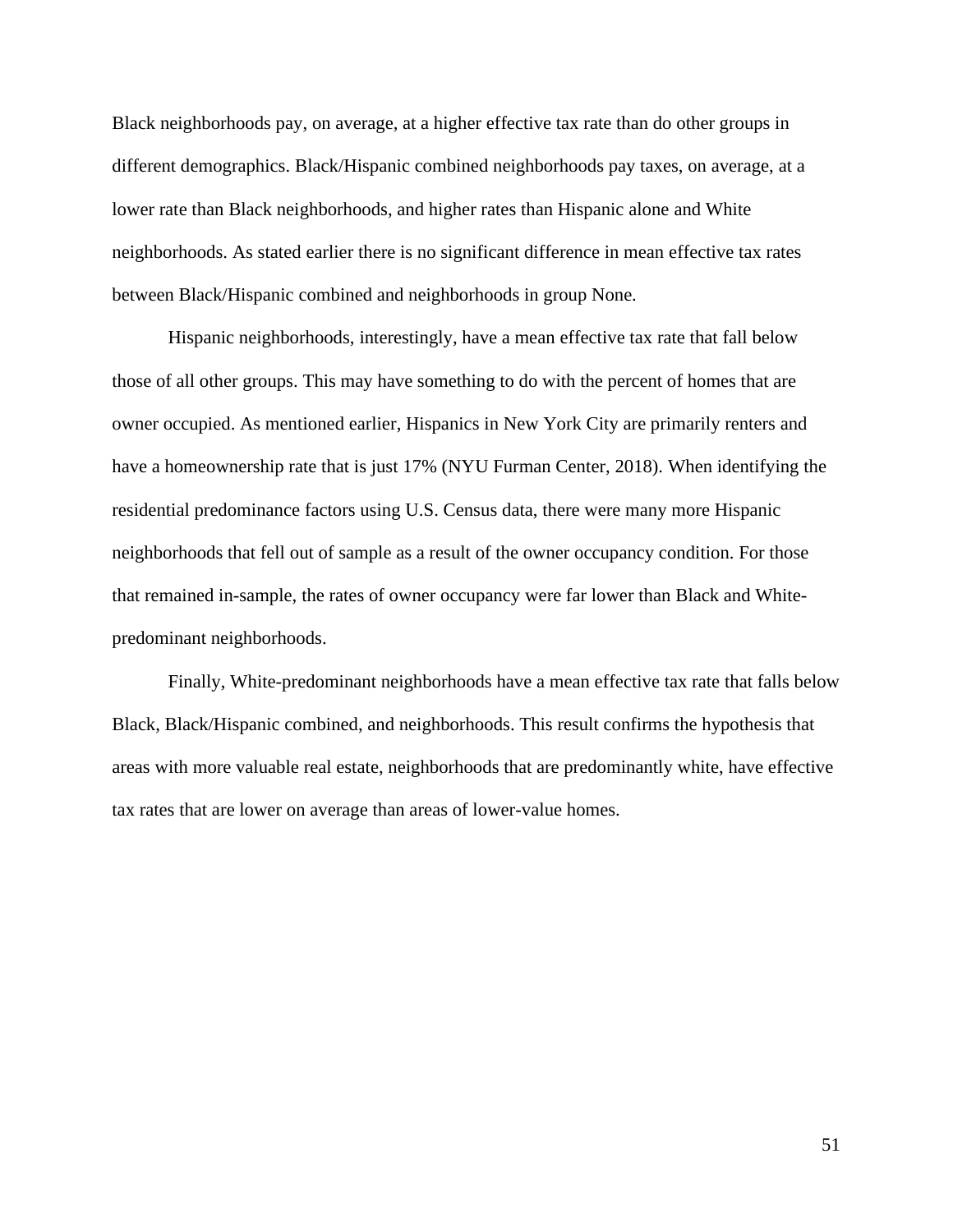Black neighborhoods pay, on average, at a higher effective tax rate than do other groups in different demographics. Black/Hispanic combined neighborhoods pay taxes, on average, at a lower rate than Black neighborhoods, and higher rates than Hispanic alone and White neighborhoods. As stated earlier there is no significant difference in mean effective tax rates between Black/Hispanic combined and neighborhoods in group None.

Hispanic neighborhoods, interestingly, have a mean effective tax rate that fall below those of all other groups. This may have something to do with the percent of homes that are owner occupied. As mentioned earlier, Hispanics in New York City are primarily renters and have a homeownership rate that is just 17% (NYU Furman Center, 2018). When identifying the residential predominance factors using U.S. Census data, there were many more Hispanic neighborhoods that fell out of sample as a result of the owner occupancy condition. For those that remained in-sample, the rates of owner occupancy were far lower than Black and White-predominant neighborhoods.

Finally, White-predominant neighborhoods have a mean effective tax rate that falls below Black, Black/Hispanic combined, and neighborhoods. This result confirms the hypothesis that areas with more valuable real estate, neighborhoods that are predominantly white, have effective tax rates that are lower on average than areas of lower-value homes.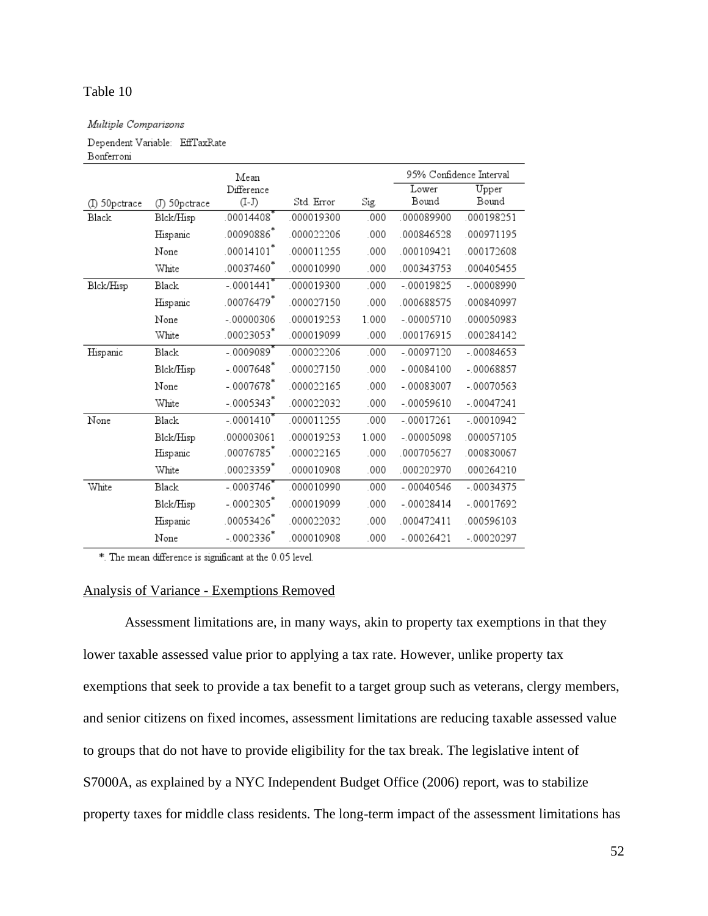Table 10

*Multiple Comparisons*

Dependent Variable: EffTaxRate
Bonferroni

| (I) 50pctrace | (J) 50pctrace | Mean Difference (I-J) | Std. Error | Sig. | 95% Confidence Interval Lower Bound | Upper Bound |
|---|---|---|---|---|---|---|
| Black | Blck/Hisp | .00014408* | .000019300 | .000 | .000089900 | .000198251 |
| | Hispanic | .00090886* | .000022206 | .000 | .000846528 | .000971195 |
| | None | .00014101* | .000011255 | .000 | .000109421 | .000172608 |
| | White | .00037460* | .000010990 | .000 | .000343753 | .000405455 |
| Blck/Hisp | Black | -.0001441* | .000019300 | .000 | -.00019825 | -.00008990 |
| | Hispanic | .00076479* | .000027150 | .000 | .000688575 | .000840997 |
| | None | -.00000306 | .000019253 | 1.000 | -.00005710 | .000050983 |
| | White | .00023053* | .000019099 | .000 | .000176915 | .000284142 |
| Hispanic | Black | -.0009089* | .000022206 | .000 | -.00097120 | -.00084653 |
| | Blck/Hisp | -.0007648* | .000027150 | .000 | -.00084100 | -.00068857 |
| | None | -.0007678* | .000022165 | .000 | -.00083007 | -.00070563 |
| | White | -.0005343* | .000022032 | .000 | -.00059610 | -.00047241 |
| None | Black | -.0001410* | .000011255 | .000 | -.00017261 | -.00010942 |
| | Blck/Hisp | .000003061 | .000019253 | 1.000 | -.00005098 | .000057105 |
| | Hispanic | .00076785* | .000022165 | .000 | .000705627 | .000830067 |
| | White | .00023359* | .000010908 | .000 | .000202970 | .000264210 |
| White | Black | -.0003746* | .000010990 | .000 | -.00040546 | -.00034375 |
| | Blck/Hisp | -.0002305* | .000019099 | .000 | -.00028414 | -.00017692 |
| | Hispanic | .00053426* | .000022032 | .000 | .000472411 | .000596103 |
| | None | -.0002336* | .000010908 | .000 | -.00026421 | -.00020297 |

*. The mean difference is significant at the 0.05 level.

Analysis of Variance - Exemptions Removed

Assessment limitations are, in many ways, akin to property tax exemptions in that they lower taxable assessed value prior to applying a tax rate. However, unlike property tax exemptions that seek to provide a tax benefit to a target group such as veterans, clergy members, and senior citizens on fixed incomes, assessment limitations are reducing taxable assessed value to groups that do not have to provide eligibility for the tax break. The legislative intent of S7000A, as explained by a NYC Independent Budget Office (2006) report, was to stabilize property taxes for middle class residents. The long-term impact of the assessment limitations has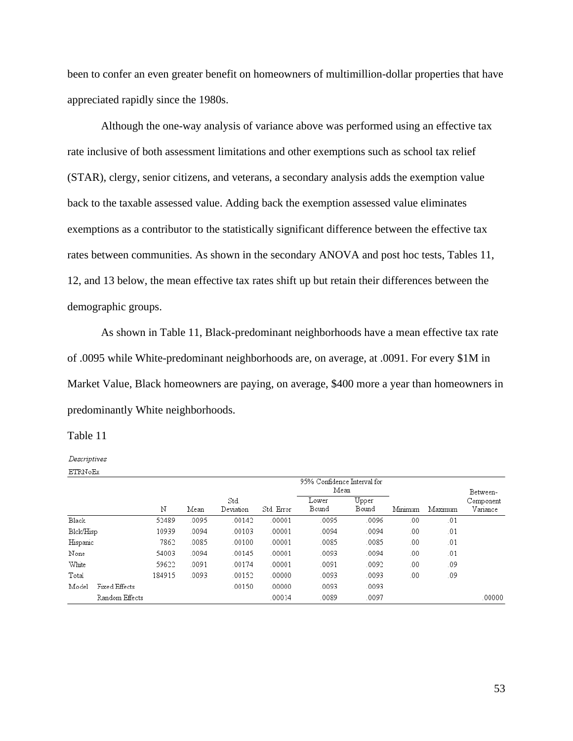been to confer an even greater benefit on homeowners of multimillion-dollar properties that have appreciated rapidly since the 1980s.

Although the one-way analysis of variance above was performed using an effective tax rate inclusive of both assessment limitations and other exemptions such as school tax relief (STAR), clergy, senior citizens, and veterans, a secondary analysis adds the exemption value back to the taxable assessed value. Adding back the exemption assessed value eliminates exemptions as a contributor to the statistically significant difference between the effective tax rates between communities. As shown in the secondary ANOVA and post hoc tests, Tables 11, 12, and 13 below, the mean effective tax rates shift up but retain their differences between the demographic groups.

As shown in Table 11, Black-predominant neighborhoods have a mean effective tax rate of .0095 while White-predominant neighborhoods are, on average, at .0091. For every $1M in Market Value, Black homeowners are paying, on average, $400 more a year than homeowners in predominantly White neighborhoods.

Table 11

*Descriptives*

ETRNoEx

| | | N | Mean | Std. Deviation | Std. Error | 95% Confidence Interval for Mean | | Minimum | Maximum | Between-Component Variance |
|---|---|---|---|---|---|---|---|---|---|---|
| | | | | | | Lower Bound | Upper Bound | | | |
| Black | | 52489 | .0095 | .00142 | .00001 | .0095 | .0096 | .00 | .01 | |
| Blck/Hisp | | 10939 | .0094 | .00103 | .00001 | .0094 | .0094 | .00 | .01 | |
| Hispanic | | 7862 | .0085 | .00100 | .00001 | .0085 | .0085 | .00 | .01 | |
| None | | 54003 | .0094 | .00145 | .00001 | .0093 | .0094 | .00 | .01 | |
| White | | 59622 | .0091 | .00174 | .00001 | .0091 | .0092 | .00 | .09 | |
| Total | | 184915 | .0093 | .00152 | .00000 | .0093 | .0093 | .00 | .09 | |
| Model | Fixed Effects | | | .00150 | .00000 | .0093 | .0093 | | | |
| | Random Effects | | | | .00014 | .0089 | .0097 | | | .00000 |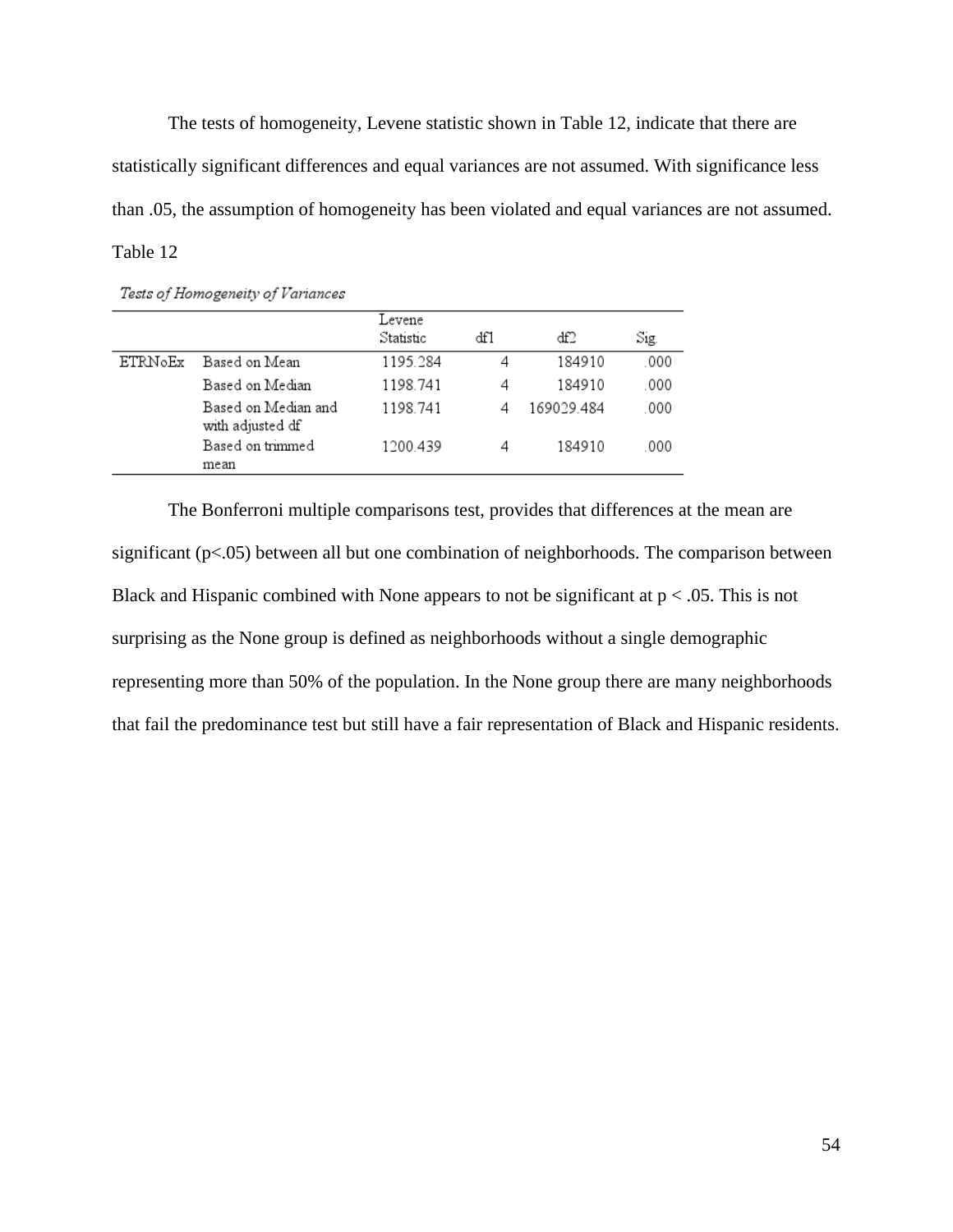The tests of homogeneity, Levene statistic shown in Table 12, indicate that there are statistically significant differences and equal variances are not assumed. With significance less than .05, the assumption of homogeneity has been violated and equal variances are not assumed.

Table 12

*Tests of Homogeneity of Variances*

| | | Levene Statistic | df1 | df2 | Sig. |
|---|---|---|---|---|---|
| ETRNoEx | Based on Mean | 1195.284 | 4 | 184910 | .000 |
| | Based on Median | 1198.741 | 4 | 184910 | .000 |
| | Based on Median and with adjusted df | 1198.741 | 4 | 169029.484 | .000 |
| | Based on trimmed mean | 1200.439 | 4 | 184910 | .000 |

The Bonferroni multiple comparisons test, provides that differences at the mean are significant ($p<.05$) between all but one combination of neighborhoods. The comparison between Black and Hispanic combined with None appears to not be significant at $p < .05$. This is not surprising as the None group is defined as neighborhoods without a single demographic representing more than 50% of the population. In the None group there are many neighborhoods that fail the predominance test but still have a fair representation of Black and Hispanic residents.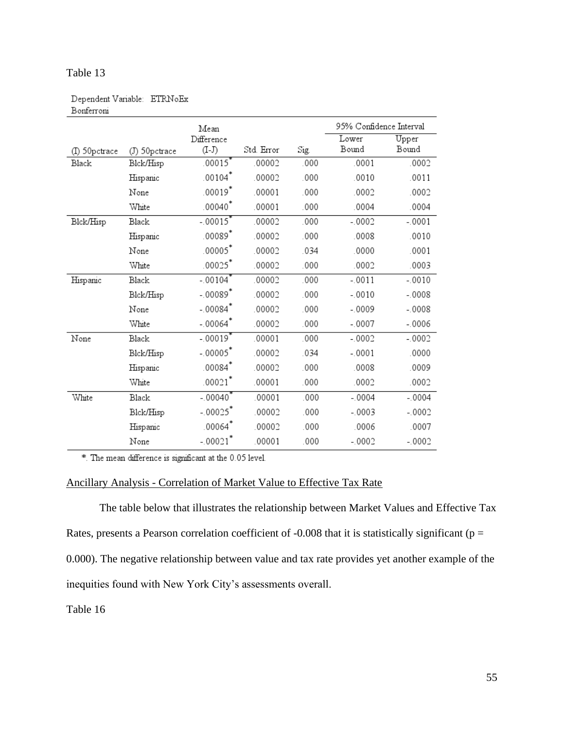Table 13

Dependent Variable: ETRNoEx
Bonferroni

| (I) 50pctrace | (J) 50pctrace | Mean Difference (I-J) | Std. Error | Sig. | 95% Confidence Interval | |
|---|---|---|---|---|---|---|
| | | | | | Lower Bound | Upper Bound |
| Black | Blck/Hisp | .00015* | .00002 | .000 | .0001 | .0002 |
| | Hispanic | .00104* | .00002 | .000 | .0010 | .0011 |
| | None | .00019* | .00001 | .000 | .0002 | .0002 |
| | White | .00040* | .00001 | .000 | .0004 | .0004 |
| Blck/Hisp | Black | -.00015* | .00002 | .000 | -.0002 | -.0001 |
| | Hispanic | .00089* | .00002 | .000 | .0008 | .0010 |
| | None | .00005* | .00002 | .034 | .0000 | .0001 |
| | White | .00025* | .00002 | .000 | .0002 | .0003 |
| Hispanic | Black | -.00104* | .00002 | .000 | -.0011 | -.0010 |
| | Blck/Hisp | -.00089* | .00002 | .000 | -.0010 | -.0008 |
| | None | -.00084* | .00002 | .000 | -.0009 | -.0008 |
| | White | -.00064* | .00002 | .000 | -.0007 | -.0006 |
| None | Black | -.00019* | .00001 | .000 | -.0002 | -.0002 |
| | Blck/Hisp | -.00005* | .00002 | .034 | -.0001 | .0000 |
| | Hispanic | .00084* | .00002 | .000 | .0008 | .0009 |
| | White | .00021* | .00001 | .000 | .0002 | .0002 |
| White | Black | -.00040* | .00001 | .000 | -.0004 | -.0004 |
| | Blck/Hisp | -.00025* | .00002 | .000 | -.0003 | -.0002 |
| | Hispanic | .00064* | .00002 | .000 | .0006 | .0007 |
| | None | -.00021* | .00001 | .000 | -.0002 | -.0002 |

*. The mean difference is significant at the 0.05 level.

Ancillary Analysis - Correlation of Market Value to Effective Tax Rate

The table below that illustrates the relationship between Market Values and Effective Tax Rates, presents a Pearson correlation coefficient of -0.008 that it is statistically significant ($p = 0.000$). The negative relationship between value and tax rate provides yet another example of the inequities found with New York City's assessments overall.

Table 16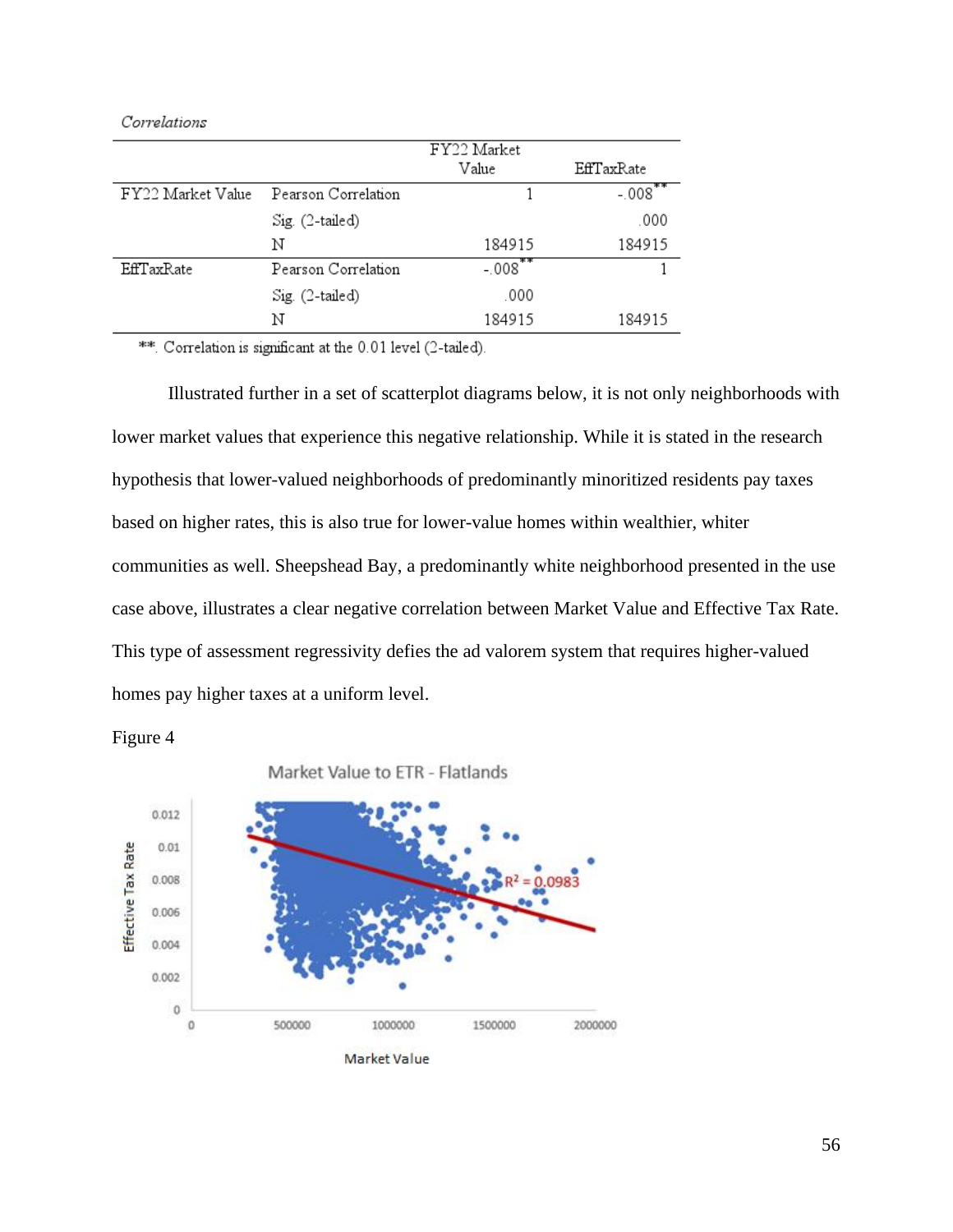*Correlations*

| | | FY22 Market Value | EffTaxRate |
|---|---|---|---|
| FY22 Market Value | Pearson Correlation | 1 | -.008** |
| | Sig. (2-tailed) | | .000 |
| | N | 184915 | 184915 |
| EffTaxRate | Pearson Correlation | -.008** | 1 |
| | Sig. (2-tailed) | .000 | |
| | N | 184915 | 184915 |

**. Correlation is significant at the 0.01 level (2-tailed).

Illustrated further in a set of scatterplot diagrams below, it is not only neighborhoods with lower market values that experience this negative relationship. While it is stated in the research hypothesis that lower-valued neighborhoods of predominantly minoritized residents pay taxes based on higher rates, this is also true for lower-value homes within wealthier, whiter communities as well. Sheepshead Bay, a predominantly white neighborhood presented in the use case above, illustrates a clear negative correlation between Market Value and Effective Tax Rate. This type of assessment regressivity defies the ad valorem system that requires higher-valued homes pay higher taxes at a uniform level.

Figure 4

Market Value to ETR - Flatlands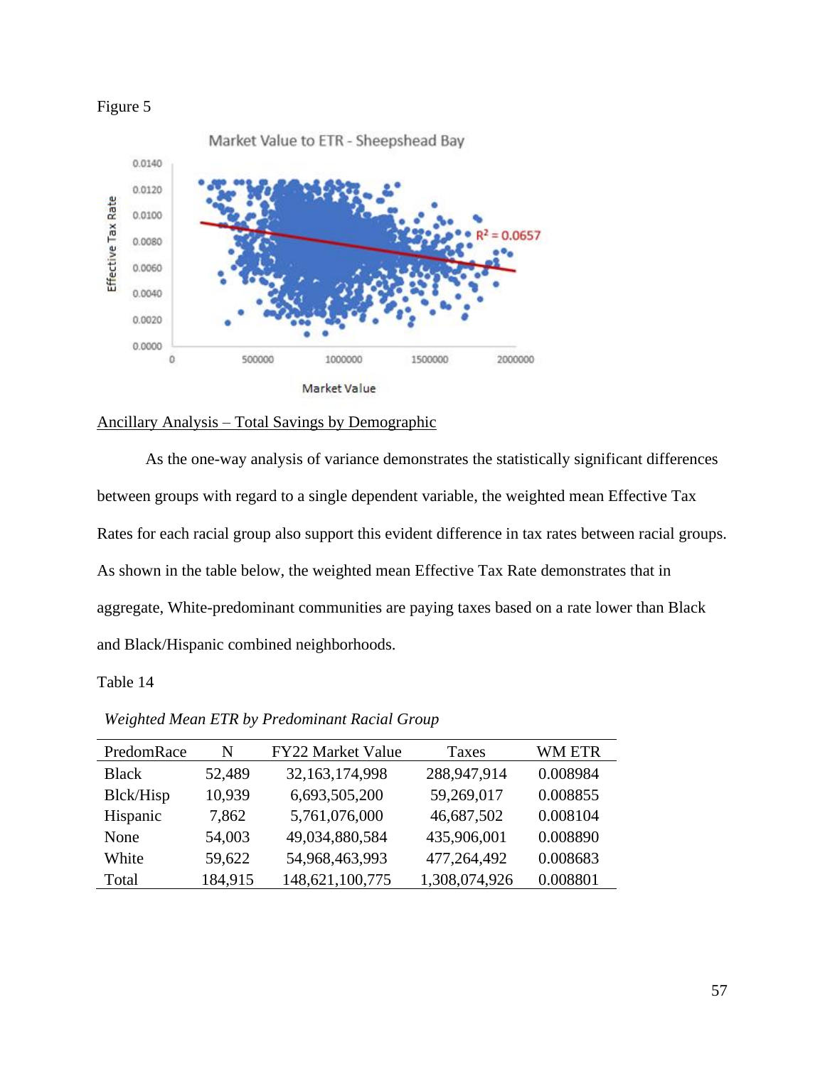Figure 5

Market Value to ETR - Sheepshead Bay

Ancillary Analysis – Total Savings by Demographic

As the one-way analysis of variance demonstrates the statistically significant differences between groups with regard to a single dependent variable, the weighted mean Effective Tax Rates for each racial group also support this evident difference in tax rates between racial groups. As shown in the table below, the weighted mean Effective Tax Rate demonstrates that in aggregate, White-predominant communities are paying taxes based on a rate lower than Black and Black/Hispanic combined neighborhoods.

Table 14

*Weighted Mean ETR by Predominant Racial Group*

| PredomRace | N | FY22 Market Value | Taxes | WM ETR |
|---|---|---|---|---|
| Black | 52,489 | 32,163,174,998 | 288,947,914 | 0.008984 |
| Blck/Hisp | 10,939 | 6,693,505,200 | 59,269,017 | 0.008855 |
| Hispanic | 7,862 | 5,761,076,000 | 46,687,502 | 0.008104 |
| None | 54,003 | 49,034,880,584 | 435,906,001 | 0.008890 |
| White | 59,622 | 54,968,463,993 | 477,264,492 | 0.008683 |
| Total | 184,915 | 148,621,100,775 | 1,308,074,926 | 0.008801 |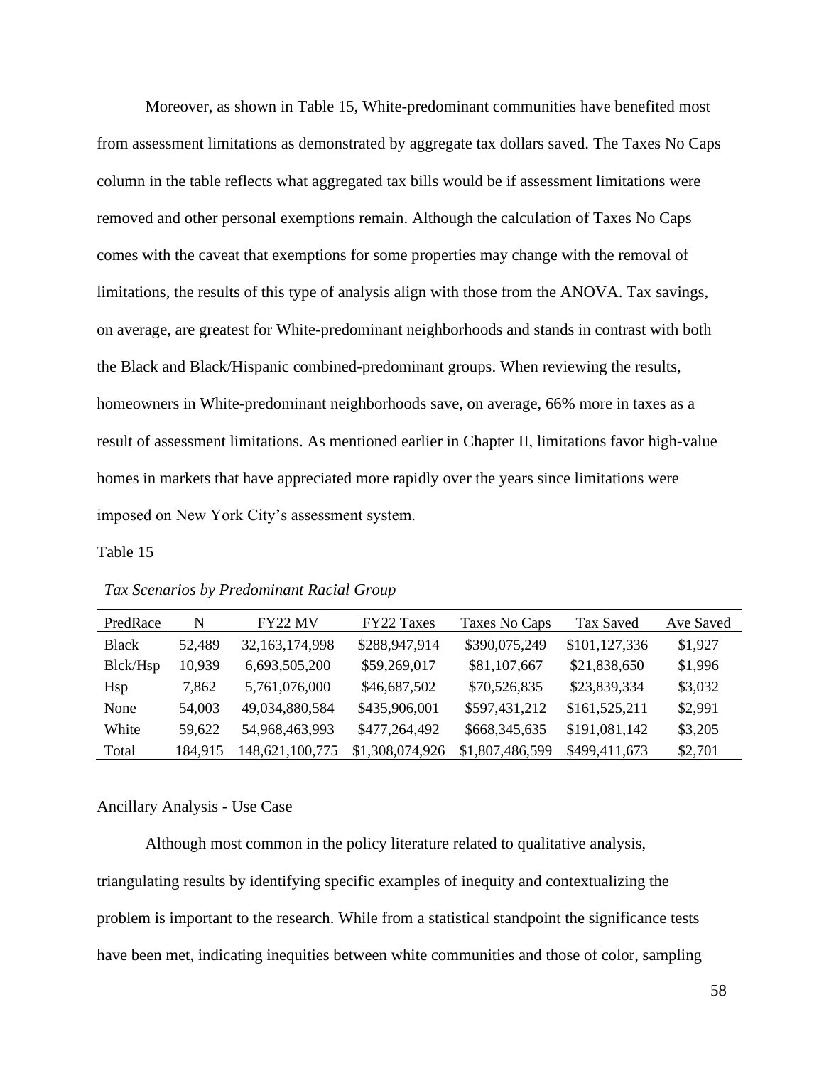Moreover, as shown in Table 15, White-predominant communities have benefited most from assessment limitations as demonstrated by aggregate tax dollars saved. The Taxes No Caps column in the table reflects what aggregated tax bills would be if assessment limitations were removed and other personal exemptions remain. Although the calculation of Taxes No Caps comes with the caveat that exemptions for some properties may change with the removal of limitations, the results of this type of analysis align with those from the ANOVA. Tax savings, on average, are greatest for White-predominant neighborhoods and stands in contrast with both the Black and Black/Hispanic combined-predominant groups. When reviewing the results, homeowners in White-predominant neighborhoods save, on average, 66% more in taxes as a result of assessment limitations. As mentioned earlier in Chapter II, limitations favor high-value homes in markets that have appreciated more rapidly over the years since limitations were imposed on New York City's assessment system.

Table 15

*Tax Scenarios by Predominant Racial Group*

| PredRace | N | FY22 MV | FY22 Taxes | Taxes No Caps | Tax Saved | Ave Saved |
|---|---|---|---|---|---|---|
| Black | 52,489 | 32,163,174,998 | $288,947,914 | $390,075,249 | $101,127,336 | $1,927 |
| Blck/Hsp | 10,939 | 6,693,505,200 | $59,269,017 | $81,107,667 | $21,838,650 | $1,996 |
| Hsp | 7,862 | 5,761,076,000 | $46,687,502 | $70,526,835 | $23,839,334 | $3,032 |
| None | 54,003 | 49,034,880,584 | $435,906,001 | $597,431,212 | $161,525,211 | $2,991 |
| White | 59,622 | 54,968,463,993 | $477,264,492 | $668,345,635 | $191,081,142 | $3,205 |
| Total | 184,915 | 148,621,100,775 | $1,308,074,926 | $1,807,486,599 | $499,411,673 | $2,701 |

<u>Ancillary Analysis - Use Case</u>

Although most common in the policy literature related to qualitative analysis, triangulating results by identifying specific examples of inequity and contextualizing the problem is important to the research. While from a statistical standpoint the significance tests have been met, indicating inequities between white communities and those of color, sampling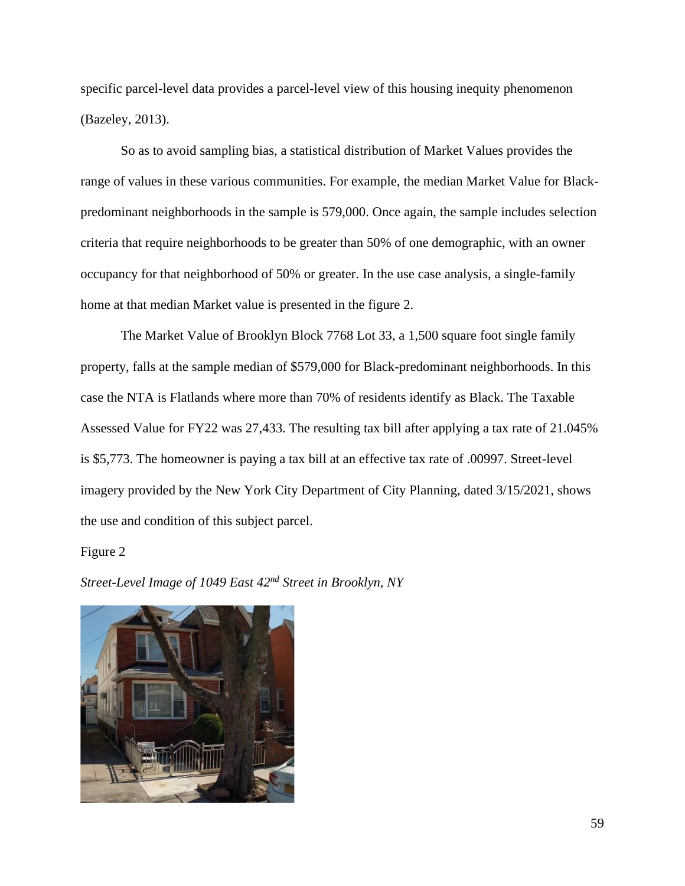specific parcel-level data provides a parcel-level view of this housing inequity phenomenon (Bazeley, 2013).

So as to avoid sampling bias, a statistical distribution of Market Values provides the range of values in these various communities. For example, the median Market Value for Black-predominant neighborhoods in the sample is 579,000. Once again, the sample includes selection criteria that require neighborhoods to be greater than 50% of one demographic, with an owner occupancy for that neighborhood of 50% or greater. In the use case analysis, a single-family home at that median Market value is presented in the figure 2.

The Market Value of Brooklyn Block 7768 Lot 33, a 1,500 square foot single family property, falls at the sample median of $579,000 for Black-predominant neighborhoods. In this case the NTA is Flatlands where more than 70% of residents identify as Black. The Taxable Assessed Value for FY22 was 27,433. The resulting tax bill after applying a tax rate of 21.045% is $5,773. The homeowner is paying a tax bill at an effective tax rate of .00997. Street-level imagery provided by the New York City Department of City Planning, dated 3/15/2021, shows the use and condition of this subject parcel.

Figure 2

*Street-Level Image of 1049 East 42nd Street in Brooklyn, NY*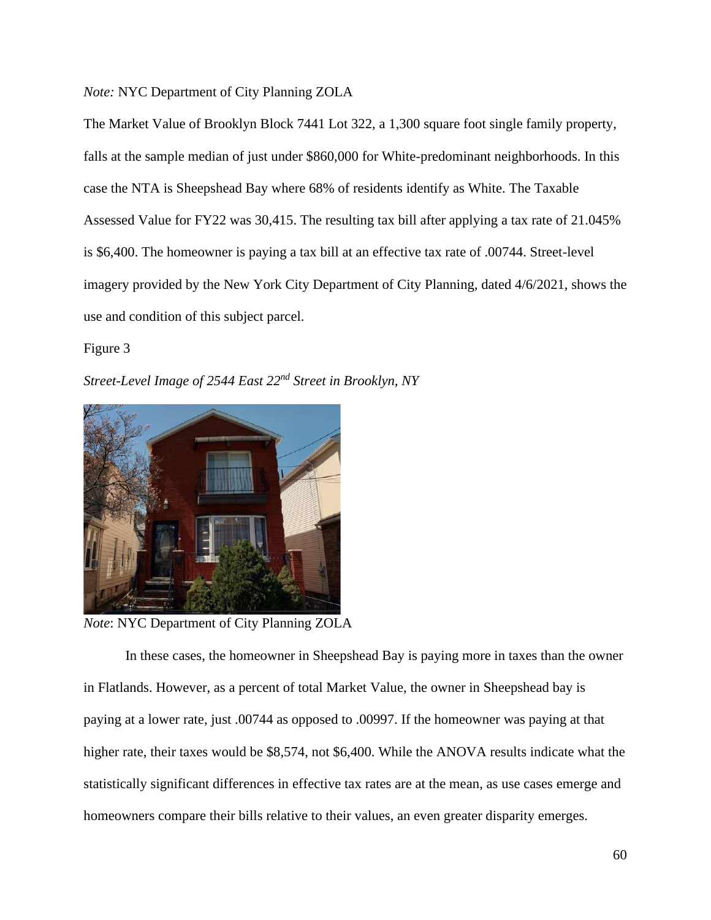*Note:* NYC Department of City Planning ZOLA

The Market Value of Brooklyn Block 7441 Lot 322, a 1,300 square foot single family property, falls at the sample median of just under $860,000 for White-predominant neighborhoods. In this case the NTA is Sheepshead Bay where 68% of residents identify as White. The Taxable Assessed Value for FY22 was 30,415. The resulting tax bill after applying a tax rate of 21.045% is $6,400. The homeowner is paying a tax bill at an effective tax rate of .00744. Street-level imagery provided by the New York City Department of City Planning, dated 4/6/2021, shows the use and condition of this subject parcel.

Figure 3

*Street-Level Image of 2544 East 22nd Street in Brooklyn, NY*

*Note*: NYC Department of City Planning ZOLA

In these cases, the homeowner in Sheepshead Bay is paying more in taxes than the owner in Flatlands. However, as a percent of total Market Value, the owner in Sheepshead bay is paying at a lower rate, just .00744 as opposed to .00997. If the homeowner was paying at that higher rate, their taxes would be $8,574, not $6,400. While the ANOVA results indicate what the statistically significant differences in effective tax rates are at the mean, as use cases emerge and homeowners compare their bills relative to their values, an even greater disparity emerges.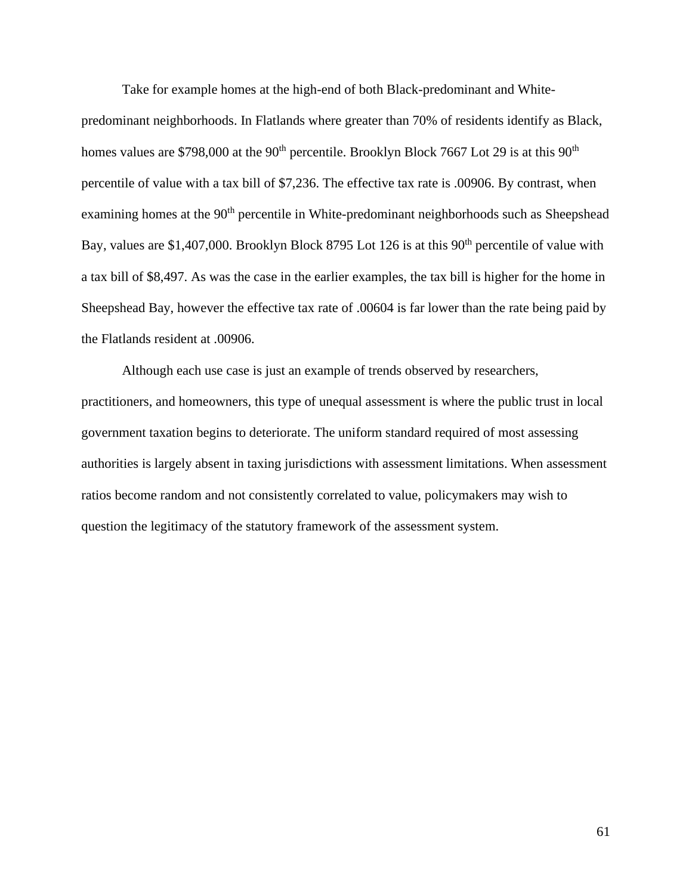Take for example homes at the high-end of both Black-predominant and White-predominant neighborhoods. In Flatlands where greater than 70% of residents identify as Black, homes values are $798,000 at the 90th percentile. Brooklyn Block 7667 Lot 29 is at this 90th percentile of value with a tax bill of $7,236. The effective tax rate is .00906. By contrast, when examining homes at the 90th percentile in White-predominant neighborhoods such as Sheepshead Bay, values are $1,407,000. Brooklyn Block 8795 Lot 126 is at this 90th percentile of value with a tax bill of $8,497. As was the case in the earlier examples, the tax bill is higher for the home in Sheepshead Bay, however the effective tax rate of .00604 is far lower than the rate being paid by the Flatlands resident at .00906.

Although each use case is just an example of trends observed by researchers, practitioners, and homeowners, this type of unequal assessment is where the public trust in local government taxation begins to deteriorate. The uniform standard required of most assessing authorities is largely absent in taxing jurisdictions with assessment limitations. When assessment ratios become random and not consistently correlated to value, policymakers may wish to question the legitimacy of the statutory framework of the assessment system.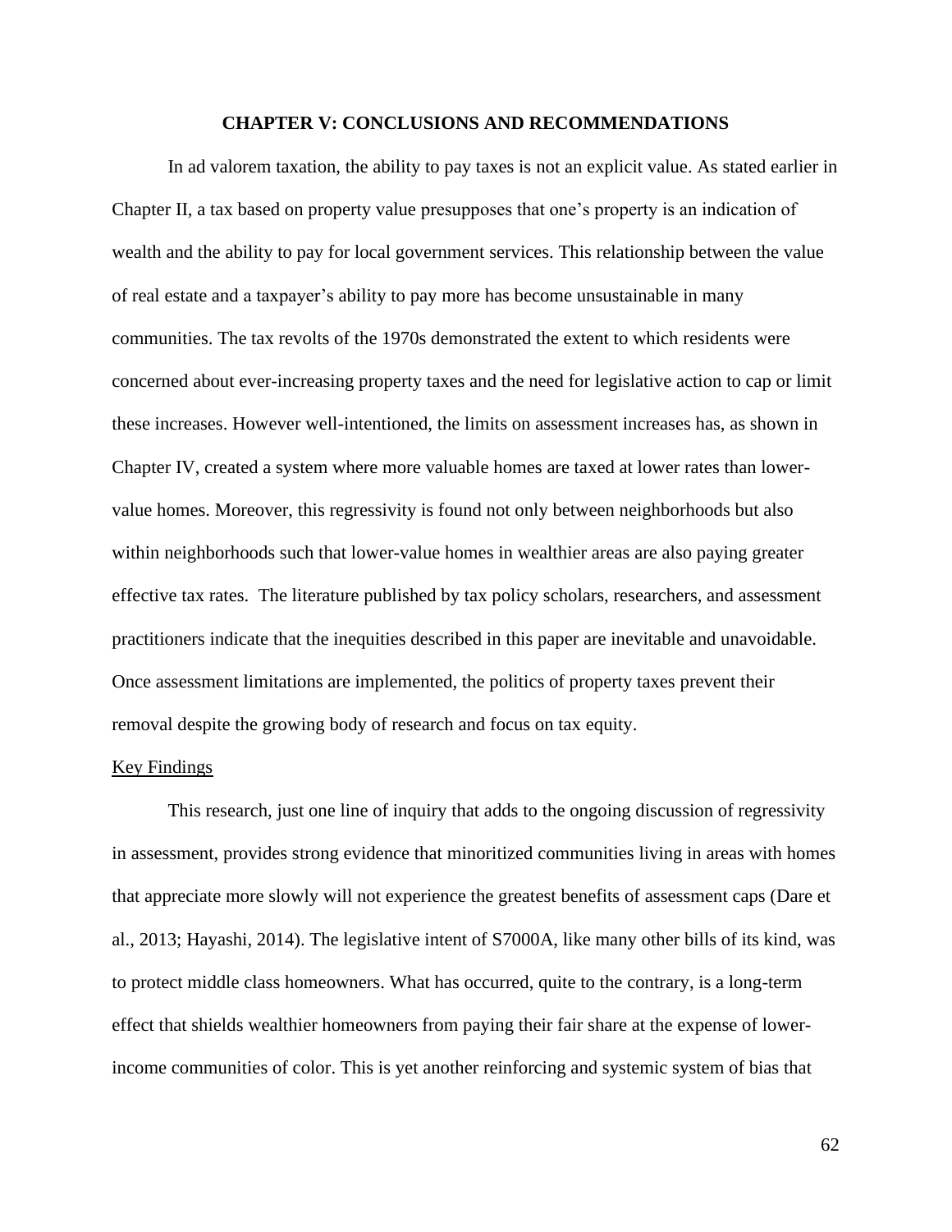# CHAPTER V: CONCLUSIONS AND RECOMMENDATIONS

In ad valorem taxation, the ability to pay taxes is not an explicit value. As stated earlier in Chapter II, a tax based on property value presupposes that one's property is an indication of wealth and the ability to pay for local government services. This relationship between the value of real estate and a taxpayer's ability to pay more has become unsustainable in many communities. The tax revolts of the 1970s demonstrated the extent to which residents were concerned about ever-increasing property taxes and the need for legislative action to cap or limit these increases. However well-intentioned, the limits on assessment increases has, as shown in Chapter IV, created a system where more valuable homes are taxed at lower rates than lower-value homes. Moreover, this regressivity is found not only between neighborhoods but also within neighborhoods such that lower-value homes in wealthier areas are also paying greater effective tax rates. The literature published by tax policy scholars, researchers, and assessment practitioners indicate that the inequities described in this paper are inevitable and unavoidable. Once assessment limitations are implemented, the politics of property taxes prevent their removal despite the growing body of research and focus on tax equity.

## Key Findings

This research, just one line of inquiry that adds to the ongoing discussion of regressivity in assessment, provides strong evidence that minoritized communities living in areas with homes that appreciate more slowly will not experience the greatest benefits of assessment caps (Dare et al., 2013; Hayashi, 2014). The legislative intent of S7000A, like many other bills of its kind, was to protect middle class homeowners. What has occurred, quite to the contrary, is a long-term effect that shields wealthier homeowners from paying their fair share at the expense of lower-income communities of color. This is yet another reinforcing and systemic system of bias that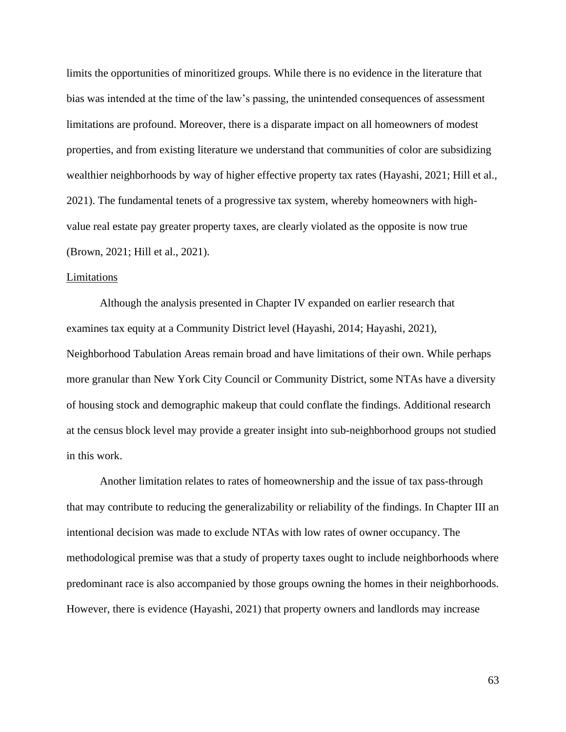limits the opportunities of minoritized groups. While there is no evidence in the literature that bias was intended at the time of the law's passing, the unintended consequences of assessment limitations are profound. Moreover, there is a disparate impact on all homeowners of modest properties, and from existing literature we understand that communities of color are subsidizing wealthier neighborhoods by way of higher effective property tax rates (Hayashi, 2021; Hill et al., 2021). The fundamental tenets of a progressive tax system, whereby homeowners with high-value real estate pay greater property taxes, are clearly violated as the opposite is now true (Brown, 2021; Hill et al., 2021).

### Limitations

Although the analysis presented in Chapter IV expanded on earlier research that examines tax equity at a Community District level (Hayashi, 2014; Hayashi, 2021), Neighborhood Tabulation Areas remain broad and have limitations of their own. While perhaps more granular than New York City Council or Community District, some NTAs have a diversity of housing stock and demographic makeup that could conflate the findings. Additional research at the census block level may provide a greater insight into sub-neighborhood groups not studied in this work.

Another limitation relates to rates of homeownership and the issue of tax pass-through that may contribute to reducing the generalizability or reliability of the findings. In Chapter III an intentional decision was made to exclude NTAs with low rates of owner occupancy. The methodological premise was that a study of property taxes ought to include neighborhoods where predominant race is also accompanied by those groups owning the homes in their neighborhoods. However, there is evidence (Hayashi, 2021) that property owners and landlords may increase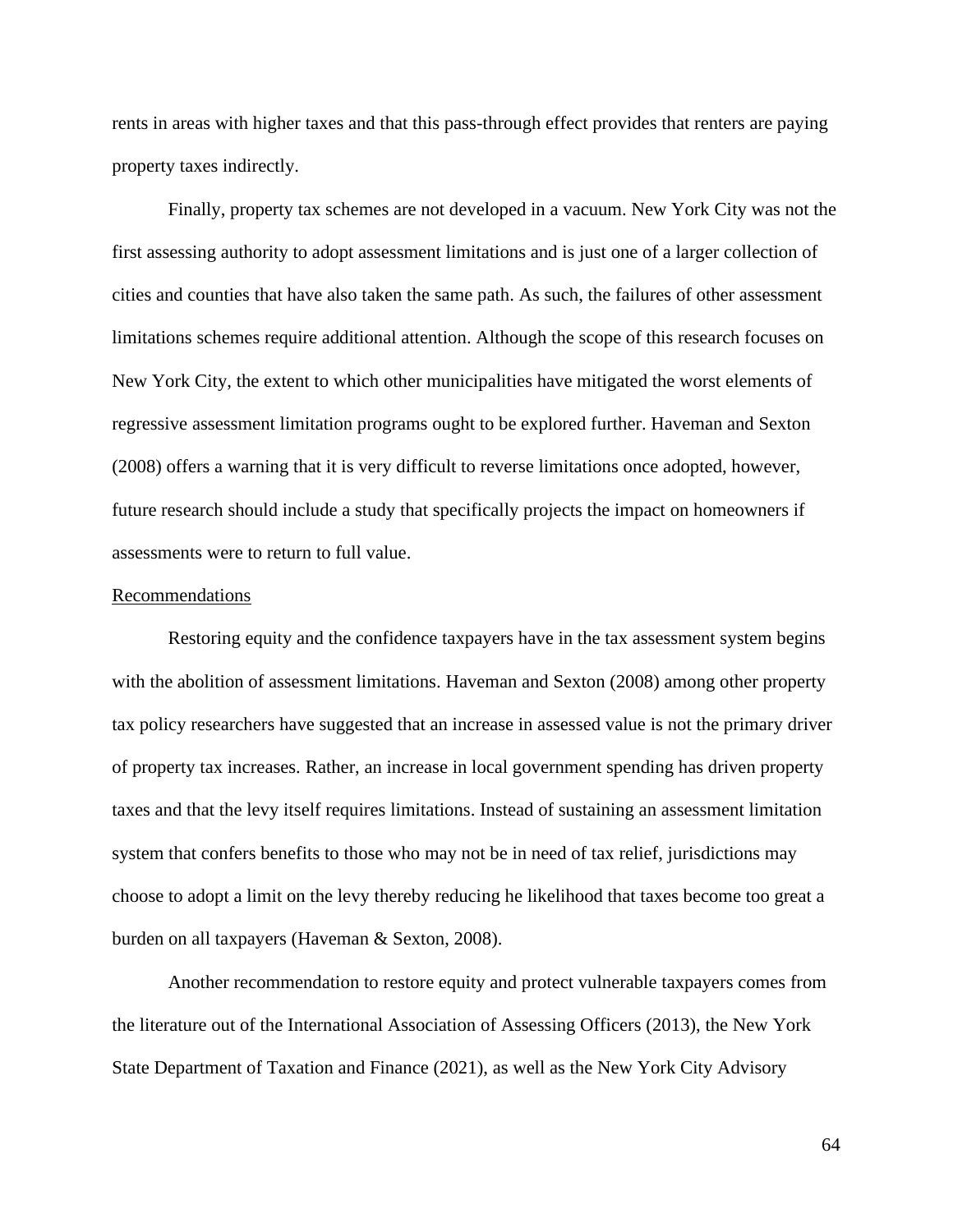rents in areas with higher taxes and that this pass-through effect provides that renters are paying property taxes indirectly.

Finally, property tax schemes are not developed in a vacuum. New York City was not the first assessing authority to adopt assessment limitations and is just one of a larger collection of cities and counties that have also taken the same path. As such, the failures of other assessment limitations schemes require additional attention. Although the scope of this research focuses on New York City, the extent to which other municipalities have mitigated the worst elements of regressive assessment limitation programs ought to be explored further. Haveman and Sexton (2008) offers a warning that it is very difficult to reverse limitations once adopted, however, future research should include a study that specifically projects the impact on homeowners if assessments were to return to full value.

<u>Recommendations</u>

Restoring equity and the confidence taxpayers have in the tax assessment system begins with the abolition of assessment limitations. Haveman and Sexton (2008) among other property tax policy researchers have suggested that an increase in assessed value is not the primary driver of property tax increases. Rather, an increase in local government spending has driven property taxes and that the levy itself requires limitations. Instead of sustaining an assessment limitation system that confers benefits to those who may not be in need of tax relief, jurisdictions may choose to adopt a limit on the levy thereby reducing he likelihood that taxes become too great a burden on all taxpayers (Haveman & Sexton, 2008).

Another recommendation to restore equity and protect vulnerable taxpayers comes from the literature out of the International Association of Assessing Officers (2013), the New York State Department of Taxation and Finance (2021), as well as the New York City Advisory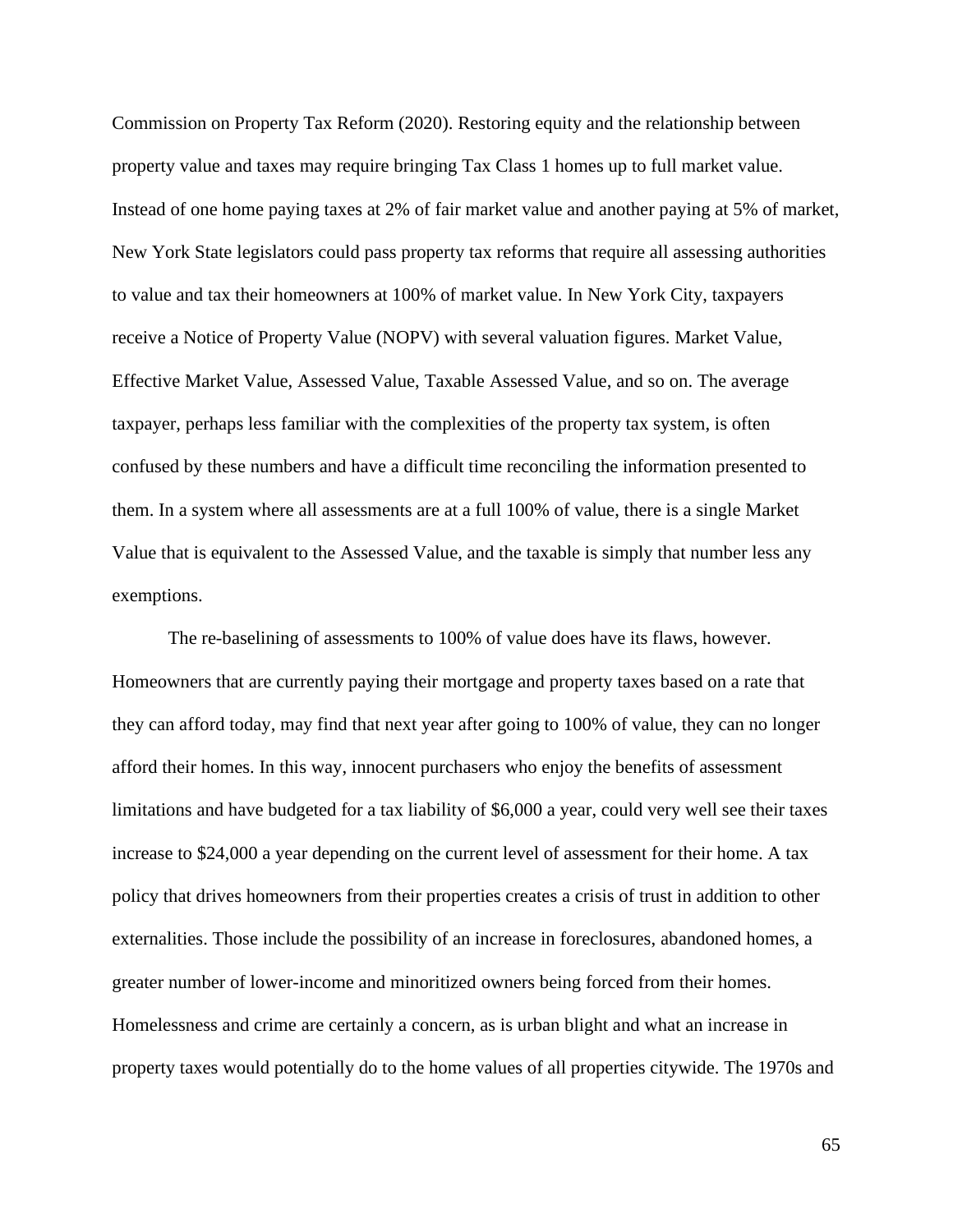Commission on Property Tax Reform (2020). Restoring equity and the relationship between property value and taxes may require bringing Tax Class 1 homes up to full market value. Instead of one home paying taxes at 2% of fair market value and another paying at 5% of market, New York State legislators could pass property tax reforms that require all assessing authorities to value and tax their homeowners at 100% of market value. In New York City, taxpayers receive a Notice of Property Value (NOPV) with several valuation figures. Market Value, Effective Market Value, Assessed Value, Taxable Assessed Value, and so on. The average taxpayer, perhaps less familiar with the complexities of the property tax system, is often confused by these numbers and have a difficult time reconciling the information presented to them. In a system where all assessments are at a full 100% of value, there is a single Market Value that is equivalent to the Assessed Value, and the taxable is simply that number less any exemptions.

The re-baselining of assessments to 100% of value does have its flaws, however. Homeowners that are currently paying their mortgage and property taxes based on a rate that they can afford today, may find that next year after going to 100% of value, they can no longer afford their homes. In this way, innocent purchasers who enjoy the benefits of assessment limitations and have budgeted for a tax liability of $6,000 a year, could very well see their taxes increase to $24,000 a year depending on the current level of assessment for their home. A tax policy that drives homeowners from their properties creates a crisis of trust in addition to other externalities. Those include the possibility of an increase in foreclosures, abandoned homes, a greater number of lower-income and minoritized owners being forced from their homes. Homelessness and crime are certainly a concern, as is urban blight and what an increase in property taxes would potentially do to the home values of all properties citywide. The 1970s and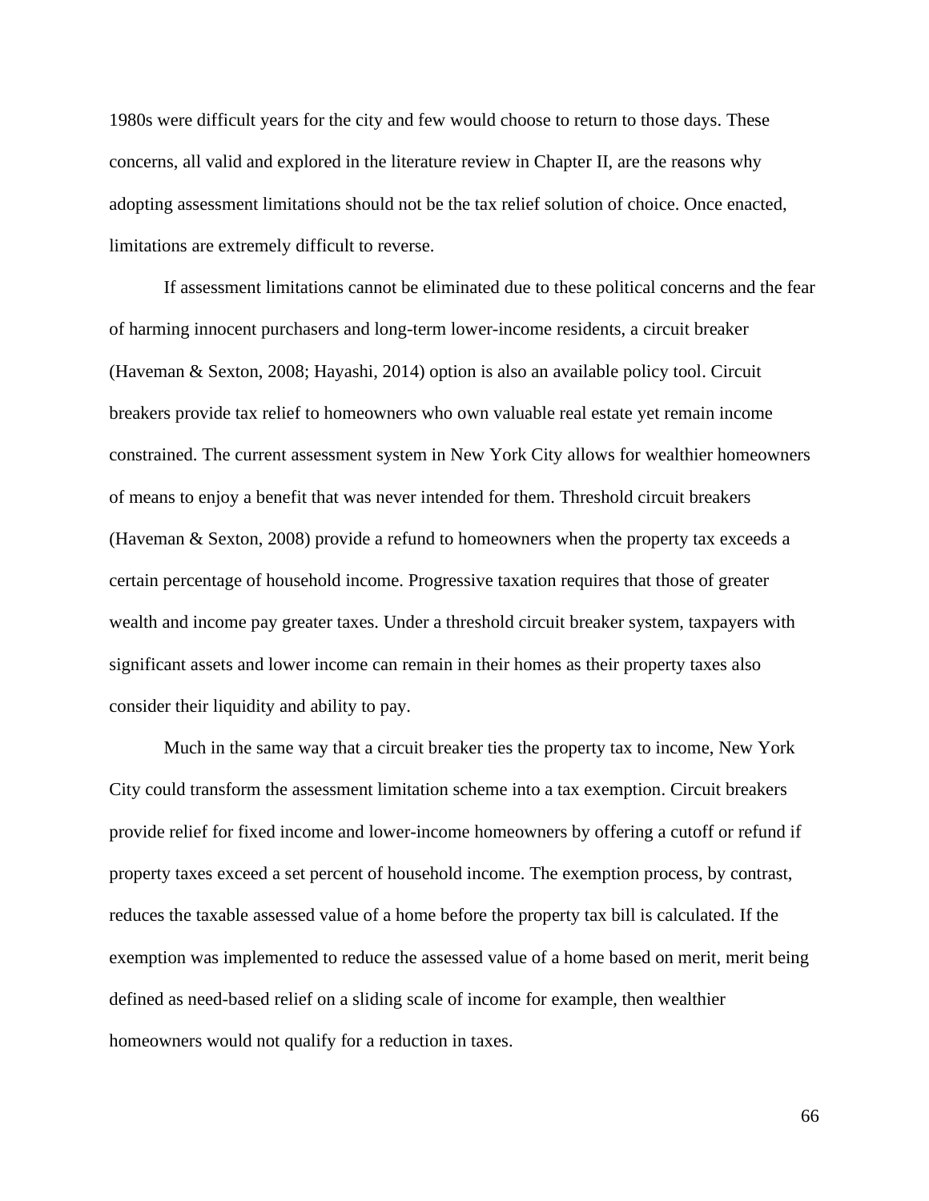1980s were difficult years for the city and few would choose to return to those days. These concerns, all valid and explored in the literature review in Chapter II, are the reasons why adopting assessment limitations should not be the tax relief solution of choice. Once enacted, limitations are extremely difficult to reverse.

If assessment limitations cannot be eliminated due to these political concerns and the fear of harming innocent purchasers and long-term lower-income residents, a circuit breaker (Haveman & Sexton, 2008; Hayashi, 2014) option is also an available policy tool. Circuit breakers provide tax relief to homeowners who own valuable real estate yet remain income constrained. The current assessment system in New York City allows for wealthier homeowners of means to enjoy a benefit that was never intended for them. Threshold circuit breakers (Haveman & Sexton, 2008) provide a refund to homeowners when the property tax exceeds a certain percentage of household income. Progressive taxation requires that those of greater wealth and income pay greater taxes. Under a threshold circuit breaker system, taxpayers with significant assets and lower income can remain in their homes as their property taxes also consider their liquidity and ability to pay.

Much in the same way that a circuit breaker ties the property tax to income, New York City could transform the assessment limitation scheme into a tax exemption. Circuit breakers provide relief for fixed income and lower-income homeowners by offering a cutoff or refund if property taxes exceed a set percent of household income. The exemption process, by contrast, reduces the taxable assessed value of a home before the property tax bill is calculated. If the exemption was implemented to reduce the assessed value of a home based on merit, merit being defined as need-based relief on a sliding scale of income for example, then wealthier homeowners would not qualify for a reduction in taxes.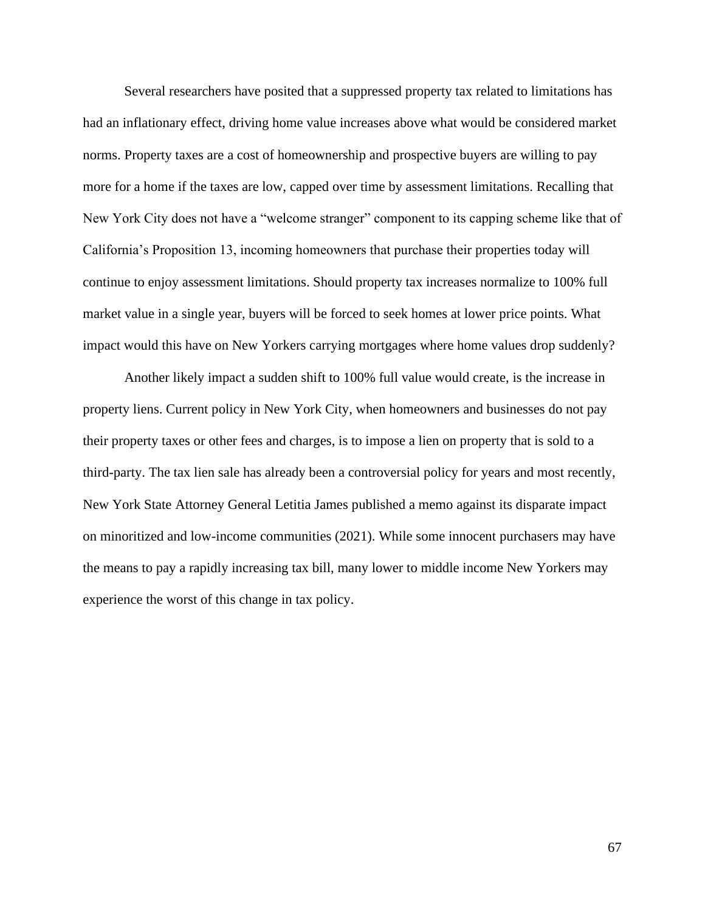Several researchers have posited that a suppressed property tax related to limitations has had an inflationary effect, driving home value increases above what would be considered market norms. Property taxes are a cost of homeownership and prospective buyers are willing to pay more for a home if the taxes are low, capped over time by assessment limitations. Recalling that New York City does not have a "welcome stranger" component to its capping scheme like that of California's Proposition 13, incoming homeowners that purchase their properties today will continue to enjoy assessment limitations. Should property tax increases normalize to 100% full market value in a single year, buyers will be forced to seek homes at lower price points. What impact would this have on New Yorkers carrying mortgages where home values drop suddenly?

Another likely impact a sudden shift to 100% full value would create, is the increase in property liens. Current policy in New York City, when homeowners and businesses do not pay their property taxes or other fees and charges, is to impose a lien on property that is sold to a third-party. The tax lien sale has already been a controversial policy for years and most recently, New York State Attorney General Letitia James published a memo against its disparate impact on minoritized and low-income communities (2021). While some innocent purchasers may have the means to pay a rapidly increasing tax bill, many lower to middle income New Yorkers may experience the worst of this change in tax policy.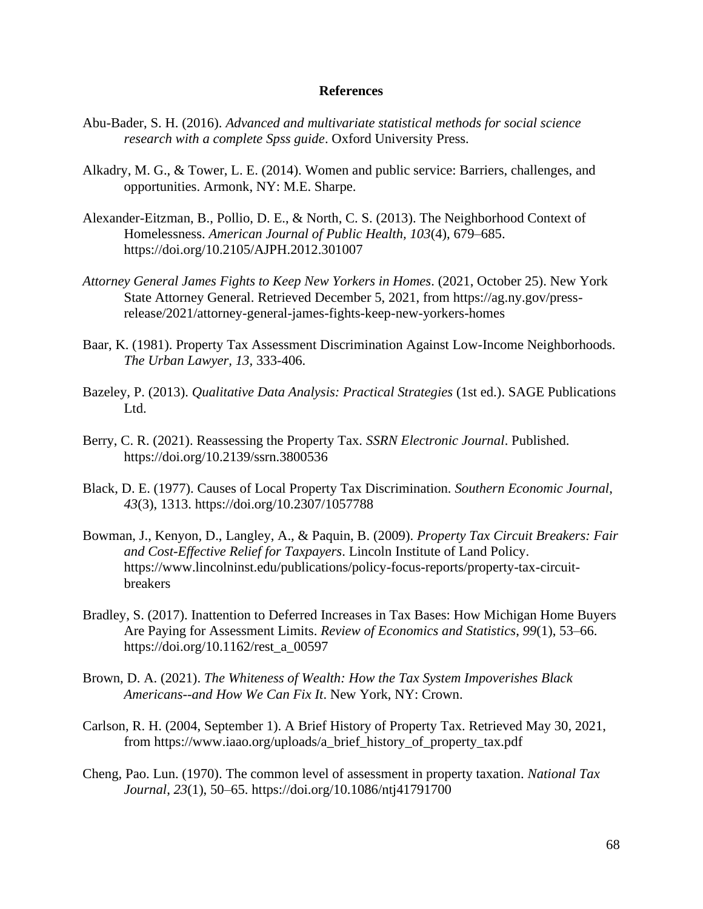# References

Abu-Bader, S. H. (2016). *Advanced and multivariate statistical methods for social science research with a complete Spss guide*. Oxford University Press.

Alkadry, M. G., & Tower, L. E. (2014). Women and public service: Barriers, challenges, and opportunities. Armonk, NY: M.E. Sharpe.

Alexander-Eitzman, B., Pollio, D. E., & North, C. S. (2013). The Neighborhood Context of Homelessness. *American Journal of Public Health, 103*(4), 679–685. https://doi.org/10.2105/AJPH.2012.301007

*Attorney General James Fights to Keep New Yorkers in Homes*. (2021, October 25). New York State Attorney General. Retrieved December 5, 2021, from https://ag.ny.gov/press-release/2021/attorney-general-james-fights-keep-new-yorkers-homes

Baar, K. (1981). Property Tax Assessment Discrimination Against Low-Income Neighborhoods. *The Urban Lawyer, 13,* 333-406.

Bazeley, P. (2013). *Qualitative Data Analysis: Practical Strategies* (1st ed.). SAGE Publications Ltd.

Berry, C. R. (2021). Reassessing the Property Tax. *SSRN Electronic Journal*. Published. https://doi.org/10.2139/ssrn.3800536

Black, D. E. (1977). Causes of Local Property Tax Discrimination. *Southern Economic Journal*, *43*(3), 1313. https://doi.org/10.2307/1057788

Bowman, J., Kenyon, D., Langley, A., & Paquin, B. (2009). *Property Tax Circuit Breakers: Fair and Cost-Effective Relief for Taxpayers*. Lincoln Institute of Land Policy. https://www.lincolninst.edu/publications/policy-focus-reports/property-tax-circuit-breakers

Bradley, S. (2017). Inattention to Deferred Increases in Tax Bases: How Michigan Home Buyers Are Paying for Assessment Limits. *Review of Economics and Statistics*, *99*(1), 53–66. https://doi.org/10.1162/rest_a_00597

Brown, D. A. (2021). *The Whiteness of Wealth: How the Tax System Impoverishes Black Americans--and How We Can Fix It*. New York, NY: Crown.

Carlson, R. H. (2004, September 1). A Brief History of Property Tax. Retrieved May 30, 2021, from https://www.iaao.org/uploads/a_brief_history_of_property_tax.pdf

Cheng, Pao. Lun. (1970). The common level of assessment in property taxation. *National Tax Journal*, *23*(1), 50–65. https://doi.org/10.1086/ntj41791700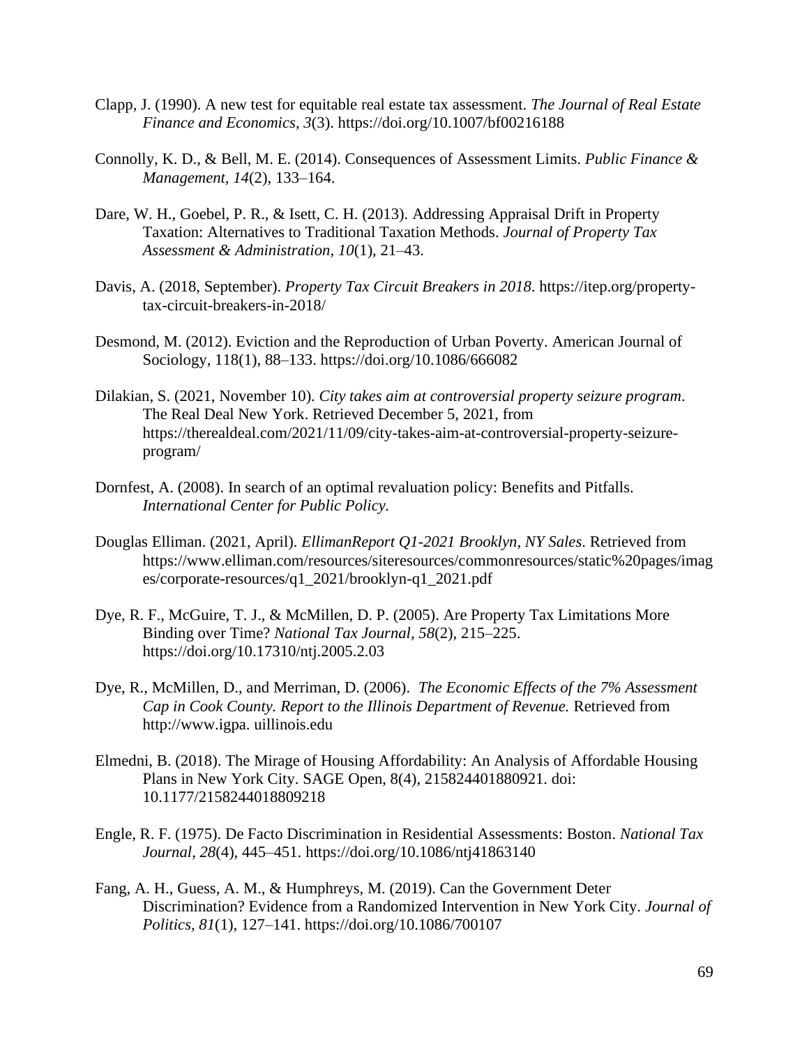Clapp, J. (1990). A new test for equitable real estate tax assessment. *The Journal of Real Estate Finance and Economics, 3*(3). https://doi.org/10.1007/bf00216188

Connolly, K. D., & Bell, M. E. (2014). Consequences of Assessment Limits. *Public Finance & Management, 14*(2), 133–164.

Dare, W. H., Goebel, P. R., & Isett, C. H. (2013). Addressing Appraisal Drift in Property Taxation: Alternatives to Traditional Taxation Methods. *Journal of Property Tax Assessment & Administration, 10*(1), 21–43.

Davis, A. (2018, September). *Property Tax Circuit Breakers in 2018*. https://itep.org/property-tax-circuit-breakers-in-2018/

Desmond, M. (2012). Eviction and the Reproduction of Urban Poverty. American Journal of Sociology, 118(1), 88–133. https://doi.org/10.1086/666082

Dilakian, S. (2021, November 10). *City takes aim at controversial property seizure program*. The Real Deal New York. Retrieved December 5, 2021, from https://therealdeal.com/2021/11/09/city-takes-aim-at-controversial-property-seizure-program/

Dornfest, A. (2008). In search of an optimal revaluation policy: Benefits and Pitfalls. *International Center for Public Policy.*

Douglas Elliman. (2021, April). *EllimanReport Q1-2021 Brooklyn, NY Sales*. Retrieved from https://www.elliman.com/resources/siteresources/commonresources/static%20pages/images/corporate-resources/q1_2021/brooklyn-q1_2021.pdf

Dye, R. F., McGuire, T. J., & McMillen, D. P. (2005). Are Property Tax Limitations More Binding over Time? *National Tax Journal, 58*(2), 215–225. https://doi.org/10.17310/ntj.2005.2.03

Dye, R., McMillen, D., and Merriman, D. (2006). *The Economic Effects of the 7% Assessment Cap in Cook County. Report to the Illinois Department of Revenue.* Retrieved from http://www.igpa. uillinois.edu

Elmedni, B. (2018). The Mirage of Housing Affordability: An Analysis of Affordable Housing Plans in New York City. SAGE Open, 8(4), 215824401880921. doi: 10.1177/2158244018809218

Engle, R. F. (1975). De Facto Discrimination in Residential Assessments: Boston. *National Tax Journal*, *28*(4), 445–451. https://doi.org/10.1086/ntj41863140

Fang, A. H., Guess, A. M., & Humphreys, M. (2019). Can the Government Deter Discrimination? Evidence from a Randomized Intervention in New York City. *Journal of Politics, 81*(1), 127–141. https://doi.org/10.1086/700107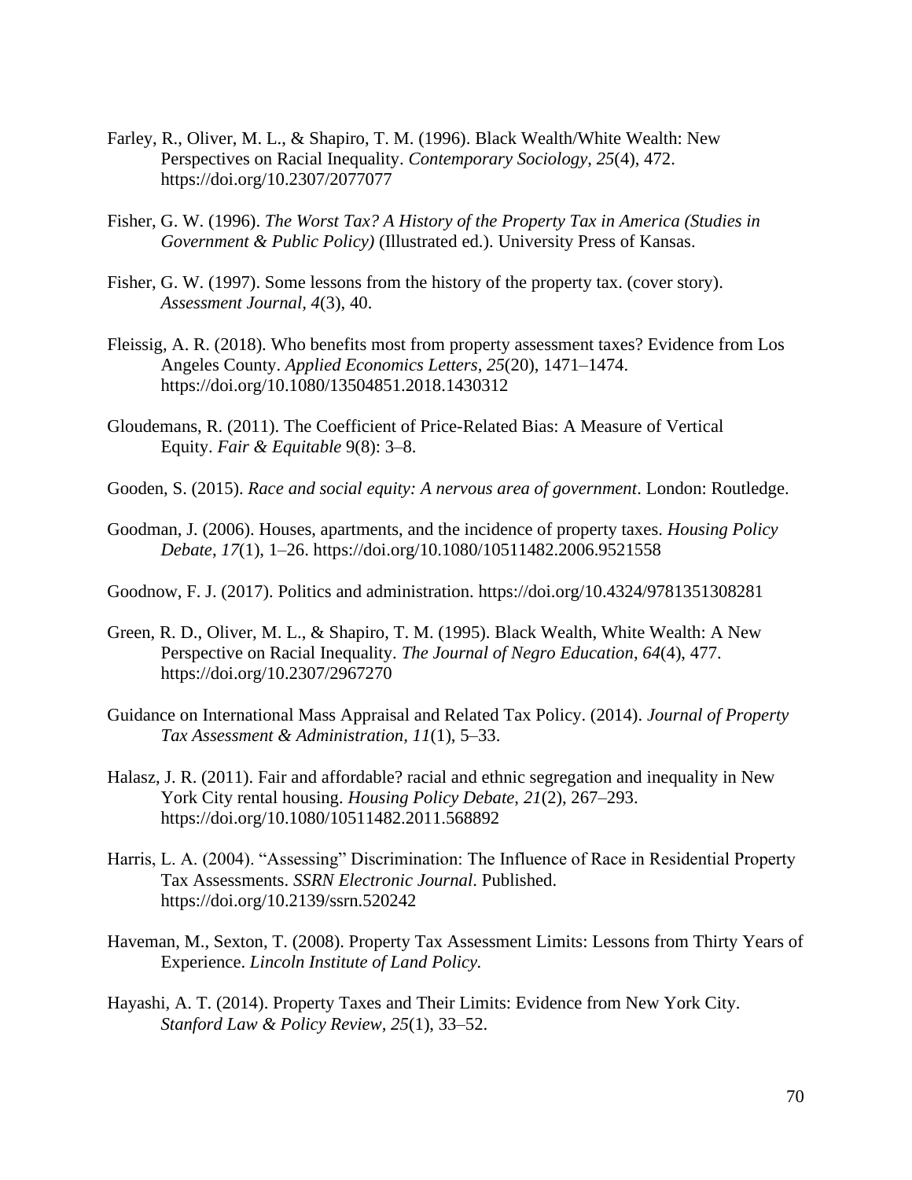Farley, R., Oliver, M. L., & Shapiro, T. M. (1996). Black Wealth/White Wealth: New Perspectives on Racial Inequality. *Contemporary Sociology*, *25*(4), 472. https://doi.org/10.2307/2077077

Fisher, G. W. (1996). *The Worst Tax? A History of the Property Tax in America (Studies in Government & Public Policy)* (Illustrated ed.). University Press of Kansas.

Fisher, G. W. (1997). Some lessons from the history of the property tax. (cover story). *Assessment Journal, 4*(3), 40.

Fleissig, A. R. (2018). Who benefits most from property assessment taxes? Evidence from Los Angeles County. *Applied Economics Letters*, *25*(20), 1471–1474. https://doi.org/10.1080/13504851.2018.1430312

Gloudemans, R. (2011). The Coefficient of Price-Related Bias: A Measure of Vertical Equity. *Fair & Equitable* 9(8): 3–8.

Gooden, S. (2015). *Race and social equity: A nervous area of government*. London: Routledge.

Goodman, J. (2006). Houses, apartments, and the incidence of property taxes. *Housing Policy Debate*, *17*(1), 1–26. https://doi.org/10.1080/10511482.2006.9521558

Goodnow, F. J. (2017). Politics and administration. https://doi.org/10.4324/9781351308281

Green, R. D., Oliver, M. L., & Shapiro, T. M. (1995). Black Wealth, White Wealth: A New Perspective on Racial Inequality. *The Journal of Negro Education*, *64*(4), 477. https://doi.org/10.2307/2967270

Guidance on International Mass Appraisal and Related Tax Policy. (2014). *Journal of Property Tax Assessment & Administration, 11*(1), 5–33.

Halasz, J. R. (2011). Fair and affordable? racial and ethnic segregation and inequality in New York City rental housing. *Housing Policy Debate, 21*(2), 267–293. https://doi.org/10.1080/10511482.2011.568892

Harris, L. A. (2004). "Assessing" Discrimination: The Influence of Race in Residential Property Tax Assessments. *SSRN Electronic Journal*. Published. https://doi.org/10.2139/ssrn.520242

Haveman, M., Sexton, T. (2008). Property Tax Assessment Limits: Lessons from Thirty Years of Experience. *Lincoln Institute of Land Policy.*

Hayashi, A. T. (2014). Property Taxes and Their Limits: Evidence from New York City. *Stanford Law & Policy Review, 25*(1), 33–52.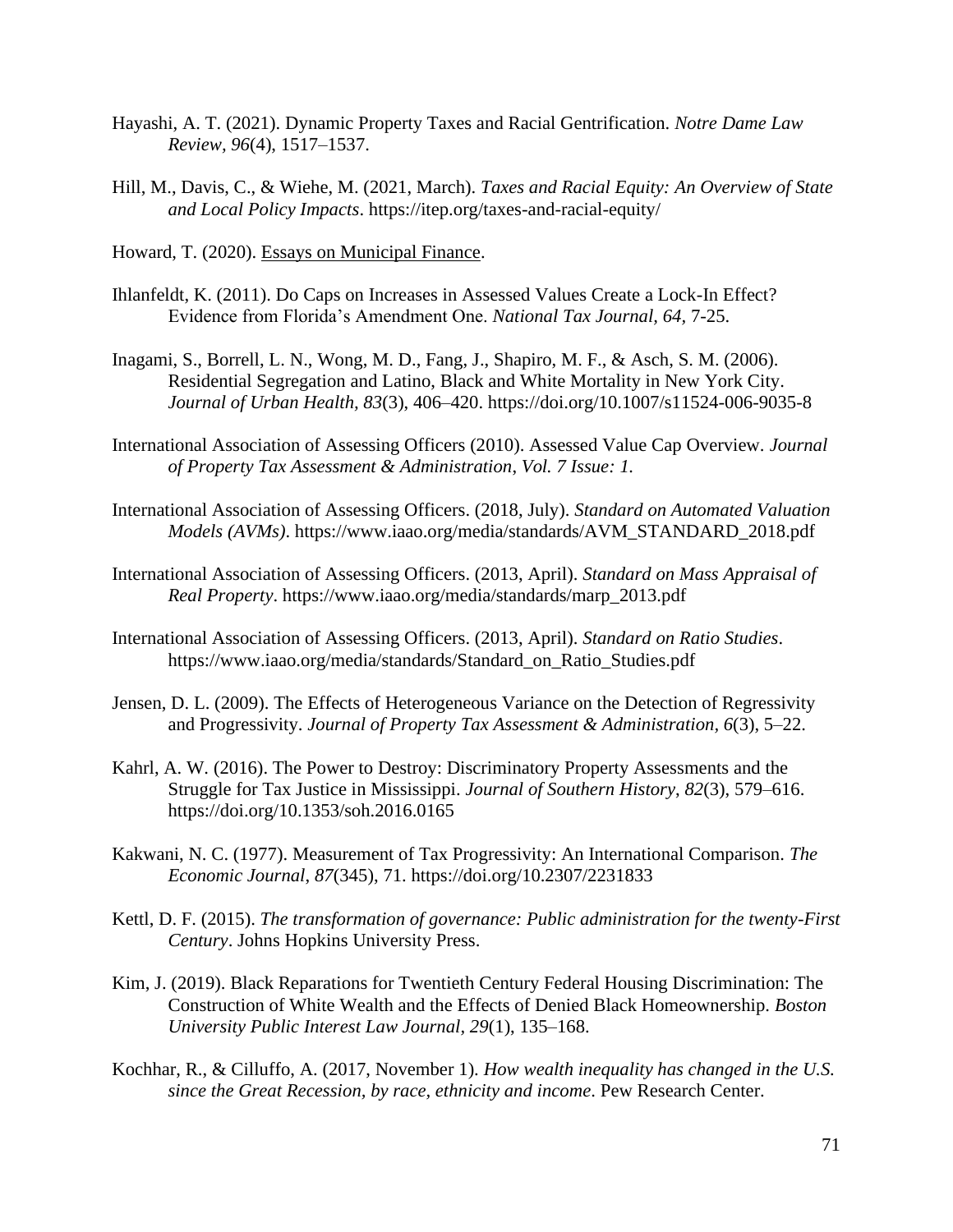Hayashi, A. T. (2021). Dynamic Property Taxes and Racial Gentrification. *Notre Dame Law Review*, *96*(4), 1517–1537.

Hill, M., Davis, C., & Wiehe, M. (2021, March). *Taxes and Racial Equity: An Overview of State and Local Policy Impacts*. https://itep.org/taxes-and-racial-equity/

Howard, T. (2020). Essays on Municipal Finance.

Ihlanfeldt, K. (2011). Do Caps on Increases in Assessed Values Create a Lock-In Effect? Evidence from Florida's Amendment One. *National Tax Journal, 64*, 7-25.

Inagami, S., Borrell, L. N., Wong, M. D., Fang, J., Shapiro, M. F., & Asch, S. M. (2006). Residential Segregation and Latino, Black and White Mortality in New York City. *Journal of Urban Health*, *83*(3), 406–420. https://doi.org/10.1007/s11524-006-9035-8

International Association of Assessing Officers (2010). Assessed Value Cap Overview. *Journal of Property Tax Assessment & Administration*, *Vol. 7 Issue: 1.*

International Association of Assessing Officers. (2018, July). *Standard on Automated Valuation Models (AVMs)*. https://www.iaao.org/media/standards/AVM_STANDARD_2018.pdf

International Association of Assessing Officers. (2013, April). *Standard on Mass Appraisal of Real Property*. https://www.iaao.org/media/standards/marp_2013.pdf

International Association of Assessing Officers. (2013, April). *Standard on Ratio Studies*. https://www.iaao.org/media/standards/Standard_on_Ratio_Studies.pdf

Jensen, D. L. (2009). The Effects of Heterogeneous Variance on the Detection of Regressivity and Progressivity. *Journal of Property Tax Assessment & Administration, 6*(3), 5–22.

Kahrl, A. W. (2016). The Power to Destroy: Discriminatory Property Assessments and the Struggle for Tax Justice in Mississippi. *Journal of Southern History*, *82*(3), 579–616. https://doi.org/10.1353/soh.2016.0165

Kakwani, N. C. (1977). Measurement of Tax Progressivity: An International Comparison. *The Economic Journal*, *87*(345), 71. https://doi.org/10.2307/2231833

Kettl, D. F. (2015). *The transformation of governance: Public administration for the twenty-First Century*. Johns Hopkins University Press.

Kim, J. (2019). Black Reparations for Twentieth Century Federal Housing Discrimination: The Construction of White Wealth and the Effects of Denied Black Homeownership. *Boston University Public Interest Law Journal, 29*(1), 135–168.

Kochhar, R., & Cilluffo, A. (2017, November 1). *How wealth inequality has changed in the U.S. since the Great Recession, by race, ethnicity and income*. Pew Research Center.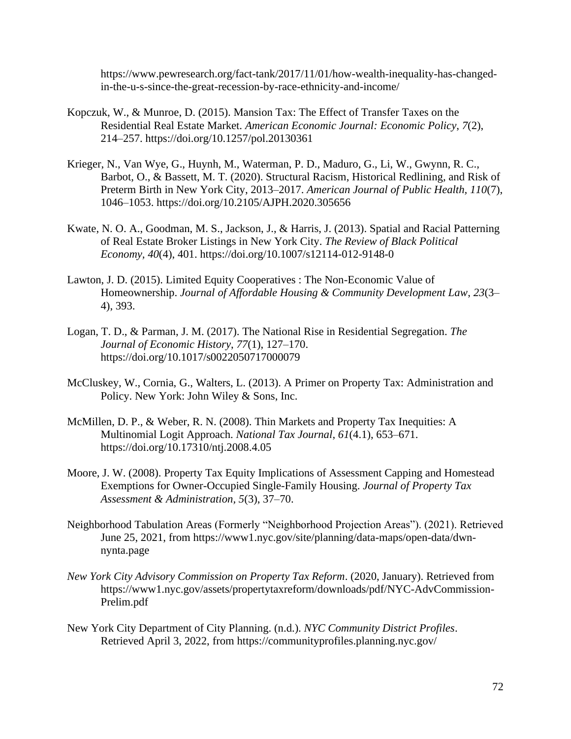https://www.pewresearch.org/fact-tank/2017/11/01/how-wealth-inequality-has-changed-in-the-u-s-since-the-great-recession-by-race-ethnicity-and-income/

Kopczuk, W., & Munroe, D. (2015). Mansion Tax: The Effect of Transfer Taxes on the Residential Real Estate Market. *American Economic Journal: Economic Policy*, *7*(2), 214–257. https://doi.org/10.1257/pol.20130361

Krieger, N., Van Wye, G., Huynh, M., Waterman, P. D., Maduro, G., Li, W., Gwynn, R. C., Barbot, O., & Bassett, M. T. (2020). Structural Racism, Historical Redlining, and Risk of Preterm Birth in New York City, 2013–2017. *American Journal of Public Health, 110*(7), 1046–1053. https://doi.org/10.2105/AJPH.2020.305656

Kwate, N. O. A., Goodman, M. S., Jackson, J., & Harris, J. (2013). Spatial and Racial Patterning of Real Estate Broker Listings in New York City. *The Review of Black Political Economy, 40*(4), 401. https://doi.org/10.1007/s12114-012-9148-0

Lawton, J. D. (2015). Limited Equity Cooperatives : The Non-Economic Value of Homeownership. *Journal of Affordable Housing & Community Development Law*, *23*(3–4), 393.

Logan, T. D., & Parman, J. M. (2017). The National Rise in Residential Segregation. *The Journal of Economic History*, *77*(1), 127–170. https://doi.org/10.1017/s0022050717000079

McCluskey, W., Cornia, G., Walters, L. (2013). A Primer on Property Tax: Administration and Policy. New York: John Wiley & Sons, Inc.

McMillen, D. P., & Weber, R. N. (2008). Thin Markets and Property Tax Inequities: A Multinomial Logit Approach. *National Tax Journal*, *61*(4.1), 653–671. https://doi.org/10.17310/ntj.2008.4.05

Moore, J. W. (2008). Property Tax Equity Implications of Assessment Capping and Homestead Exemptions for Owner-Occupied Single-Family Housing. *Journal of Property Tax Assessment & Administration*, *5*(3), 37–70.

Neighborhood Tabulation Areas (Formerly "Neighborhood Projection Areas"). (2021). Retrieved June 25, 2021, from https://www1.nyc.gov/site/planning/data-maps/open-data/dwn-nynta.page

*New York City Advisory Commission on Property Tax Reform*. (2020, January). Retrieved from https://www1.nyc.gov/assets/propertytaxreform/downloads/pdf/NYC-AdvCommission-Prelim.pdf

New York City Department of City Planning. (n.d.). *NYC Community District Profiles*. Retrieved April 3, 2022, from https://communityprofiles.planning.nyc.gov/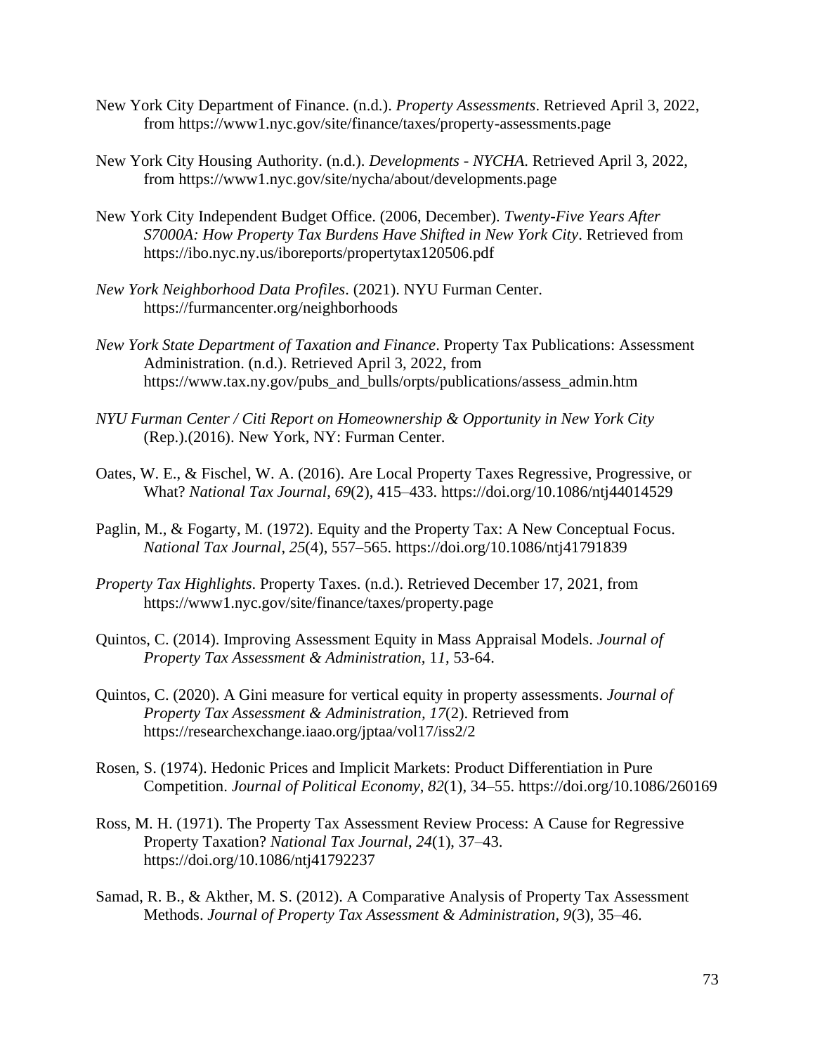New York City Department of Finance. (n.d.). *Property Assessments*. Retrieved April 3, 2022, from https://www1.nyc.gov/site/finance/taxes/property-assessments.page

New York City Housing Authority. (n.d.). *Developments - NYCHA*. Retrieved April 3, 2022, from https://www1.nyc.gov/site/nycha/about/developments.page

New York City Independent Budget Office. (2006, December). *Twenty-Five Years After S7000A: How Property Tax Burdens Have Shifted in New York City*. Retrieved from https://ibo.nyc.ny.us/iboreports/propertytax120506.pdf

*New York Neighborhood Data Profiles*. (2021). NYU Furman Center. https://furmancenter.org/neighborhoods

*New York State Department of Taxation and Finance*. Property Tax Publications: Assessment Administration. (n.d.). Retrieved April 3, 2022, from https://www.tax.ny.gov/pubs_and_bulls/orpts/publications/assess_admin.htm

*NYU Furman Center / Citi Report on Homeownership & Opportunity in New York City* (Rep.).(2016). New York, NY: Furman Center.

Oates, W. E., & Fischel, W. A. (2016). Are Local Property Taxes Regressive, Progressive, or What? *National Tax Journal*, *69*(2), 415–433. https://doi.org/10.1086/ntj44014529

Paglin, M., & Fogarty, M. (1972). Equity and the Property Tax: A New Conceptual Focus. *National Tax Journal*, *25*(4), 557–565. https://doi.org/10.1086/ntj41791839

*Property Tax Highlights*. Property Taxes. (n.d.). Retrieved December 17, 2021, from https://www1.nyc.gov/site/finance/taxes/property.page

Quintos, C. (2014). Improving Assessment Equity in Mass Appraisal Models. *Journal of Property Tax Assessment & Administration,* 1*1,* 53-64.

Quintos, C. (2020). A Gini measure for vertical equity in property assessments. *Journal of Property Tax Assessment & Administration, 17*(2). Retrieved from https://researchexchange.iaao.org/jptaa/vol17/iss2/2

Rosen, S. (1974). Hedonic Prices and Implicit Markets: Product Differentiation in Pure Competition. *Journal of Political Economy*, *82*(1), 34–55. https://doi.org/10.1086/260169

Ross, M. H. (1971). The Property Tax Assessment Review Process: A Cause for Regressive Property Taxation? *National Tax Journal*, *24*(1), 37–43. https://doi.org/10.1086/ntj41792237

Samad, R. B., & Akther, M. S. (2012). A Comparative Analysis of Property Tax Assessment Methods. *Journal of Property Tax Assessment & Administration*, *9*(3), 35–46.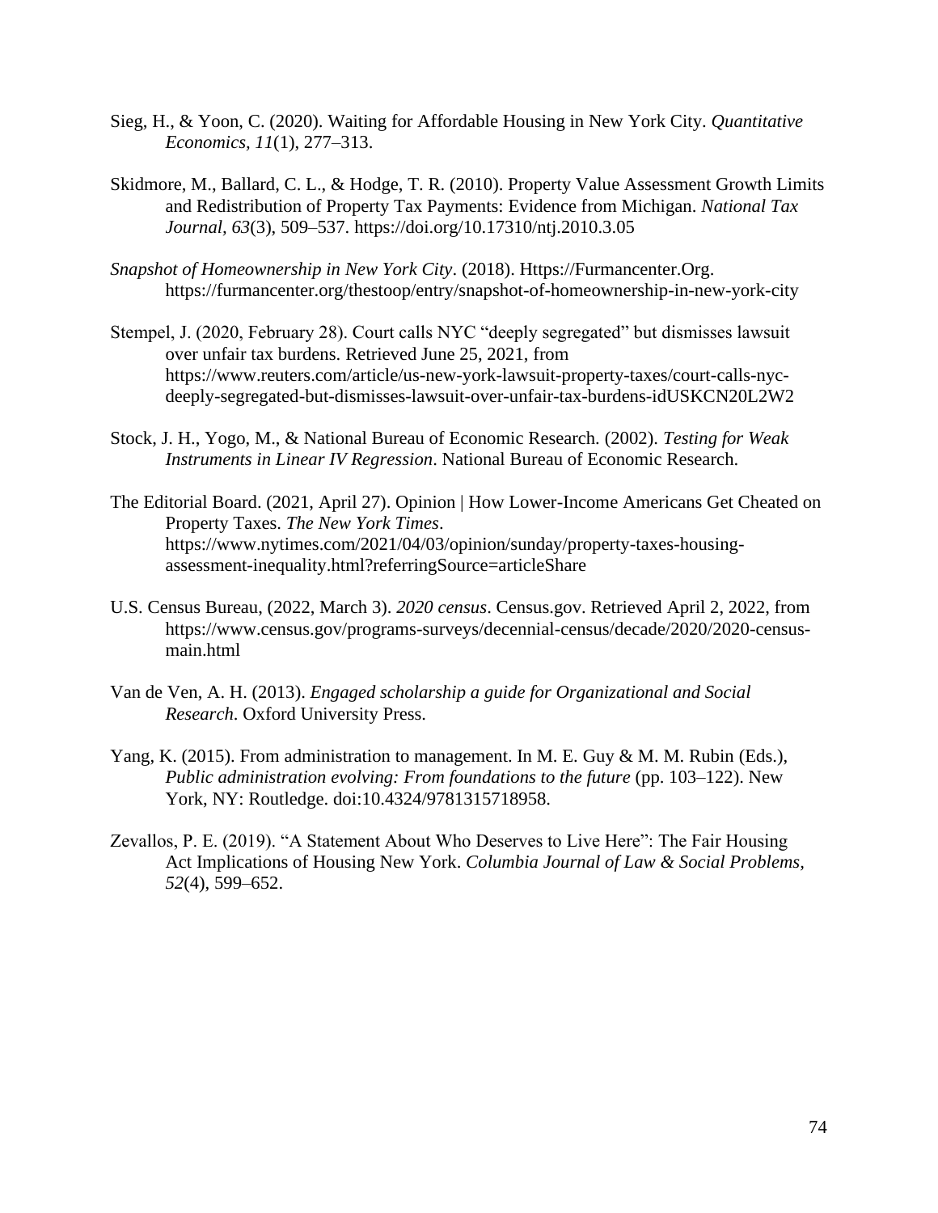Sieg, H., & Yoon, C. (2020). Waiting for Affordable Housing in New York City. *Quantitative Economics, 11*(1), 277–313.

Skidmore, M., Ballard, C. L., & Hodge, T. R. (2010). Property Value Assessment Growth Limits and Redistribution of Property Tax Payments: Evidence from Michigan. *National Tax Journal, 63*(3), 509–537. https://doi.org/10.17310/ntj.2010.3.05

*Snapshot of Homeownership in New York City*. (2018). Https://Furmancenter.Org. https://furmancenter.org/thestoop/entry/snapshot-of-homeownership-in-new-york-city

Stempel, J. (2020, February 28). Court calls NYC "deeply segregated" but dismisses lawsuit over unfair tax burdens. Retrieved June 25, 2021, from https://www.reuters.com/article/us-new-york-lawsuit-property-taxes/court-calls-nyc-deeply-segregated-but-dismisses-lawsuit-over-unfair-tax-burdens-idUSKCN20L2W2

Stock, J. H., Yogo, M., & National Bureau of Economic Research. (2002). *Testing for Weak Instruments in Linear IV Regression*. National Bureau of Economic Research.

The Editorial Board. (2021, April 27). Opinion | How Lower-Income Americans Get Cheated on Property Taxes. *The New York Times*. https://www.nytimes.com/2021/04/03/opinion/sunday/property-taxes-housing-assessment-inequality.html?referringSource=articleShare

U.S. Census Bureau, (2022, March 3). *2020 census*. Census.gov. Retrieved April 2, 2022, from https://www.census.gov/programs-surveys/decennial-census/decade/2020/2020-census-main.html

Van de Ven, A. H. (2013). *Engaged scholarship a guide for Organizational and Social Research*. Oxford University Press.

Yang, K. (2015). From administration to management. In M. E. Guy & M. M. Rubin (Eds.), *Public administration evolving: From foundations to the future* (pp. 103–122). New York, NY: Routledge. doi:10.4324/9781315718958.

Zevallos, P. E. (2019). "A Statement About Who Deserves to Live Here": The Fair Housing Act Implications of Housing New York. *Columbia Journal of Law & Social Problems, 52*(4), 599–652.